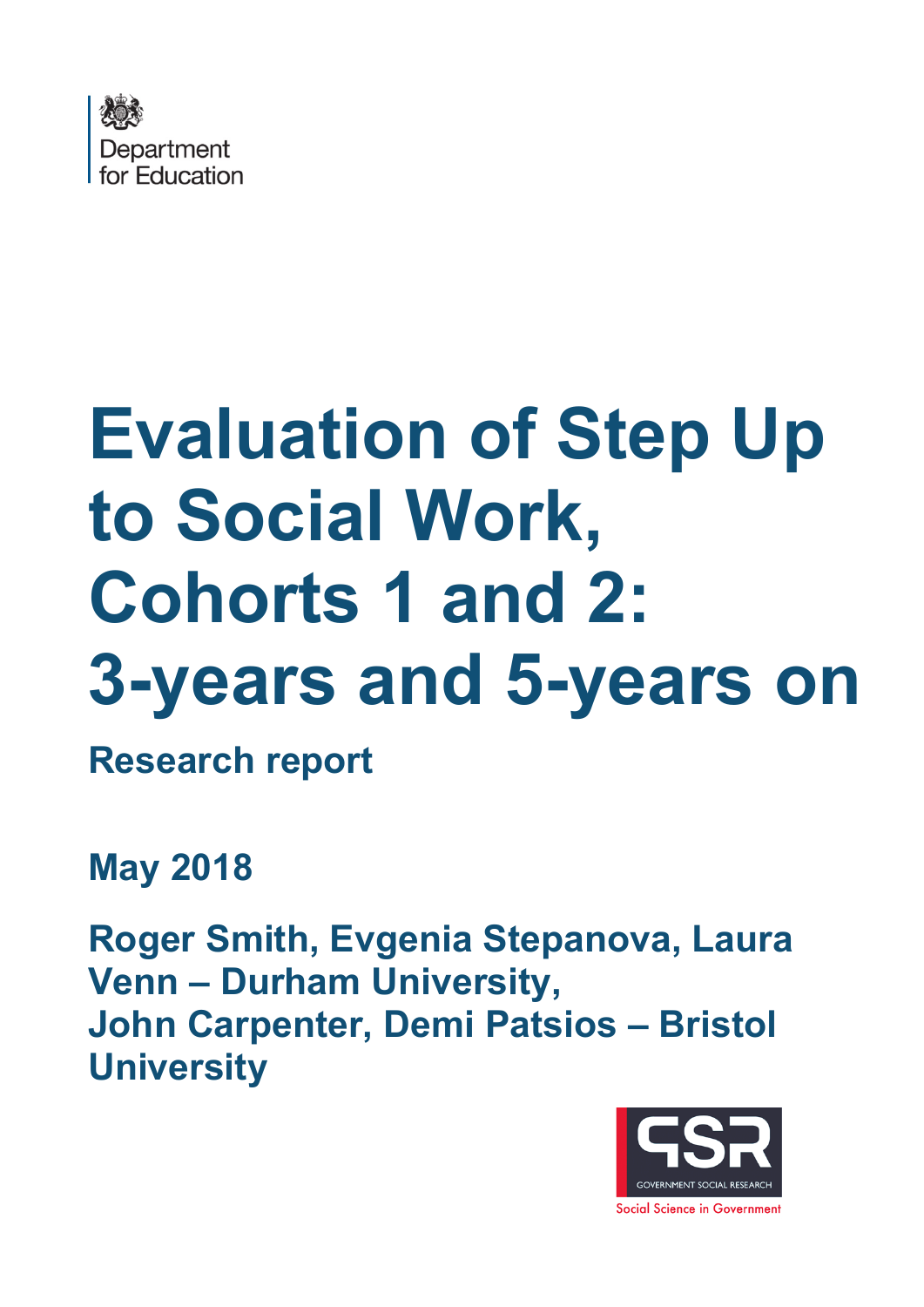Department for Education

# Evaluation of Step Up to Social Work, Cohorts 1 and 2: 3-years and 5-years on

**Research report**

**May 2018**

**Roger Smith, Evgenia Stepanova, Laura Venn – Durham University, John Carpenter, Demi Patsios – Bristol University**

GOVERNMENT SOCIAL RESEARCH

Social Science in Government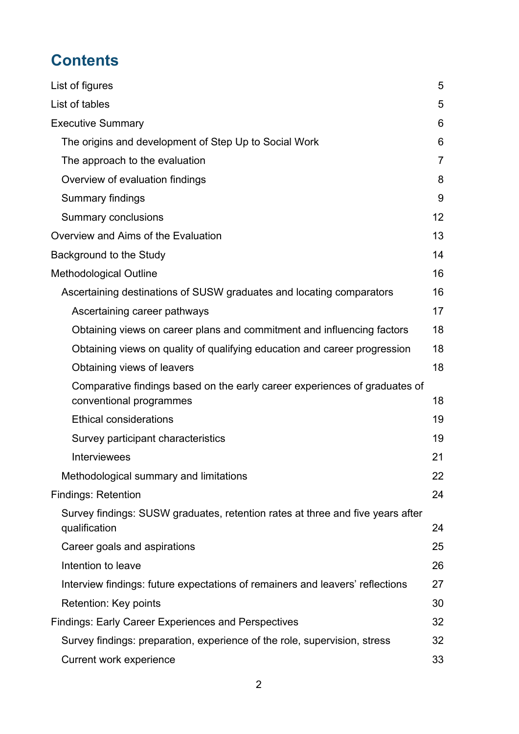# Contents

List of figures 5

List of tables 5

Executive Summary 6

- The origins and development of Step Up to Social Work 6
- The approach to the evaluation 7
- Overview of evaluation findings 8
- Summary findings 9
- Summary conclusions 12

Overview and Aims of the Evaluation 13

Background to the Study 14

Methodological Outline 16

- Ascertaining destinations of SUSW graduates and locating comparators 16
  - Ascertaining career pathways 17
  - Obtaining views on career plans and commitment and influencing factors 18
  - Obtaining views on quality of qualifying education and career progression 18
  - Obtaining views of leavers 18
  - Comparative findings based on the early career experiences of graduates of conventional programmes 18
  - Ethical considerations 19
  - Survey participant characteristics 19
  - Interviewees 21
- Methodological summary and limitations 22

Findings: Retention 24

- Survey findings: SUSW graduates, retention rates at three and five years after qualification 24
- Career goals and aspirations 25
- Intention to leave 26
- Interview findings: future expectations of remainers and leavers' reflections 27
- Retention: Key points 30

Findings: Early Career Experiences and Perspectives 32

- Survey findings: preparation, experience of the role, supervision, stress 32
- Current work experience 33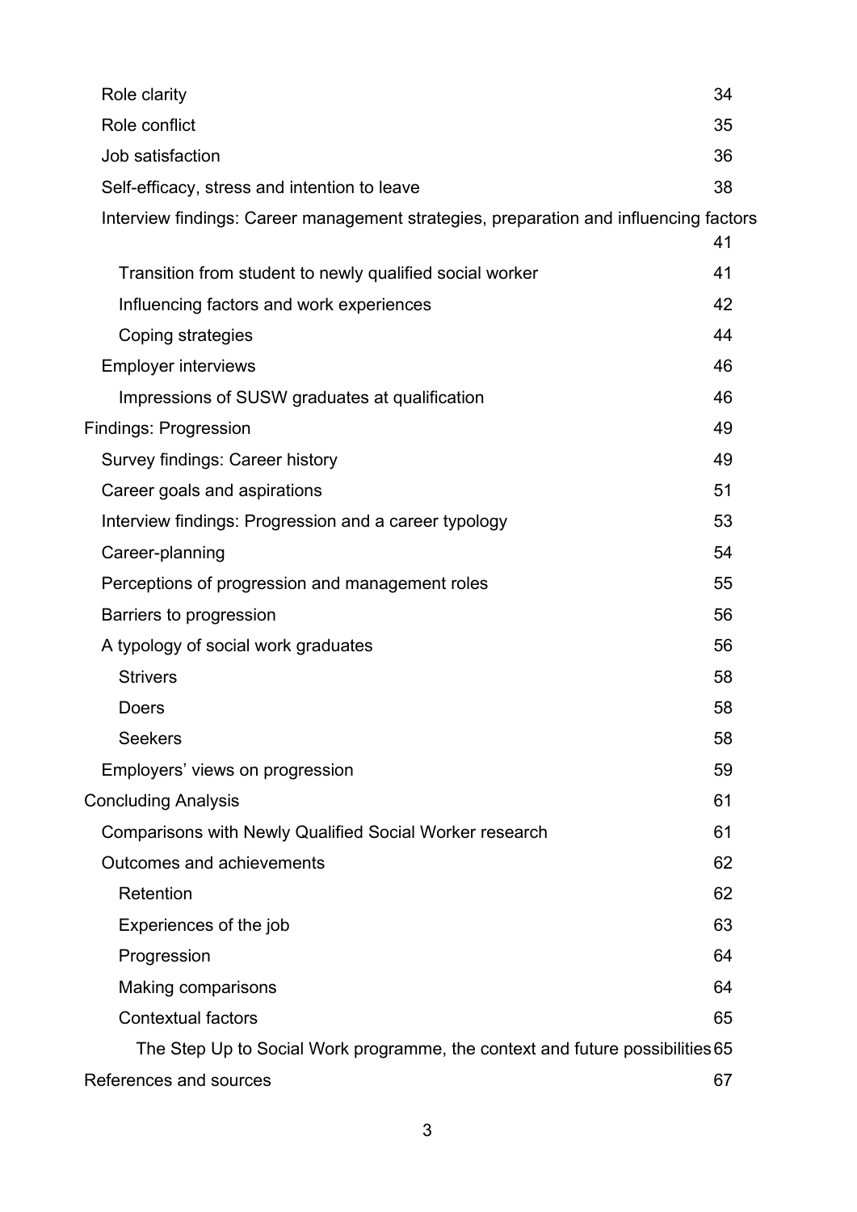- Role clarity 34
- Role conflict 35
- Job satisfaction 36
- Self-efficacy, stress and intention to leave 38
- Interview findings: Career management strategies, preparation and influencing factors 41
  - Transition from student to newly qualified social worker 41
  - Influencing factors and work experiences 42
  - Coping strategies 44
- Employer interviews 46
  - Impressions of SUSW graduates at qualification 46

Findings: Progression 49

- Survey findings: Career history 49
- Career goals and aspirations 51
- Interview findings: Progression and a career typology 53
- Career-planning 54
- Perceptions of progression and management roles 55
- Barriers to progression 56
- A typology of social work graduates 56
  - Strivers 58
  - Doers 58
  - Seekers 58
- Employers' views on progression 59

Concluding Analysis 61

- Comparisons with Newly Qualified Social Worker research 61
- Outcomes and achievements 62
  - Retention 62
  - Experiences of the job 63
  - Progression 64
  - Making comparisons 64
  - Contextual factors 65
    - The Step Up to Social Work programme, the context and future possibilities 65

References and sources 67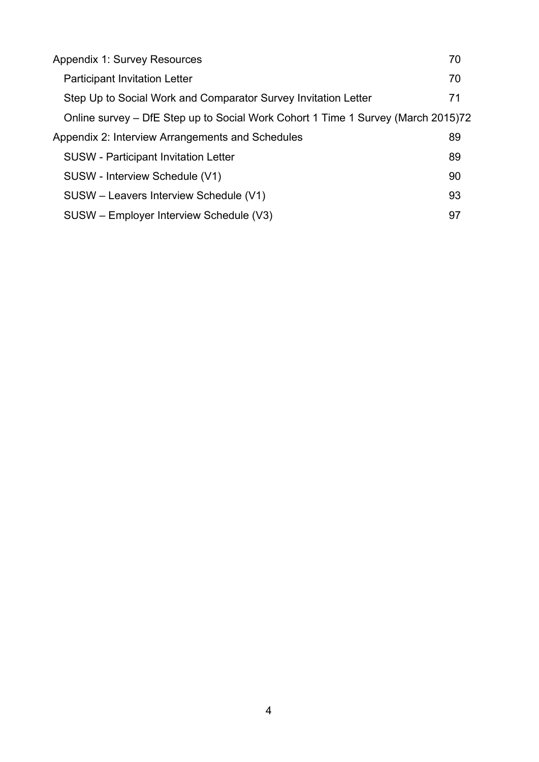Appendix 1: Survey Resources 70

- Participant Invitation Letter 70
- Step Up to Social Work and Comparator Survey Invitation Letter 71
- Online survey – DfE Step up to Social Work Cohort 1 Time 1 Survey (March 2015) 72

Appendix 2: Interview Arrangements and Schedules 89

- SUSW - Participant Invitation Letter 89
- SUSW - Interview Schedule (V1) 90
- SUSW – Leavers Interview Schedule (V1) 93
- SUSW – Employer Interview Schedule (V3) 97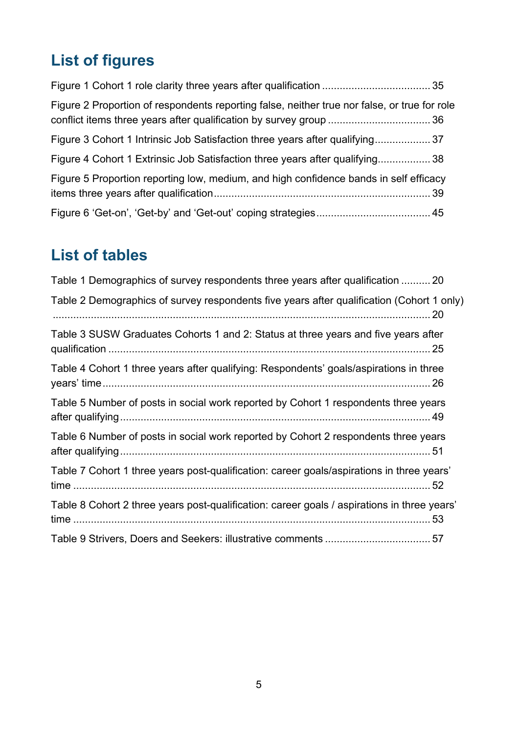## List of figures

Figure 1 Cohort 1 role clarity three years after qualification .................................... 35

Figure 2 Proportion of respondents reporting false, neither true nor false, or true for role conflict items three years after qualification by survey group .................................. 36

Figure 3 Cohort 1 Intrinsic Job Satisfaction three years after qualifying.................. 37

Figure 4 Cohort 1 Extrinsic Job Satisfaction three years after qualifying................. 38

Figure 5 Proportion reporting low, medium, and high confidence bands in self efficacy items three years after qualification......................................................................... 39

Figure 6 ‘Get-on’, ‘Get-by’ and ‘Get-out’ coping strategies...................................... 45

## List of tables

Table 1 Demographics of survey respondents three years after qualification .......... 20

Table 2 Demographics of survey respondents five years after qualification (Cohort 1 only) ................................................................................................................... 20

Table 3 SUSW Graduates Cohorts 1 and 2: Status at three years and five years after qualification ............................................................................................ 25

Table 4 Cohort 1 three years after qualifying: Respondents’ goals/aspirations in three years’ time.............................................................................................. 26

Table 5 Number of posts in social work reported by Cohort 1 respondents three years after qualifying......................................................................................... 49

Table 6 Number of posts in social work reported by Cohort 2 respondents three years after qualifying......................................................................................... 51

Table 7 Cohort 1 three years post-qualification: career goals/aspirations in three years’ time ........................................................................................................ 52

Table 8 Cohort 2 three years post-qualification: career goals / aspirations in three years’ time ........................................................................................................ 53

Table 9 Strivers, Doers and Seekers: illustrative comments ................................... 57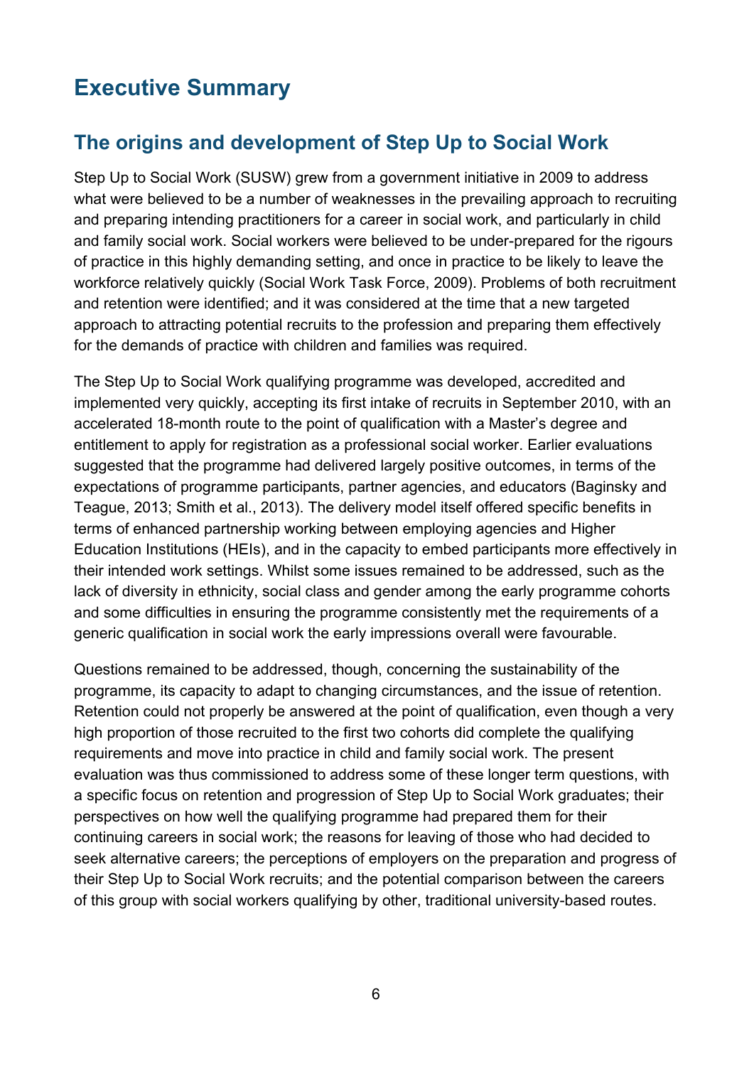# Executive Summary

## The origins and development of Step Up to Social Work

Step Up to Social Work (SUSW) grew from a government initiative in 2009 to address what were believed to be a number of weaknesses in the prevailing approach to recruiting and preparing intending practitioners for a career in social work, and particularly in child and family social work. Social workers were believed to be under-prepared for the rigours of practice in this highly demanding setting, and once in practice to be likely to leave the workforce relatively quickly (Social Work Task Force, 2009). Problems of both recruitment and retention were identified; and it was considered at the time that a new targeted approach to attracting potential recruits to the profession and preparing them effectively for the demands of practice with children and families was required.

The Step Up to Social Work qualifying programme was developed, accredited and implemented very quickly, accepting its first intake of recruits in September 2010, with an accelerated 18-month route to the point of qualification with a Master's degree and entitlement to apply for registration as a professional social worker. Earlier evaluations suggested that the programme had delivered largely positive outcomes, in terms of the expectations of programme participants, partner agencies, and educators (Baginsky and Teague, 2013; Smith et al., 2013). The delivery model itself offered specific benefits in terms of enhanced partnership working between employing agencies and Higher Education Institutions (HEIs), and in the capacity to embed participants more effectively in their intended work settings. Whilst some issues remained to be addressed, such as the lack of diversity in ethnicity, social class and gender among the early programme cohorts and some difficulties in ensuring the programme consistently met the requirements of a generic qualification in social work the early impressions overall were favourable.

Questions remained to be addressed, though, concerning the sustainability of the programme, its capacity to adapt to changing circumstances, and the issue of retention. Retention could not properly be answered at the point of qualification, even though a very high proportion of those recruited to the first two cohorts did complete the qualifying requirements and move into practice in child and family social work. The present evaluation was thus commissioned to address some of these longer term questions, with a specific focus on retention and progression of Step Up to Social Work graduates; their perspectives on how well the qualifying programme had prepared them for their continuing careers in social work; the reasons for leaving of those who had decided to seek alternative careers; the perceptions of employers on the preparation and progress of their Step Up to Social Work recruits; and the potential comparison between the careers of this group with social workers qualifying by other, traditional university-based routes.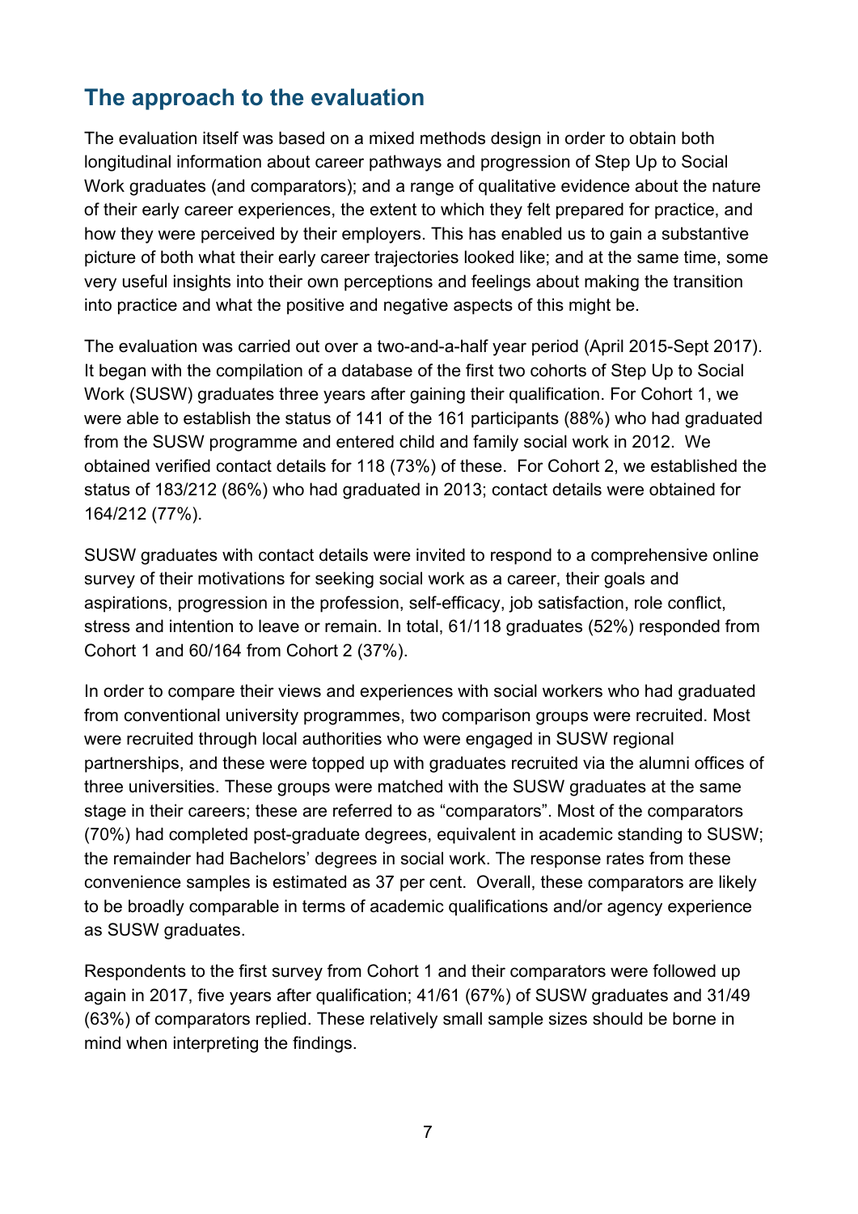## The approach to the evaluation

The evaluation itself was based on a mixed methods design in order to obtain both longitudinal information about career pathways and progression of Step Up to Social Work graduates (and comparators); and a range of qualitative evidence about the nature of their early career experiences, the extent to which they felt prepared for practice, and how they were perceived by their employers. This has enabled us to gain a substantive picture of both what their early career trajectories looked like; and at the same time, some very useful insights into their own perceptions and feelings about making the transition into practice and what the positive and negative aspects of this might be.

The evaluation was carried out over a two-and-a-half year period (April 2015-Sept 2017). It began with the compilation of a database of the first two cohorts of Step Up to Social Work (SUSW) graduates three years after gaining their qualification. For Cohort 1, we were able to establish the status of 141 of the 161 participants (88%) who had graduated from the SUSW programme and entered child and family social work in 2012. We obtained verified contact details for 118 (73%) of these. For Cohort 2, we established the status of 183/212 (86%) who had graduated in 2013; contact details were obtained for 164/212 (77%).

SUSW graduates with contact details were invited to respond to a comprehensive online survey of their motivations for seeking social work as a career, their goals and aspirations, progression in the profession, self-efficacy, job satisfaction, role conflict, stress and intention to leave or remain. In total, 61/118 graduates (52%) responded from Cohort 1 and 60/164 from Cohort 2 (37%).

In order to compare their views and experiences with social workers who had graduated from conventional university programmes, two comparison groups were recruited. Most were recruited through local authorities who were engaged in SUSW regional partnerships, and these were topped up with graduates recruited via the alumni offices of three universities. These groups were matched with the SUSW graduates at the same stage in their careers; these are referred to as "comparators". Most of the comparators (70%) had completed post-graduate degrees, equivalent in academic standing to SUSW; the remainder had Bachelors' degrees in social work. The response rates from these convenience samples is estimated as 37 per cent. Overall, these comparators are likely to be broadly comparable in terms of academic qualifications and/or agency experience as SUSW graduates.

Respondents to the first survey from Cohort 1 and their comparators were followed up again in 2017, five years after qualification; 41/61 (67%) of SUSW graduates and 31/49 (63%) of comparators replied. These relatively small sample sizes should be borne in mind when interpreting the findings.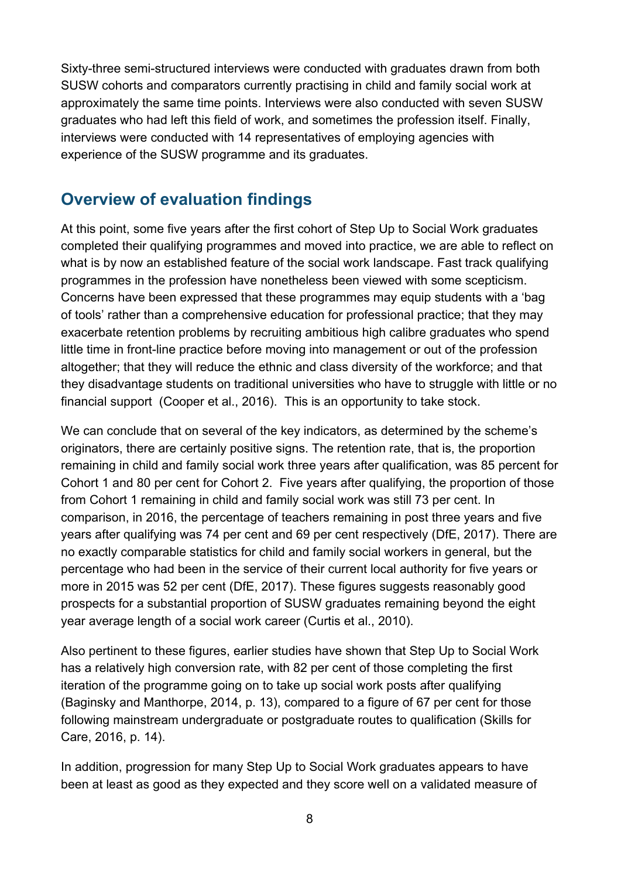Sixty-three semi-structured interviews were conducted with graduates drawn from both SUSW cohorts and comparators currently practising in child and family social work at approximately the same time points. Interviews were also conducted with seven SUSW graduates who had left this field of work, and sometimes the profession itself. Finally, interviews were conducted with 14 representatives of employing agencies with experience of the SUSW programme and its graduates.

## Overview of evaluation findings

At this point, some five years after the first cohort of Step Up to Social Work graduates completed their qualifying programmes and moved into practice, we are able to reflect on what is by now an established feature of the social work landscape. Fast track qualifying programmes in the profession have nonetheless been viewed with some scepticism. Concerns have been expressed that these programmes may equip students with a 'bag of tools' rather than a comprehensive education for professional practice; that they may exacerbate retention problems by recruiting ambitious high calibre graduates who spend little time in front-line practice before moving into management or out of the profession altogether; that they will reduce the ethnic and class diversity of the workforce; and that they disadvantage students on traditional universities who have to struggle with little or no financial support (Cooper et al., 2016). This is an opportunity to take stock.

We can conclude that on several of the key indicators, as determined by the scheme's originators, there are certainly positive signs. The retention rate, that is, the proportion remaining in child and family social work three years after qualification, was 85 percent for Cohort 1 and 80 per cent for Cohort 2. Five years after qualifying, the proportion of those from Cohort 1 remaining in child and family social work was still 73 per cent. In comparison, in 2016, the percentage of teachers remaining in post three years and five years after qualifying was 74 per cent and 69 per cent respectively (DfE, 2017). There are no exactly comparable statistics for child and family social workers in general, but the percentage who had been in the service of their current local authority for five years or more in 2015 was 52 per cent (DfE, 2017). These figures suggests reasonably good prospects for a substantial proportion of SUSW graduates remaining beyond the eight year average length of a social work career (Curtis et al., 2010).

Also pertinent to these figures, earlier studies have shown that Step Up to Social Work has a relatively high conversion rate, with 82 per cent of those completing the first iteration of the programme going on to take up social work posts after qualifying (Baginsky and Manthorpe, 2014, p. 13), compared to a figure of 67 per cent for those following mainstream undergraduate or postgraduate routes to qualification (Skills for Care, 2016, p. 14).

In addition, progression for many Step Up to Social Work graduates appears to have been at least as good as they expected and they score well on a validated measure of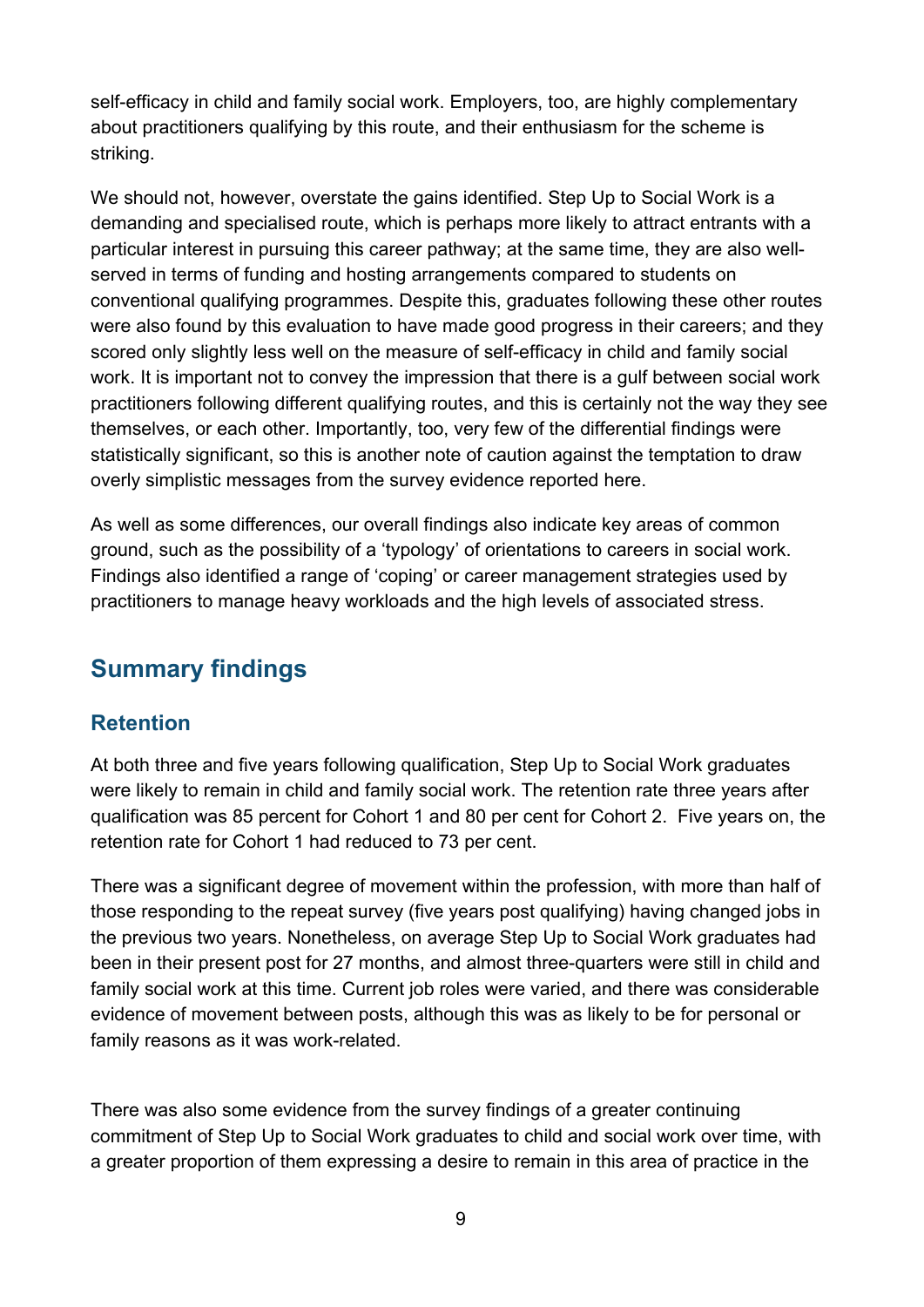self-efficacy in child and family social work. Employers, too, are highly complementary about practitioners qualifying by this route, and their enthusiasm for the scheme is striking.

We should not, however, overstate the gains identified. Step Up to Social Work is a demanding and specialised route, which is perhaps more likely to attract entrants with a particular interest in pursuing this career pathway; at the same time, they are also well-served in terms of funding and hosting arrangements compared to students on conventional qualifying programmes. Despite this, graduates following these other routes were also found by this evaluation to have made good progress in their careers; and they scored only slightly less well on the measure of self-efficacy in child and family social work. It is important not to convey the impression that there is a gulf between social work practitioners following different qualifying routes, and this is certainly not the way they see themselves, or each other. Importantly, too, very few of the differential findings were statistically significant, so this is another note of caution against the temptation to draw overly simplistic messages from the survey evidence reported here.

As well as some differences, our overall findings also indicate key areas of common ground, such as the possibility of a 'typology' of orientations to careers in social work. Findings also identified a range of 'coping' or career management strategies used by practitioners to manage heavy workloads and the high levels of associated stress.

## Summary findings

### Retention

At both three and five years following qualification, Step Up to Social Work graduates were likely to remain in child and family social work. The retention rate three years after qualification was 85 percent for Cohort 1 and 80 per cent for Cohort 2. Five years on, the retention rate for Cohort 1 had reduced to 73 per cent.

There was a significant degree of movement within the profession, with more than half of those responding to the repeat survey (five years post qualifying) having changed jobs in the previous two years. Nonetheless, on average Step Up to Social Work graduates had been in their present post for 27 months, and almost three-quarters were still in child and family social work at this time. Current job roles were varied, and there was considerable evidence of movement between posts, although this was as likely to be for personal or family reasons as it was work-related.

There was also some evidence from the survey findings of a greater continuing commitment of Step Up to Social Work graduates to child and social work over time, with a greater proportion of them expressing a desire to remain in this area of practice in the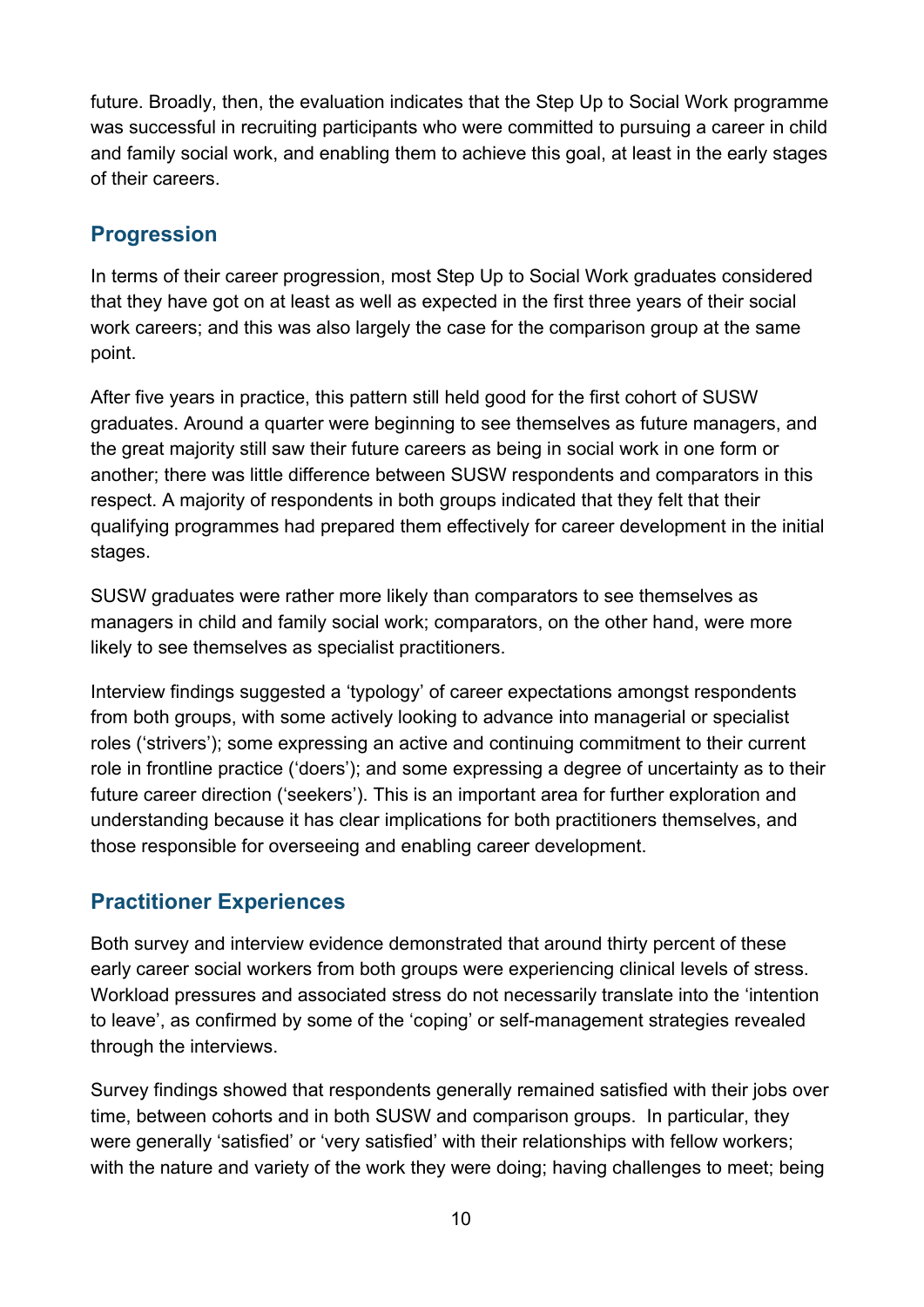future. Broadly, then, the evaluation indicates that the Step Up to Social Work programme was successful in recruiting participants who were committed to pursuing a career in child and family social work, and enabling them to achieve this goal, at least in the early stages of their careers.

## Progression

In terms of their career progression, most Step Up to Social Work graduates considered that they have got on at least as well as expected in the first three years of their social work careers; and this was also largely the case for the comparison group at the same point.

After five years in practice, this pattern still held good for the first cohort of SUSW graduates. Around a quarter were beginning to see themselves as future managers, and the great majority still saw their future careers as being in social work in one form or another; there was little difference between SUSW respondents and comparators in this respect. A majority of respondents in both groups indicated that they felt that their qualifying programmes had prepared them effectively for career development in the initial stages.

SUSW graduates were rather more likely than comparators to see themselves as managers in child and family social work; comparators, on the other hand, were more likely to see themselves as specialist practitioners.

Interview findings suggested a 'typology' of career expectations amongst respondents from both groups, with some actively looking to advance into managerial or specialist roles ('strivers'); some expressing an active and continuing commitment to their current role in frontline practice ('doers'); and some expressing a degree of uncertainty as to their future career direction ('seekers'). This is an important area for further exploration and understanding because it has clear implications for both practitioners themselves, and those responsible for overseeing and enabling career development.

## Practitioner Experiences

Both survey and interview evidence demonstrated that around thirty percent of these early career social workers from both groups were experiencing clinical levels of stress. Workload pressures and associated stress do not necessarily translate into the 'intention to leave', as confirmed by some of the 'coping' or self-management strategies revealed through the interviews.

Survey findings showed that respondents generally remained satisfied with their jobs over time, between cohorts and in both SUSW and comparison groups. In particular, they were generally 'satisfied' or 'very satisfied' with their relationships with fellow workers; with the nature and variety of the work they were doing; having challenges to meet; being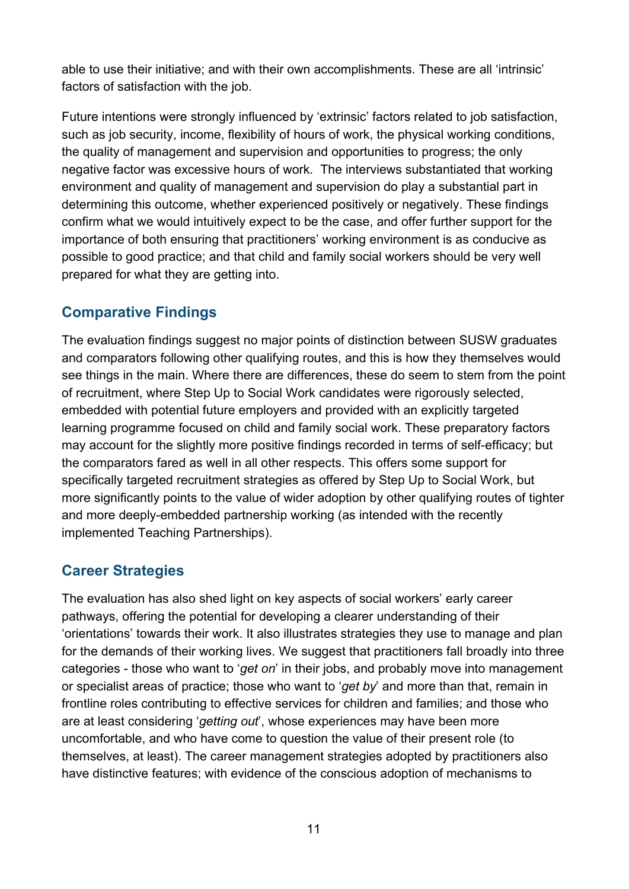able to use their initiative; and with their own accomplishments. These are all 'intrinsic' factors of satisfaction with the job.

Future intentions were strongly influenced by 'extrinsic' factors related to job satisfaction, such as job security, income, flexibility of hours of work, the physical working conditions, the quality of management and supervision and opportunities to progress; the only negative factor was excessive hours of work. The interviews substantiated that working environment and quality of management and supervision do play a substantial part in determining this outcome, whether experienced positively or negatively. These findings confirm what we would intuitively expect to be the case, and offer further support for the importance of both ensuring that practitioners' working environment is as conducive as possible to good practice; and that child and family social workers should be very well prepared for what they are getting into.

## Comparative Findings

The evaluation findings suggest no major points of distinction between SUSW graduates and comparators following other qualifying routes, and this is how they themselves would see things in the main. Where there are differences, these do seem to stem from the point of recruitment, where Step Up to Social Work candidates were rigorously selected, embedded with potential future employers and provided with an explicitly targeted learning programme focused on child and family social work. These preparatory factors may account for the slightly more positive findings recorded in terms of self-efficacy; but the comparators fared as well in all other respects. This offers some support for specifically targeted recruitment strategies as offered by Step Up to Social Work, but more significantly points to the value of wider adoption by other qualifying routes of tighter and more deeply-embedded partnership working (as intended with the recently implemented Teaching Partnerships).

## Career Strategies

The evaluation has also shed light on key aspects of social workers' early career pathways, offering the potential for developing a clearer understanding of their 'orientations' towards their work. It also illustrates strategies they use to manage and plan for the demands of their working lives. We suggest that practitioners fall broadly into three categories - those who want to '*get on*' in their jobs, and probably move into management or specialist areas of practice; those who want to '*get by*' and more than that, remain in frontline roles contributing to effective services for children and families; and those who are at least considering '*getting out*', whose experiences may have been more uncomfortable, and who have come to question the value of their present role (to themselves, at least). The career management strategies adopted by practitioners also have distinctive features; with evidence of the conscious adoption of mechanisms to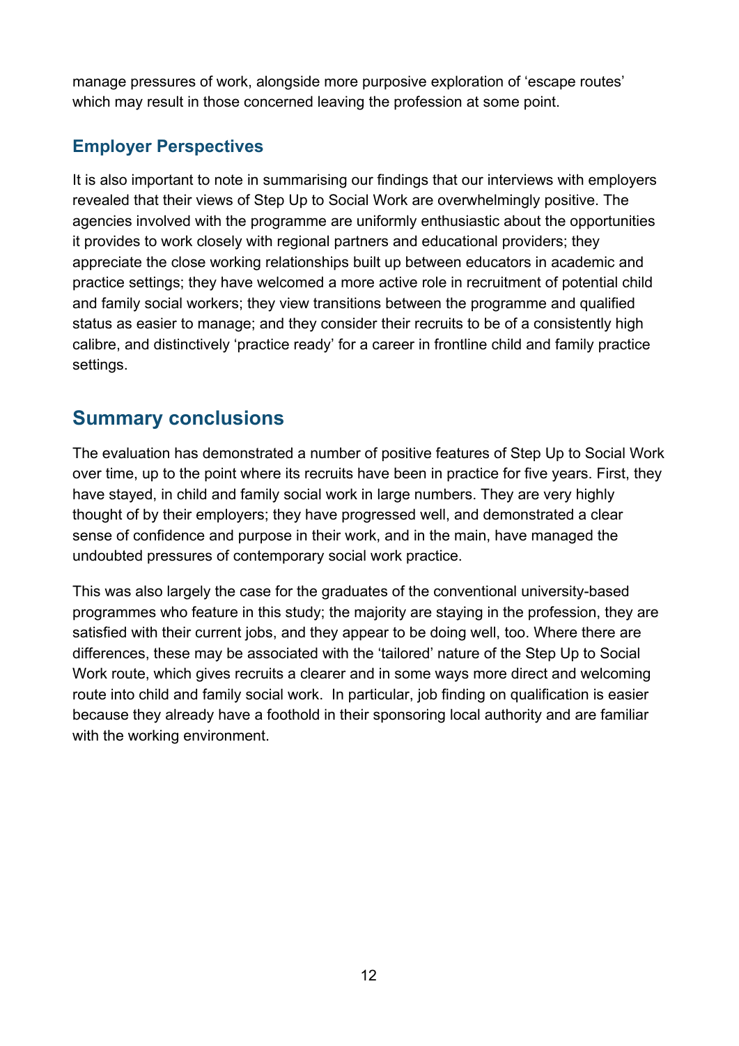manage pressures of work, alongside more purposive exploration of 'escape routes' which may result in those concerned leaving the profession at some point.

### Employer Perspectives

It is also important to note in summarising our findings that our interviews with employers revealed that their views of Step Up to Social Work are overwhelmingly positive. The agencies involved with the programme are uniformly enthusiastic about the opportunities it provides to work closely with regional partners and educational providers; they appreciate the close working relationships built up between educators in academic and practice settings; they have welcomed a more active role in recruitment of potential child and family social workers; they view transitions between the programme and qualified status as easier to manage; and they consider their recruits to be of a consistently high calibre, and distinctively 'practice ready' for a career in frontline child and family practice settings.

## Summary conclusions

The evaluation has demonstrated a number of positive features of Step Up to Social Work over time, up to the point where its recruits have been in practice for five years. First, they have stayed, in child and family social work in large numbers. They are very highly thought of by their employers; they have progressed well, and demonstrated a clear sense of confidence and purpose in their work, and in the main, have managed the undoubted pressures of contemporary social work practice.

This was also largely the case for the graduates of the conventional university-based programmes who feature in this study; the majority are staying in the profession, they are satisfied with their current jobs, and they appear to be doing well, too. Where there are differences, these may be associated with the 'tailored' nature of the Step Up to Social Work route, which gives recruits a clearer and in some ways more direct and welcoming route into child and family social work. In particular, job finding on qualification is easier because they already have a foothold in their sponsoring local authority and are familiar with the working environment.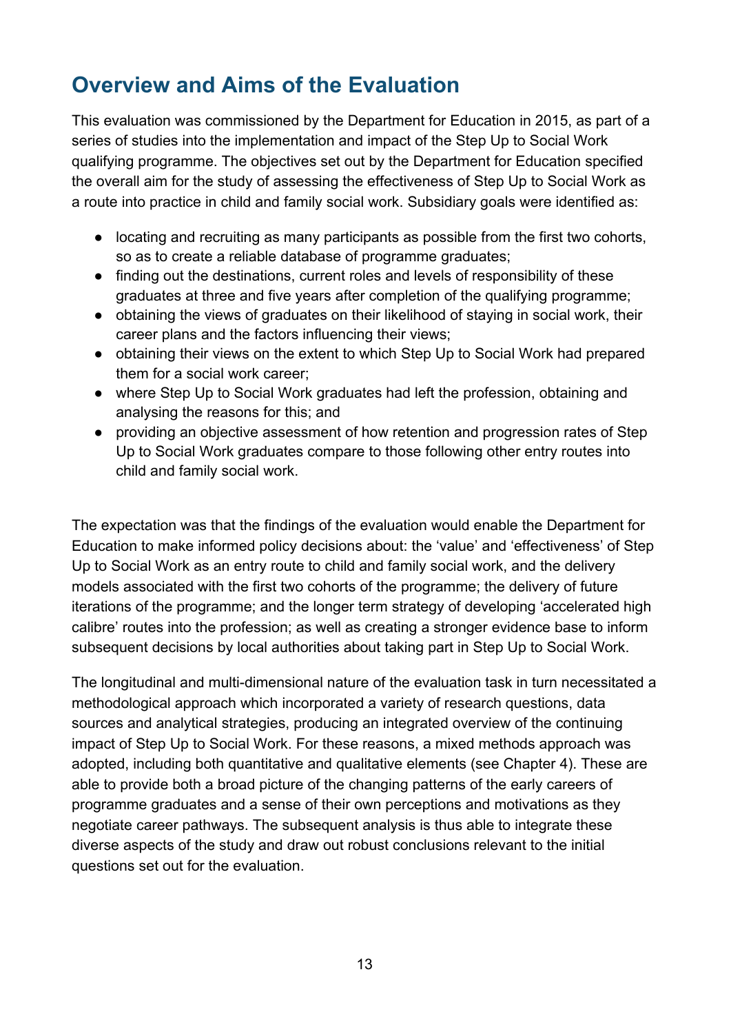## Overview and Aims of the Evaluation

This evaluation was commissioned by the Department for Education in 2015, as part of a series of studies into the implementation and impact of the Step Up to Social Work qualifying programme. The objectives set out by the Department for Education specified the overall aim for the study of assessing the effectiveness of Step Up to Social Work as a route into practice in child and family social work. Subsidiary goals were identified as:

- locating and recruiting as many participants as possible from the first two cohorts, so as to create a reliable database of programme graduates;
- finding out the destinations, current roles and levels of responsibility of these graduates at three and five years after completion of the qualifying programme;
- obtaining the views of graduates on their likelihood of staying in social work, their career plans and the factors influencing their views;
- obtaining their views on the extent to which Step Up to Social Work had prepared them for a social work career;
- where Step Up to Social Work graduates had left the profession, obtaining and analysing the reasons for this; and
- providing an objective assessment of how retention and progression rates of Step Up to Social Work graduates compare to those following other entry routes into child and family social work.

The expectation was that the findings of the evaluation would enable the Department for Education to make informed policy decisions about: the 'value' and 'effectiveness' of Step Up to Social Work as an entry route to child and family social work, and the delivery models associated with the first two cohorts of the programme; the delivery of future iterations of the programme; and the longer term strategy of developing 'accelerated high calibre' routes into the profession; as well as creating a stronger evidence base to inform subsequent decisions by local authorities about taking part in Step Up to Social Work.

The longitudinal and multi-dimensional nature of the evaluation task in turn necessitated a methodological approach which incorporated a variety of research questions, data sources and analytical strategies, producing an integrated overview of the continuing impact of Step Up to Social Work. For these reasons, a mixed methods approach was adopted, including both quantitative and qualitative elements (see Chapter 4). These are able to provide both a broad picture of the changing patterns of the early careers of programme graduates and a sense of their own perceptions and motivations as they negotiate career pathways. The subsequent analysis is thus able to integrate these diverse aspects of the study and draw out robust conclusions relevant to the initial questions set out for the evaluation.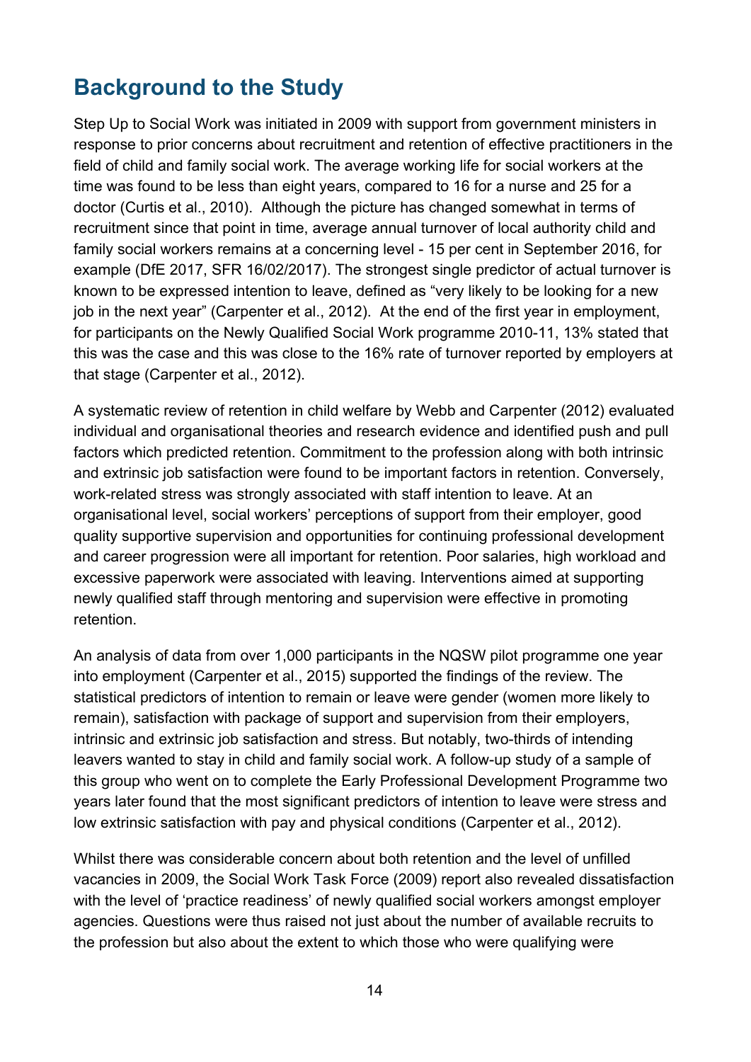## Background to the Study

Step Up to Social Work was initiated in 2009 with support from government ministers in response to prior concerns about recruitment and retention of effective practitioners in the field of child and family social work. The average working life for social workers at the time was found to be less than eight years, compared to 16 for a nurse and 25 for a doctor (Curtis et al., 2010). Although the picture has changed somewhat in terms of recruitment since that point in time, average annual turnover of local authority child and family social workers remains at a concerning level - 15 per cent in September 2016, for example (DfE 2017, SFR 16/02/2017). The strongest single predictor of actual turnover is known to be expressed intention to leave, defined as "very likely to be looking for a new job in the next year" (Carpenter et al., 2012). At the end of the first year in employment, for participants on the Newly Qualified Social Work programme 2010-11, 13% stated that this was the case and this was close to the 16% rate of turnover reported by employers at that stage (Carpenter et al., 2012).

A systematic review of retention in child welfare by Webb and Carpenter (2012) evaluated individual and organisational theories and research evidence and identified push and pull factors which predicted retention. Commitment to the profession along with both intrinsic and extrinsic job satisfaction were found to be important factors in retention. Conversely, work-related stress was strongly associated with staff intention to leave. At an organisational level, social workers' perceptions of support from their employer, good quality supportive supervision and opportunities for continuing professional development and career progression were all important for retention. Poor salaries, high workload and excessive paperwork were associated with leaving. Interventions aimed at supporting newly qualified staff through mentoring and supervision were effective in promoting retention.

An analysis of data from over 1,000 participants in the NQSW pilot programme one year into employment (Carpenter et al., 2015) supported the findings of the review. The statistical predictors of intention to remain or leave were gender (women more likely to remain), satisfaction with package of support and supervision from their employers, intrinsic and extrinsic job satisfaction and stress. But notably, two-thirds of intending leavers wanted to stay in child and family social work. A follow-up study of a sample of this group who went on to complete the Early Professional Development Programme two years later found that the most significant predictors of intention to leave were stress and low extrinsic satisfaction with pay and physical conditions (Carpenter et al., 2012).

Whilst there was considerable concern about both retention and the level of unfilled vacancies in 2009, the Social Work Task Force (2009) report also revealed dissatisfaction with the level of 'practice readiness' of newly qualified social workers amongst employer agencies. Questions were thus raised not just about the number of available recruits to the profession but also about the extent to which those who were qualifying were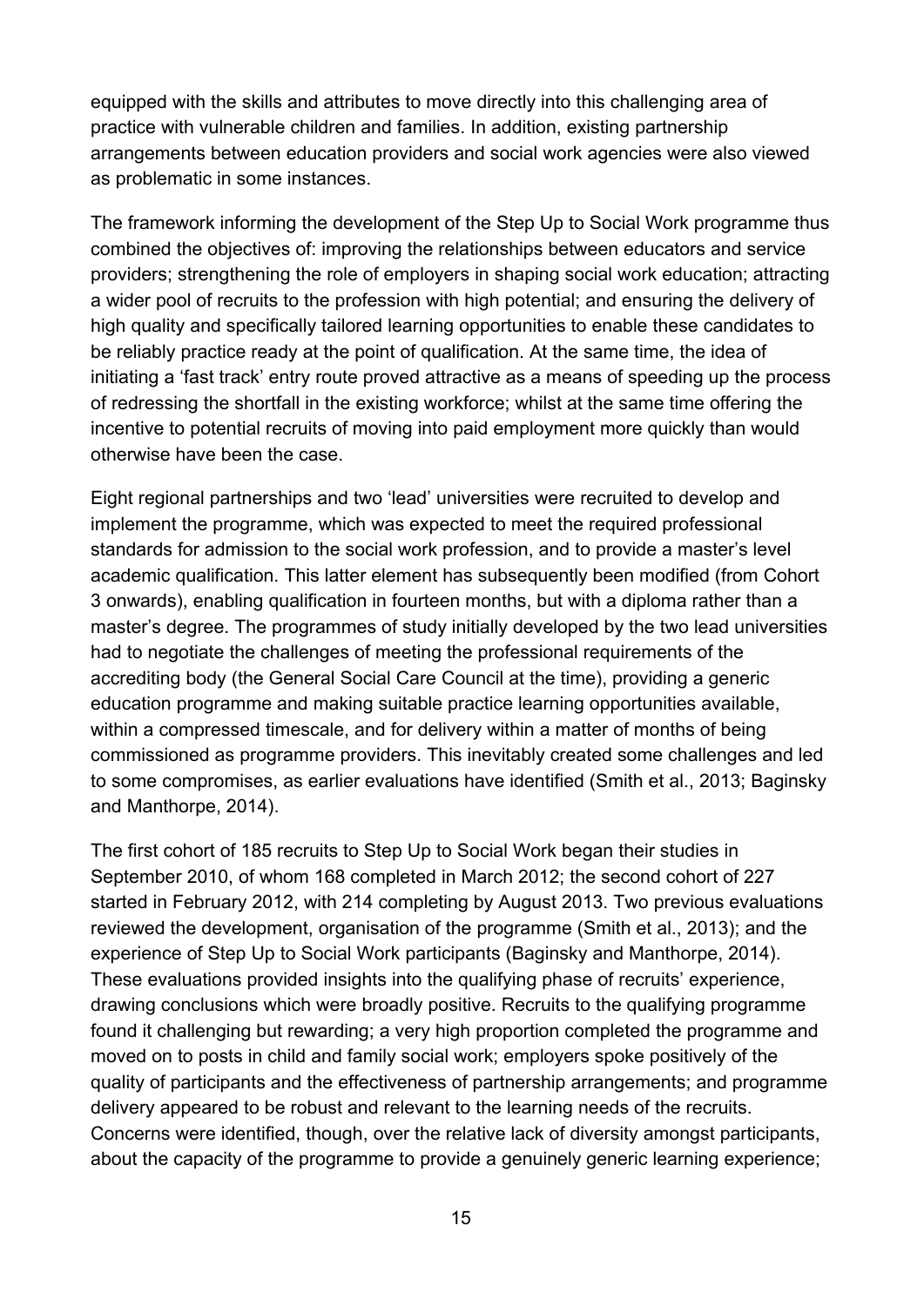equipped with the skills and attributes to move directly into this challenging area of practice with vulnerable children and families. In addition, existing partnership arrangements between education providers and social work agencies were also viewed as problematic in some instances.

The framework informing the development of the Step Up to Social Work programme thus combined the objectives of: improving the relationships between educators and service providers; strengthening the role of employers in shaping social work education; attracting a wider pool of recruits to the profession with high potential; and ensuring the delivery of high quality and specifically tailored learning opportunities to enable these candidates to be reliably practice ready at the point of qualification. At the same time, the idea of initiating a 'fast track' entry route proved attractive as a means of speeding up the process of redressing the shortfall in the existing workforce; whilst at the same time offering the incentive to potential recruits of moving into paid employment more quickly than would otherwise have been the case.

Eight regional partnerships and two 'lead' universities were recruited to develop and implement the programme, which was expected to meet the required professional standards for admission to the social work profession, and to provide a master's level academic qualification. This latter element has subsequently been modified (from Cohort 3 onwards), enabling qualification in fourteen months, but with a diploma rather than a master's degree. The programmes of study initially developed by the two lead universities had to negotiate the challenges of meeting the professional requirements of the accrediting body (the General Social Care Council at the time), providing a generic education programme and making suitable practice learning opportunities available, within a compressed timescale, and for delivery within a matter of months of being commissioned as programme providers. This inevitably created some challenges and led to some compromises, as earlier evaluations have identified (Smith et al., 2013; Baginsky and Manthorpe, 2014).

The first cohort of 185 recruits to Step Up to Social Work began their studies in September 2010, of whom 168 completed in March 2012; the second cohort of 227 started in February 2012, with 214 completing by August 2013. Two previous evaluations reviewed the development, organisation of the programme (Smith et al., 2013); and the experience of Step Up to Social Work participants (Baginsky and Manthorpe, 2014). These evaluations provided insights into the qualifying phase of recruits' experience, drawing conclusions which were broadly positive. Recruits to the qualifying programme found it challenging but rewarding; a very high proportion completed the programme and moved on to posts in child and family social work; employers spoke positively of the quality of participants and the effectiveness of partnership arrangements; and programme delivery appeared to be robust and relevant to the learning needs of the recruits. Concerns were identified, though, over the relative lack of diversity amongst participants, about the capacity of the programme to provide a genuinely generic learning experience;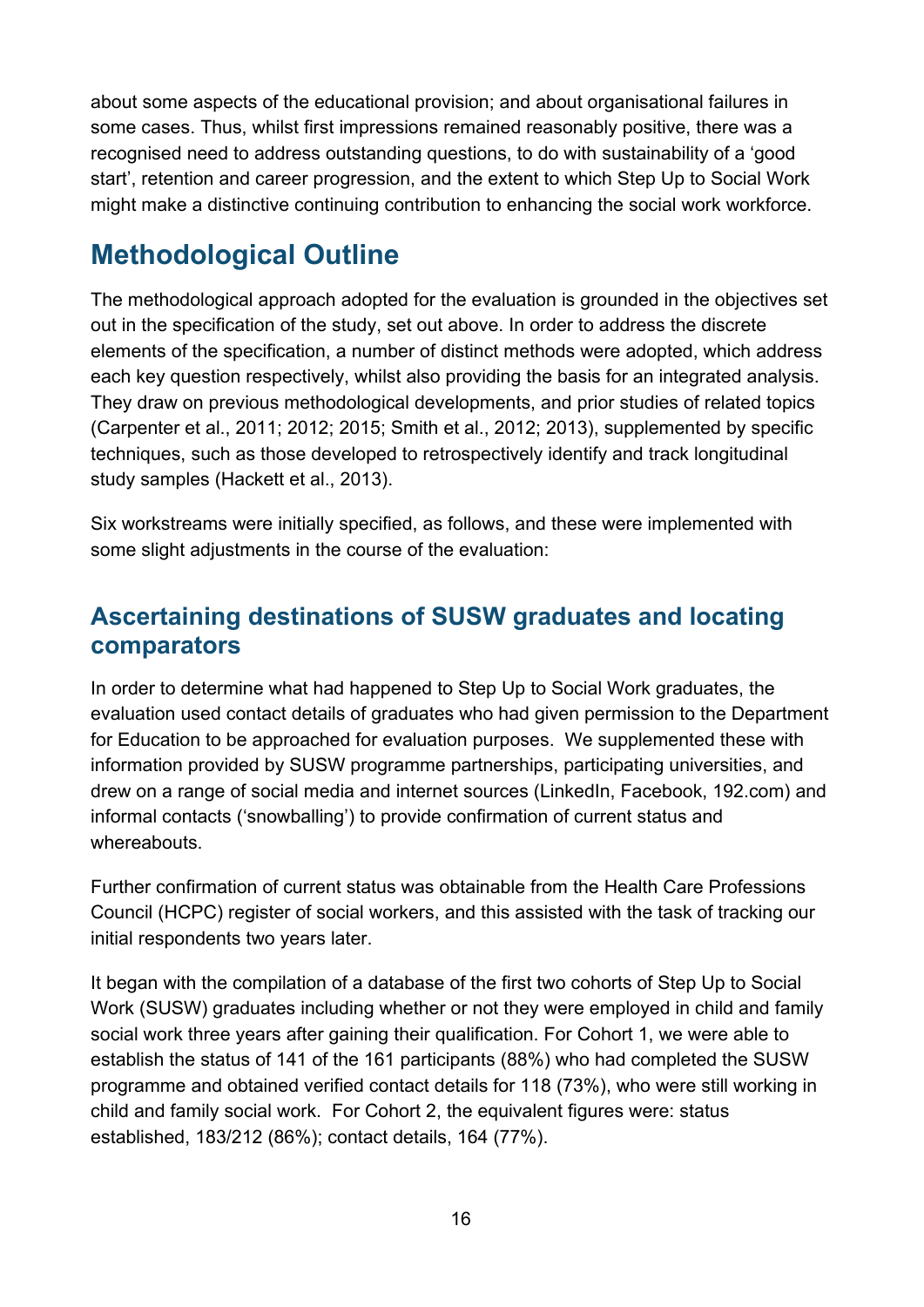about some aspects of the educational provision; and about organisational failures in some cases. Thus, whilst first impressions remained reasonably positive, there was a recognised need to address outstanding questions, to do with sustainability of a 'good start', retention and career progression, and the extent to which Step Up to Social Work might make a distinctive continuing contribution to enhancing the social work workforce.

## Methodological Outline

The methodological approach adopted for the evaluation is grounded in the objectives set out in the specification of the study, set out above. In order to address the discrete elements of the specification, a number of distinct methods were adopted, which address each key question respectively, whilst also providing the basis for an integrated analysis. They draw on previous methodological developments, and prior studies of related topics (Carpenter et al., 2011; 2012; 2015; Smith et al., 2012; 2013), supplemented by specific techniques, such as those developed to retrospectively identify and track longitudinal study samples (Hackett et al., 2013).

Six workstreams were initially specified, as follows, and these were implemented with some slight adjustments in the course of the evaluation:

### Ascertaining destinations of SUSW graduates and locating comparators

In order to determine what had happened to Step Up to Social Work graduates, the evaluation used contact details of graduates who had given permission to the Department for Education to be approached for evaluation purposes. We supplemented these with information provided by SUSW programme partnerships, participating universities, and drew on a range of social media and internet sources (LinkedIn, Facebook, 192.com) and informal contacts ('snowballing') to provide confirmation of current status and whereabouts.

Further confirmation of current status was obtainable from the Health Care Professions Council (HCPC) register of social workers, and this assisted with the task of tracking our initial respondents two years later.

It began with the compilation of a database of the first two cohorts of Step Up to Social Work (SUSW) graduates including whether or not they were employed in child and family social work three years after gaining their qualification. For Cohort 1, we were able to establish the status of 141 of the 161 participants (88%) who had completed the SUSW programme and obtained verified contact details for 118 (73%), who were still working in child and family social work. For Cohort 2, the equivalent figures were: status established, 183/212 (86%); contact details, 164 (77%).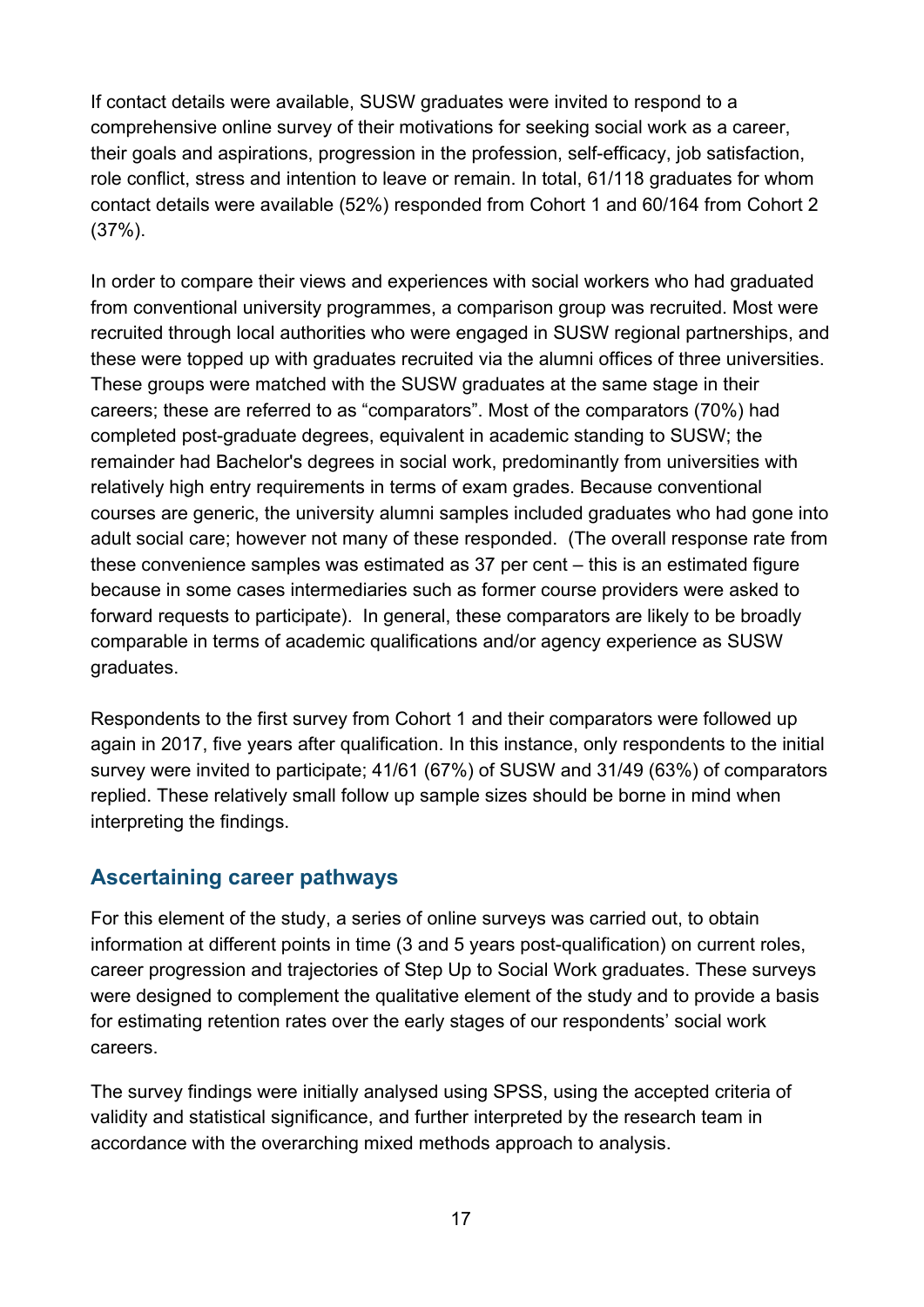If contact details were available, SUSW graduates were invited to respond to a comprehensive online survey of their motivations for seeking social work as a career, their goals and aspirations, progression in the profession, self-efficacy, job satisfaction, role conflict, stress and intention to leave or remain. In total, 61/118 graduates for whom contact details were available (52%) responded from Cohort 1 and 60/164 from Cohort 2 (37%).

In order to compare their views and experiences with social workers who had graduated from conventional university programmes, a comparison group was recruited. Most were recruited through local authorities who were engaged in SUSW regional partnerships, and these were topped up with graduates recruited via the alumni offices of three universities. These groups were matched with the SUSW graduates at the same stage in their careers; these are referred to as "comparators". Most of the comparators (70%) had completed post-graduate degrees, equivalent in academic standing to SUSW; the remainder had Bachelor's degrees in social work, predominantly from universities with relatively high entry requirements in terms of exam grades. Because conventional courses are generic, the university alumni samples included graduates who had gone into adult social care; however not many of these responded. (The overall response rate from these convenience samples was estimated as 37 per cent – this is an estimated figure because in some cases intermediaries such as former course providers were asked to forward requests to participate). In general, these comparators are likely to be broadly comparable in terms of academic qualifications and/or agency experience as SUSW graduates.

Respondents to the first survey from Cohort 1 and their comparators were followed up again in 2017, five years after qualification. In this instance, only respondents to the initial survey were invited to participate; 41/61 (67%) of SUSW and 31/49 (63%) of comparators replied. These relatively small follow up sample sizes should be borne in mind when interpreting the findings.

## Ascertaining career pathways

For this element of the study, a series of online surveys was carried out, to obtain information at different points in time (3 and 5 years post-qualification) on current roles, career progression and trajectories of Step Up to Social Work graduates. These surveys were designed to complement the qualitative element of the study and to provide a basis for estimating retention rates over the early stages of our respondents' social work careers.

The survey findings were initially analysed using SPSS, using the accepted criteria of validity and statistical significance, and further interpreted by the research team in accordance with the overarching mixed methods approach to analysis.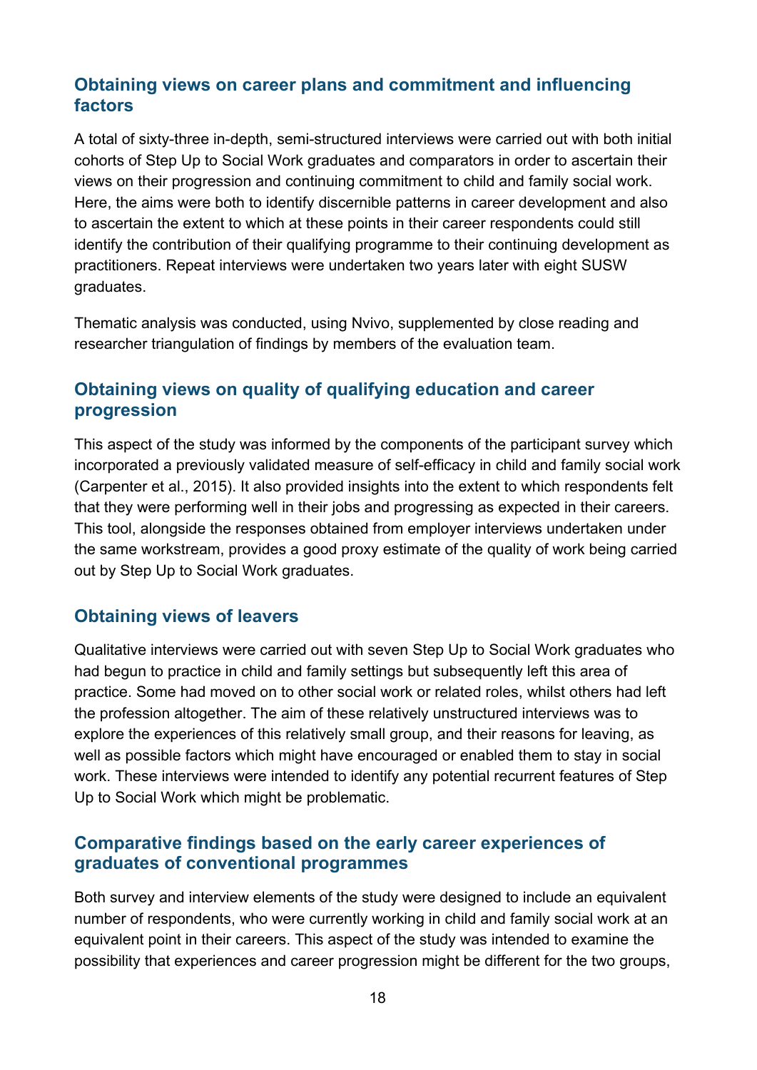## Obtaining views on career plans and commitment and influencing factors

A total of sixty-three in-depth, semi-structured interviews were carried out with both initial cohorts of Step Up to Social Work graduates and comparators in order to ascertain their views on their progression and continuing commitment to child and family social work. Here, the aims were both to identify discernible patterns in career development and also to ascertain the extent to which at these points in their career respondents could still identify the contribution of their qualifying programme to their continuing development as practitioners. Repeat interviews were undertaken two years later with eight SUSW graduates.

Thematic analysis was conducted, using Nvivo, supplemented by close reading and researcher triangulation of findings by members of the evaluation team.

## Obtaining views on quality of qualifying education and career progression

This aspect of the study was informed by the components of the participant survey which incorporated a previously validated measure of self-efficacy in child and family social work (Carpenter et al., 2015). It also provided insights into the extent to which respondents felt that they were performing well in their jobs and progressing as expected in their careers. This tool, alongside the responses obtained from employer interviews undertaken under the same workstream, provides a good proxy estimate of the quality of work being carried out by Step Up to Social Work graduates.

## Obtaining views of leavers

Qualitative interviews were carried out with seven Step Up to Social Work graduates who had begun to practice in child and family settings but subsequently left this area of practice. Some had moved on to other social work or related roles, whilst others had left the profession altogether. The aim of these relatively unstructured interviews was to explore the experiences of this relatively small group, and their reasons for leaving, as well as possible factors which might have encouraged or enabled them to stay in social work. These interviews were intended to identify any potential recurrent features of Step Up to Social Work which might be problematic.

## Comparative findings based on the early career experiences of graduates of conventional programmes

Both survey and interview elements of the study were designed to include an equivalent number of respondents, who were currently working in child and family social work at an equivalent point in their careers. This aspect of the study was intended to examine the possibility that experiences and career progression might be different for the two groups,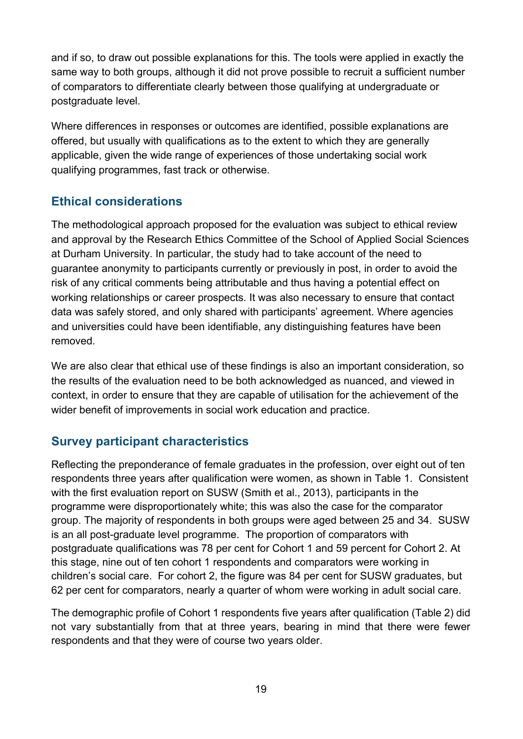and if so, to draw out possible explanations for this. The tools were applied in exactly the same way to both groups, although it did not prove possible to recruit a sufficient number of comparators to differentiate clearly between those qualifying at undergraduate or postgraduate level.

Where differences in responses or outcomes are identified, possible explanations are offered, but usually with qualifications as to the extent to which they are generally applicable, given the wide range of experiences of those undertaking social work qualifying programmes, fast track or otherwise.

## Ethical considerations

The methodological approach proposed for the evaluation was subject to ethical review and approval by the Research Ethics Committee of the School of Applied Social Sciences at Durham University. In particular, the study had to take account of the need to guarantee anonymity to participants currently or previously in post, in order to avoid the risk of any critical comments being attributable and thus having a potential effect on working relationships or career prospects. It was also necessary to ensure that contact data was safely stored, and only shared with participants' agreement. Where agencies and universities could have been identifiable, any distinguishing features have been removed.

We are also clear that ethical use of these findings is also an important consideration, so the results of the evaluation need to be both acknowledged as nuanced, and viewed in context, in order to ensure that they are capable of utilisation for the achievement of the wider benefit of improvements in social work education and practice.

## Survey participant characteristics

Reflecting the preponderance of female graduates in the profession, over eight out of ten respondents three years after qualification were women, as shown in Table 1. Consistent with the first evaluation report on SUSW (Smith et al., 2013), participants in the programme were disproportionately white; this was also the case for the comparator group. The majority of respondents in both groups were aged between 25 and 34. SUSW is an all post-graduate level programme. The proportion of comparators with postgraduate qualifications was 78 per cent for Cohort 1 and 59 percent for Cohort 2. At this stage, nine out of ten cohort 1 respondents and comparators were working in children's social care. For cohort 2, the figure was 84 per cent for SUSW graduates, but 62 per cent for comparators, nearly a quarter of whom were working in adult social care.

The demographic profile of Cohort 1 respondents five years after qualification (Table 2) did not vary substantially from that at three years, bearing in mind that there were fewer respondents and that they were of course two years older.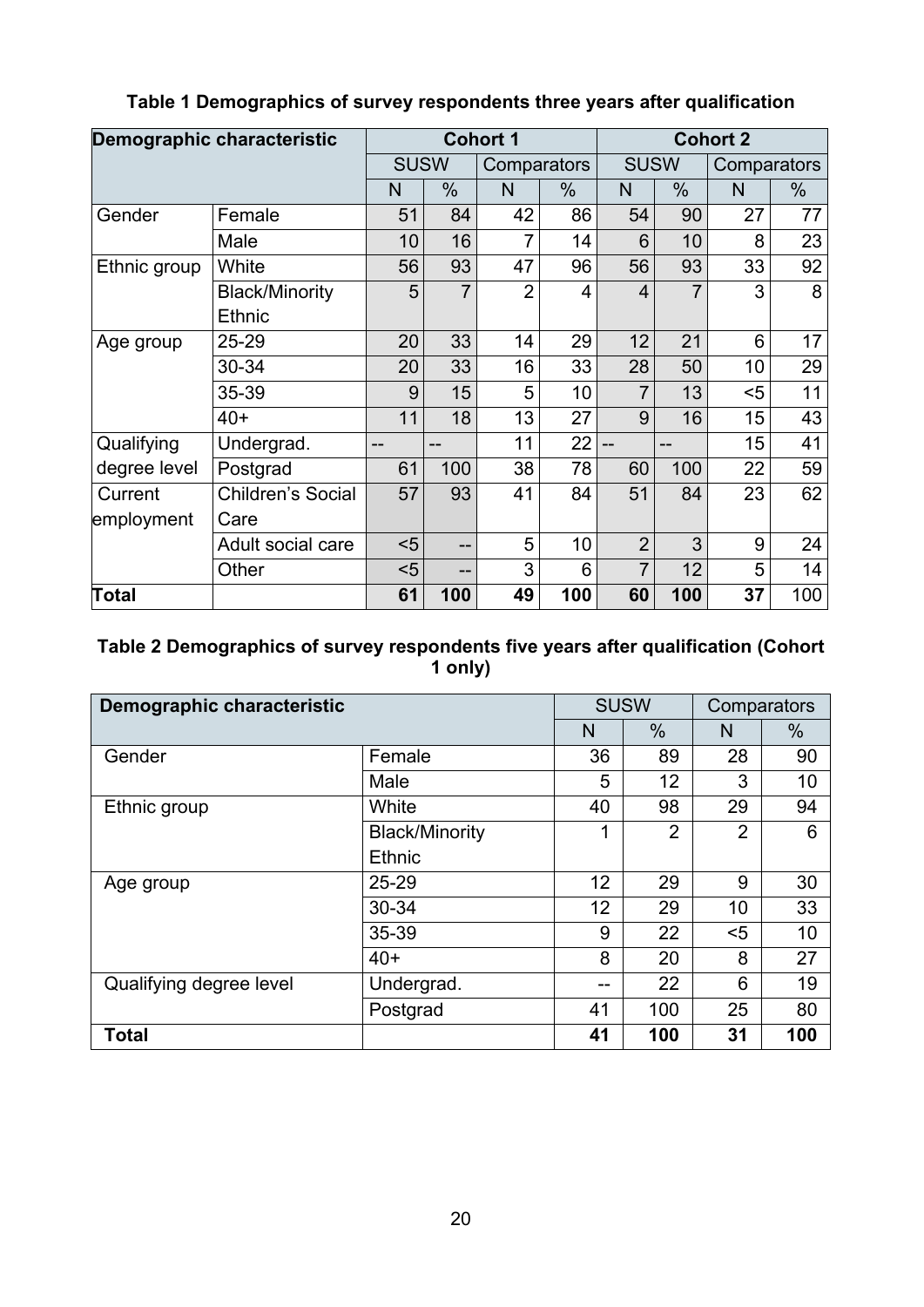**Table 1 Demographics of survey respondents three years after qualification**

| Demographic characteristic | | Cohort 1 | | | | Cohort 2 | | | |
|---|---|---|---|---|---|---|---|---|---|
| | | SUSW | | Comparators | | SUSW | | Comparators | |
| | | N | % | N | % | N | % | N | % |
| Gender | Female | 51 | 84 | 42 | 86 | 54 | 90 | 27 | 77 |
| | Male | 10 | 16 | 7 | 14 | 6 | 10 | 8 | 23 |
| Ethnic group | White | 56 | 93 | 47 | 96 | 56 | 93 | 33 | 92 |
| | Black/Minority Ethnic | 5 | 7 | 2 | 4 | 4 | 7 | 3 | 8 |
| Age group | 25-29 | 20 | 33 | 14 | 29 | 12 | 21 | 6 | 17 |
| | 30-34 | 20 | 33 | 16 | 33 | 28 | 50 | 10 | 29 |
| | 35-39 | 9 | 15 | 5 | 10 | 7 | 13 | <5 | 11 |
| | 40+ | 11 | 18 | 13 | 27 | 9 | 16 | 15 | 43 |
| Qualifying degree level | Undergrad. | -- | -- | 11 | 22 | -- | -- | 15 | 41 |
| | Postgrad | 61 | 100 | 38 | 78 | 60 | 100 | 22 | 59 |
| Current employment | Children's Social Care | 57 | 93 | 41 | 84 | 51 | 84 | 23 | 62 |
| | Adult social care | <5 | -- | 5 | 10 | 2 | 3 | 9 | 24 |
| | Other | <5 | -- | 3 | 6 | 7 | 12 | 5 | 14 |
| **Total** | | **61** | **100** | **49** | **100** | **60** | **100** | **37** | 100 |

**Table 2 Demographics of survey respondents five years after qualification (Cohort 1 only)**

| Demographic characteristic | | SUSW | | Comparators | |
|---|---|---|---|---|---|
| | | N | % | N | % |
| Gender | Female | 36 | 89 | 28 | 90 |
| | Male | 5 | 12 | 3 | 10 |
| Ethnic group | White | 40 | 98 | 29 | 94 |
| | Black/Minority Ethnic | 1 | 2 | 2 | 6 |
| Age group | 25-29 | 12 | 29 | 9 | 30 |
| | 30-34 | 12 | 29 | 10 | 33 |
| | 35-39 | 9 | 22 | <5 | 10 |
| | 40+ | 8 | 20 | 8 | 27 |
| Qualifying degree level | Undergrad. | -- | 22 | 6 | 19 |
| | Postgrad | 41 | 100 | 25 | 80 |
| **Total** | | **41** | **100** | **31** | **100** |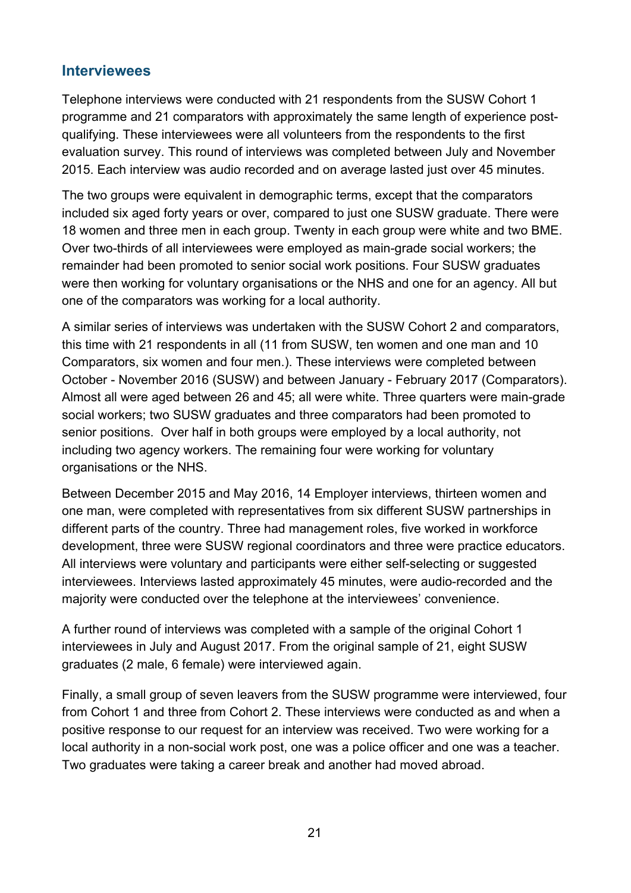## Interviewees

Telephone interviews were conducted with 21 respondents from the SUSW Cohort 1 programme and 21 comparators with approximately the same length of experience post-qualifying. These interviewees were all volunteers from the respondents to the first evaluation survey. This round of interviews was completed between July and November 2015. Each interview was audio recorded and on average lasted just over 45 minutes.

The two groups were equivalent in demographic terms, except that the comparators included six aged forty years or over, compared to just one SUSW graduate. There were 18 women and three men in each group. Twenty in each group were white and two BME. Over two-thirds of all interviewees were employed as main-grade social workers; the remainder had been promoted to senior social work positions. Four SUSW graduates were then working for voluntary organisations or the NHS and one for an agency. All but one of the comparators was working for a local authority.

A similar series of interviews was undertaken with the SUSW Cohort 2 and comparators, this time with 21 respondents in all (11 from SUSW, ten women and one man and 10 Comparators, six women and four men.). These interviews were completed between October - November 2016 (SUSW) and between January - February 2017 (Comparators). Almost all were aged between 26 and 45; all were white. Three quarters were main-grade social workers; two SUSW graduates and three comparators had been promoted to senior positions. Over half in both groups were employed by a local authority, not including two agency workers. The remaining four were working for voluntary organisations or the NHS.

Between December 2015 and May 2016, 14 Employer interviews, thirteen women and one man, were completed with representatives from six different SUSW partnerships in different parts of the country. Three had management roles, five worked in workforce development, three were SUSW regional coordinators and three were practice educators. All interviews were voluntary and participants were either self-selecting or suggested interviewees. Interviews lasted approximately 45 minutes, were audio-recorded and the majority were conducted over the telephone at the interviewees' convenience.

A further round of interviews was completed with a sample of the original Cohort 1 interviewees in July and August 2017. From the original sample of 21, eight SUSW graduates (2 male, 6 female) were interviewed again.

Finally, a small group of seven leavers from the SUSW programme were interviewed, four from Cohort 1 and three from Cohort 2. These interviews were conducted as and when a positive response to our request for an interview was received. Two were working for a local authority in a non-social work post, one was a police officer and one was a teacher. Two graduates were taking a career break and another had moved abroad.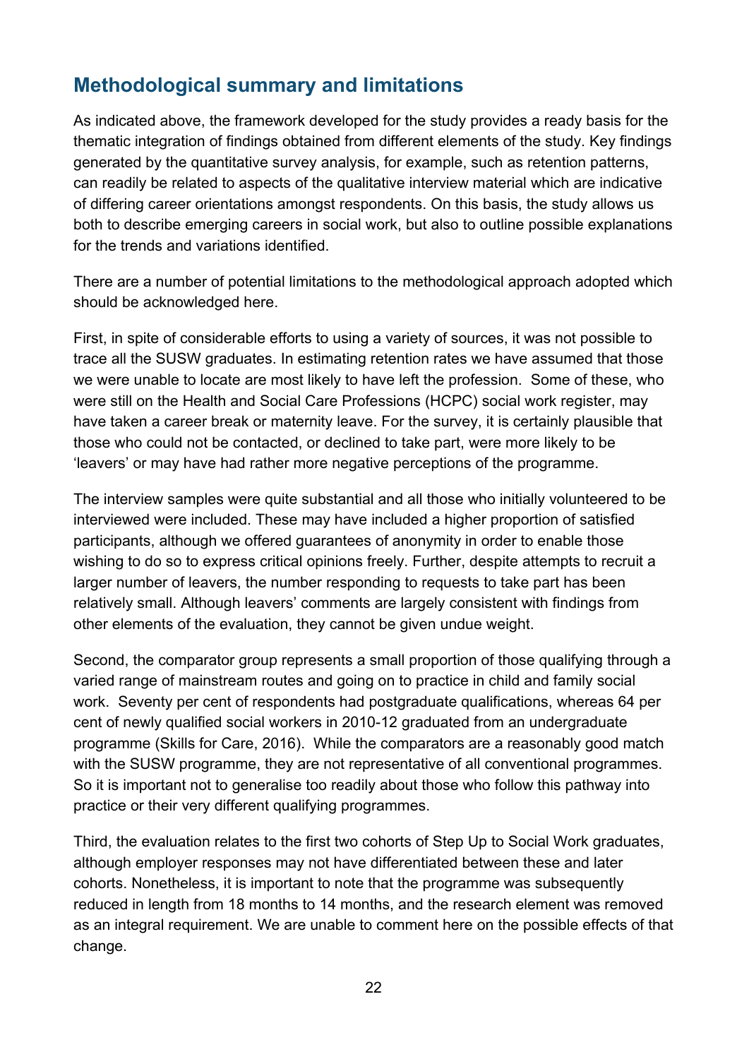## Methodological summary and limitations

As indicated above, the framework developed for the study provides a ready basis for the thematic integration of findings obtained from different elements of the study. Key findings generated by the quantitative survey analysis, for example, such as retention patterns, can readily be related to aspects of the qualitative interview material which are indicative of differing career orientations amongst respondents. On this basis, the study allows us both to describe emerging careers in social work, but also to outline possible explanations for the trends and variations identified.

There are a number of potential limitations to the methodological approach adopted which should be acknowledged here.

First, in spite of considerable efforts to using a variety of sources, it was not possible to trace all the SUSW graduates. In estimating retention rates we have assumed that those we were unable to locate are most likely to have left the profession. Some of these, who were still on the Health and Social Care Professions (HCPC) social work register, may have taken a career break or maternity leave. For the survey, it is certainly plausible that those who could not be contacted, or declined to take part, were more likely to be 'leavers' or may have had rather more negative perceptions of the programme.

The interview samples were quite substantial and all those who initially volunteered to be interviewed were included. These may have included a higher proportion of satisfied participants, although we offered guarantees of anonymity in order to enable those wishing to do so to express critical opinions freely. Further, despite attempts to recruit a larger number of leavers, the number responding to requests to take part has been relatively small. Although leavers' comments are largely consistent with findings from other elements of the evaluation, they cannot be given undue weight.

Second, the comparator group represents a small proportion of those qualifying through a varied range of mainstream routes and going on to practice in child and family social work. Seventy per cent of respondents had postgraduate qualifications, whereas 64 per cent of newly qualified social workers in 2010-12 graduated from an undergraduate programme (Skills for Care, 2016). While the comparators are a reasonably good match with the SUSW programme, they are not representative of all conventional programmes. So it is important not to generalise too readily about those who follow this pathway into practice or their very different qualifying programmes.

Third, the evaluation relates to the first two cohorts of Step Up to Social Work graduates, although employer responses may not have differentiated between these and later cohorts. Nonetheless, it is important to note that the programme was subsequently reduced in length from 18 months to 14 months, and the research element was removed as an integral requirement. We are unable to comment here on the possible effects of that change.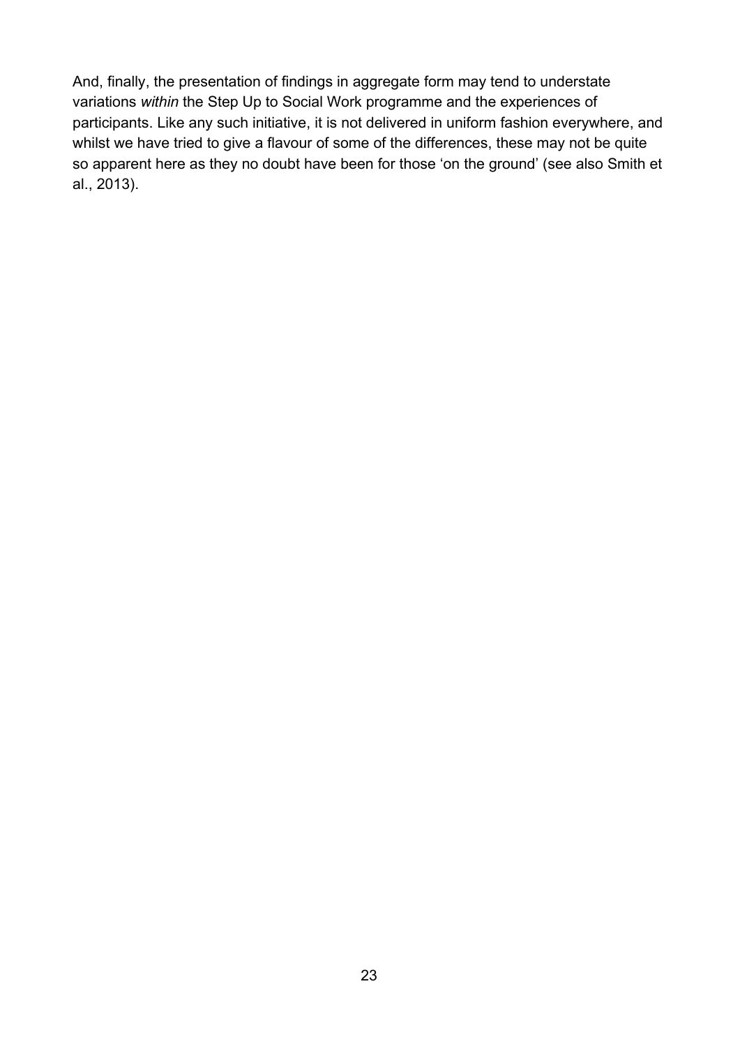And, finally, the presentation of findings in aggregate form may tend to understate variations *within* the Step Up to Social Work programme and the experiences of participants. Like any such initiative, it is not delivered in uniform fashion everywhere, and whilst we have tried to give a flavour of some of the differences, these may not be quite so apparent here as they no doubt have been for those 'on the ground' (see also Smith et al., 2013).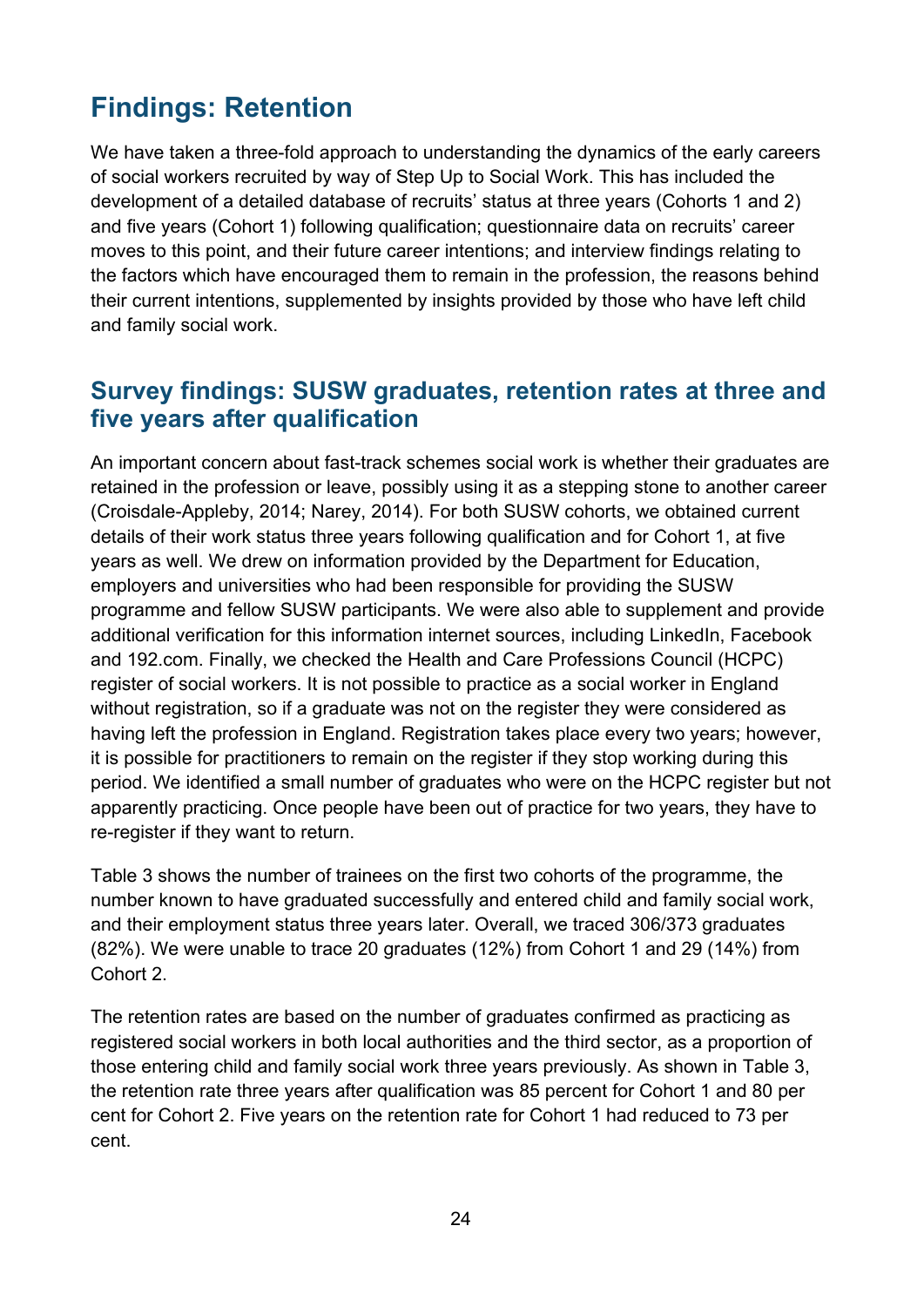# Findings: Retention

We have taken a three-fold approach to understanding the dynamics of the early careers of social workers recruited by way of Step Up to Social Work. This has included the development of a detailed database of recruits' status at three years (Cohorts 1 and 2) and five years (Cohort 1) following qualification; questionnaire data on recruits' career moves to this point, and their future career intentions; and interview findings relating to the factors which have encouraged them to remain in the profession, the reasons behind their current intentions, supplemented by insights provided by those who have left child and family social work.

## Survey findings: SUSW graduates, retention rates at three and five years after qualification

An important concern about fast-track schemes social work is whether their graduates are retained in the profession or leave, possibly using it as a stepping stone to another career (Croisdale-Appleby, 2014; Narey, 2014). For both SUSW cohorts, we obtained current details of their work status three years following qualification and for Cohort 1, at five years as well. We drew on information provided by the Department for Education, employers and universities who had been responsible for providing the SUSW programme and fellow SUSW participants. We were also able to supplement and provide additional verification for this information internet sources, including LinkedIn, Facebook and 192.com. Finally, we checked the Health and Care Professions Council (HCPC) register of social workers. It is not possible to practice as a social worker in England without registration, so if a graduate was not on the register they were considered as having left the profession in England. Registration takes place every two years; however, it is possible for practitioners to remain on the register if they stop working during this period. We identified a small number of graduates who were on the HCPC register but not apparently practicing. Once people have been out of practice for two years, they have to re-register if they want to return.

Table 3 shows the number of trainees on the first two cohorts of the programme, the number known to have graduated successfully and entered child and family social work, and their employment status three years later. Overall, we traced 306/373 graduates (82%). We were unable to trace 20 graduates (12%) from Cohort 1 and 29 (14%) from Cohort 2.

The retention rates are based on the number of graduates confirmed as practicing as registered social workers in both local authorities and the third sector, as a proportion of those entering child and family social work three years previously. As shown in Table 3, the retention rate three years after qualification was 85 percent for Cohort 1 and 80 per cent for Cohort 2. Five years on the retention rate for Cohort 1 had reduced to 73 per cent.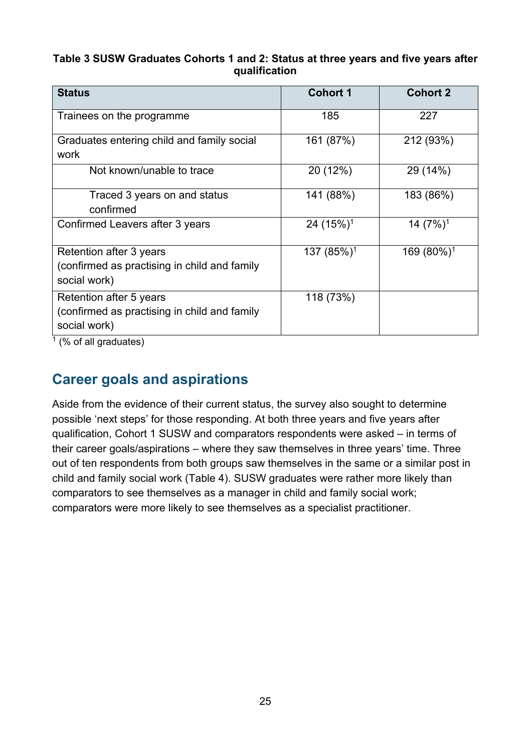**Table 3 SUSW Graduates Cohorts 1 and 2: Status at three years and five years after qualification**

| Status | Cohort 1 | Cohort 2 |
|---|---|---|
| Trainees on the programme | 185 | 227 |
| Graduates entering child and family social work | 161 (87%) | 212 (93%) |
| Not known/unable to trace | 20 (12%) | 29 (14%) |
| Traced 3 years on and status confirmed | 141 (88%) | 183 (86%) |
| Confirmed Leavers after 3 years | 24 (15%)[1] | 14 (7%)[1] |
| Retention after 3 years (confirmed as practising in child and family social work) | 137 (85%)[1] | 169 (80%)[1] |
| Retention after 5 years (confirmed as practising in child and family social work) | 118 (73%) | |

[1] (% of all graduates)

## Career goals and aspirations

Aside from the evidence of their current status, the survey also sought to determine possible 'next steps' for those responding. At both three years and five years after qualification, Cohort 1 SUSW and comparators respondents were asked – in terms of their career goals/aspirations – where they saw themselves in three years' time. Three out of ten respondents from both groups saw themselves in the same or a similar post in child and family social work (Table 4). SUSW graduates were rather more likely than comparators to see themselves as a manager in child and family social work; comparators were more likely to see themselves as a specialist practitioner.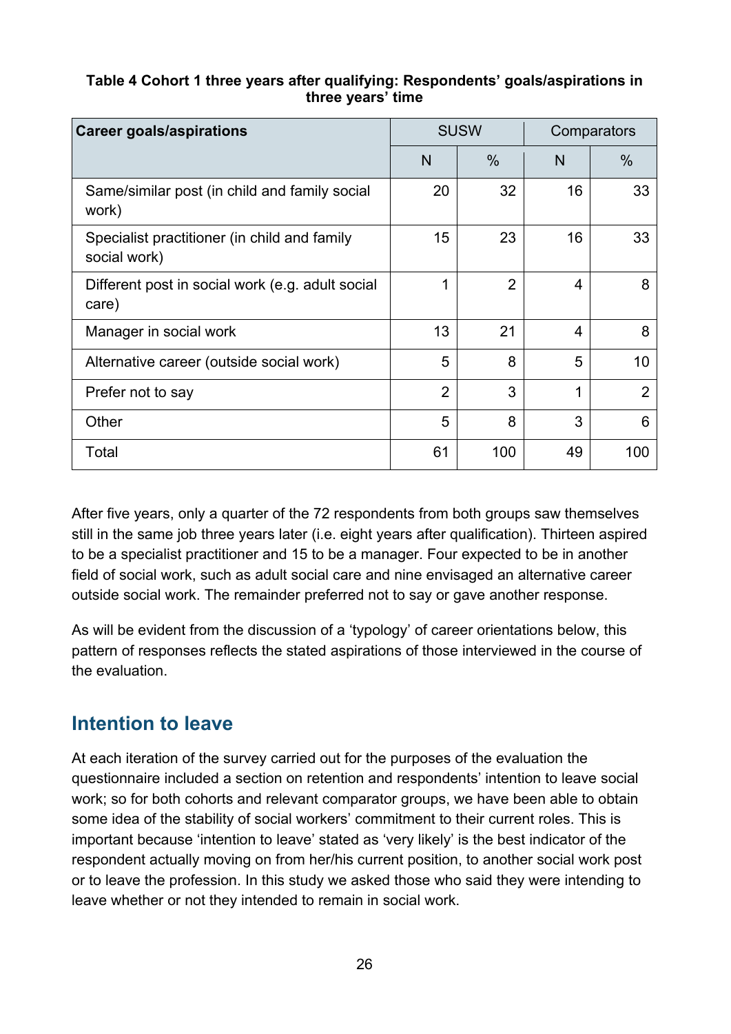**Table 4 Cohort 1 three years after qualifying: Respondents' goals/aspirations in three years' time**

| Career goals/aspirations | SUSW | | Comparators | |
|---|---|---|---|---|
| | N | % | N | % |
| Same/similar post (in child and family social work) | 20 | 32 | 16 | 33 |
| Specialist practitioner (in child and family social work) | 15 | 23 | 16 | 33 |
| Different post in social work (e.g. adult social care) | 1 | 2 | 4 | 8 |
| Manager in social work | 13 | 21 | 4 | 8 |
| Alternative career (outside social work) | 5 | 8 | 5 | 10 |
| Prefer not to say | 2 | 3 | 1 | 2 |
| Other | 5 | 8 | 3 | 6 |
| Total | 61 | 100 | 49 | 100 |

After five years, only a quarter of the 72 respondents from both groups saw themselves still in the same job three years later (i.e. eight years after qualification). Thirteen aspired to be a specialist practitioner and 15 to be a manager. Four expected to be in another field of social work, such as adult social care and nine envisaged an alternative career outside social work. The remainder preferred not to say or gave another response.

As will be evident from the discussion of a 'typology' of career orientations below, this pattern of responses reflects the stated aspirations of those interviewed in the course of the evaluation.

## Intention to leave

At each iteration of the survey carried out for the purposes of the evaluation the questionnaire included a section on retention and respondents' intention to leave social work; so for both cohorts and relevant comparator groups, we have been able to obtain some idea of the stability of social workers' commitment to their current roles. This is important because 'intention to leave' stated as 'very likely' is the best indicator of the respondent actually moving on from her/his current position, to another social work post or to leave the profession. In this study we asked those who said they were intending to leave whether or not they intended to remain in social work.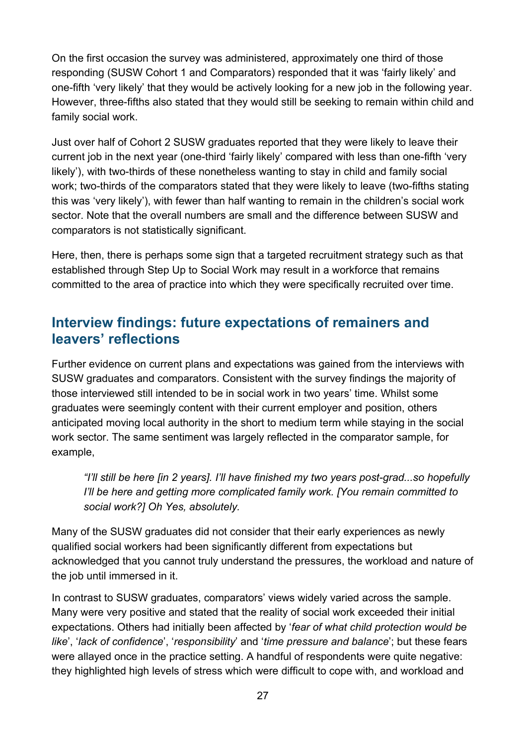On the first occasion the survey was administered, approximately one third of those responding (SUSW Cohort 1 and Comparators) responded that it was 'fairly likely' and one-fifth 'very likely' that they would be actively looking for a new job in the following year. However, three-fifths also stated that they would still be seeking to remain within child and family social work.

Just over half of Cohort 2 SUSW graduates reported that they were likely to leave their current job in the next year (one-third 'fairly likely' compared with less than one-fifth 'very likely'), with two-thirds of these nonetheless wanting to stay in child and family social work; two-thirds of the comparators stated that they were likely to leave (two-fifths stating this was 'very likely'), with fewer than half wanting to remain in the children's social work sector. Note that the overall numbers are small and the difference between SUSW and comparators is not statistically significant.

Here, then, there is perhaps some sign that a targeted recruitment strategy such as that established through Step Up to Social Work may result in a workforce that remains committed to the area of practice into which they were specifically recruited over time.

## Interview findings: future expectations of remainers and leavers' reflections

Further evidence on current plans and expectations was gained from the interviews with SUSW graduates and comparators. Consistent with the survey findings the majority of those interviewed still intended to be in social work in two years' time. Whilst some graduates were seemingly content with their current employer and position, others anticipated moving local authority in the short to medium term while staying in the social work sector. The same sentiment was largely reflected in the comparator sample, for example,

> *"I'll still be here [in 2 years]. I'll have finished my two years post-grad...so hopefully I'll be here and getting more complicated family work. [You remain committed to social work?] Oh Yes, absolutely.*

Many of the SUSW graduates did not consider that their early experiences as newly qualified social workers had been significantly different from expectations but acknowledged that you cannot truly understand the pressures, the workload and nature of the job until immersed in it.

In contrast to SUSW graduates, comparators' views widely varied across the sample. Many were very positive and stated that the reality of social work exceeded their initial expectations. Others had initially been affected by '*fear of what child protection would be like*', '*lack of confidence*', '*responsibility*' and '*time pressure and balance*'; but these fears were allayed once in the practice setting. A handful of respondents were quite negative: they highlighted high levels of stress which were difficult to cope with, and workload and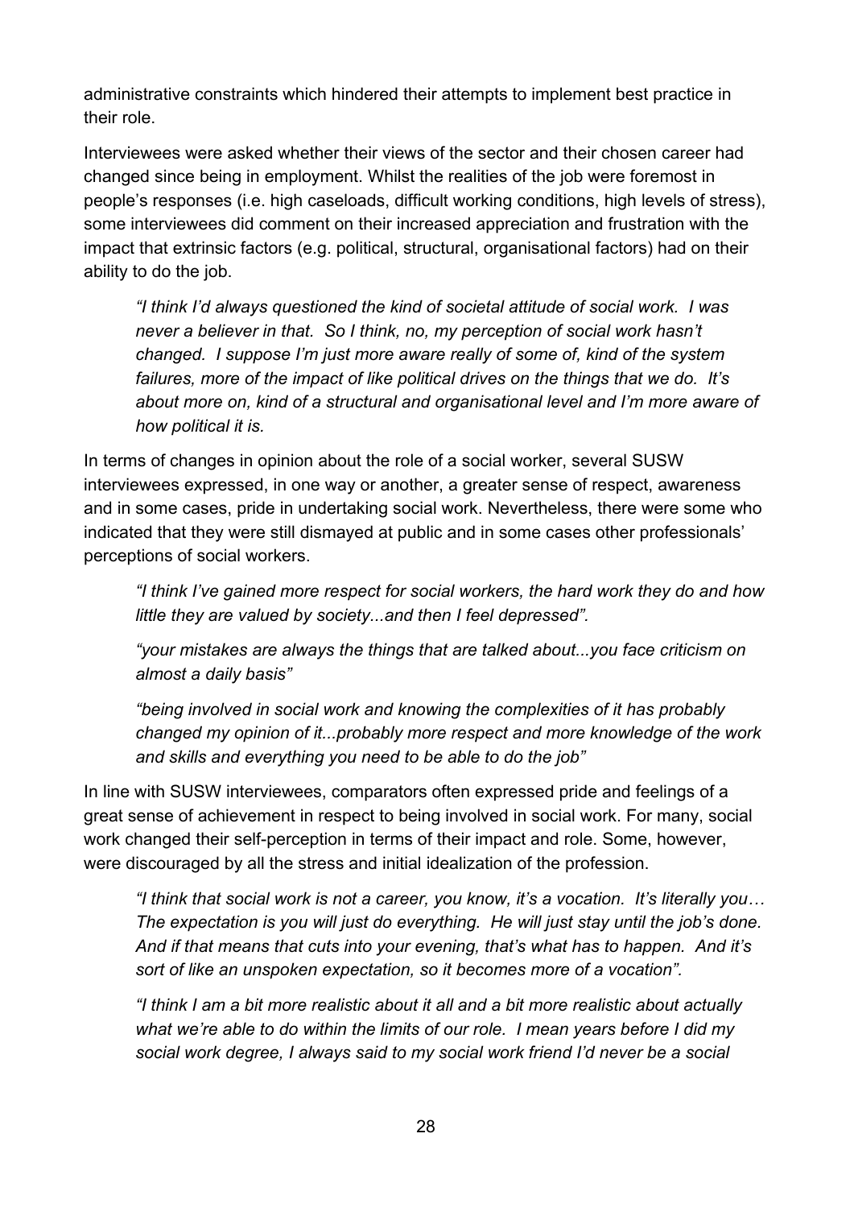administrative constraints which hindered their attempts to implement best practice in their role.

Interviewees were asked whether their views of the sector and their chosen career had changed since being in employment. Whilst the realities of the job were foremost in people's responses (i.e. high caseloads, difficult working conditions, high levels of stress), some interviewees did comment on their increased appreciation and frustration with the impact that extrinsic factors (e.g. political, structural, organisational factors) had on their ability to do the job.

> *"I think I'd always questioned the kind of societal attitude of social work. I was never a believer in that. So I think, no, my perception of social work hasn't changed. I suppose I'm just more aware really of some of, kind of the system failures, more of the impact of like political drives on the things that we do. It's about more on, kind of a structural and organisational level and I'm more aware of how political it is.*

In terms of changes in opinion about the role of a social worker, several SUSW interviewees expressed, in one way or another, a greater sense of respect, awareness and in some cases, pride in undertaking social work. Nevertheless, there were some who indicated that they were still dismayed at public and in some cases other professionals' perceptions of social workers.

> *"I think I've gained more respect for social workers, the hard work they do and how little they are valued by society...and then I feel depressed".*

> *"your mistakes are always the things that are talked about...you face criticism on almost a daily basis"*

> *"being involved in social work and knowing the complexities of it has probably changed my opinion of it...probably more respect and more knowledge of the work and skills and everything you need to be able to do the job"*

In line with SUSW interviewees, comparators often expressed pride and feelings of a great sense of achievement in respect to being involved in social work. For many, social work changed their self-perception in terms of their impact and role. Some, however, were discouraged by all the stress and initial idealization of the profession.

> *"I think that social work is not a career, you know, it's a vocation. It's literally you… The expectation is you will just do everything. He will just stay until the job's done. And if that means that cuts into your evening, that's what has to happen. And it's sort of like an unspoken expectation, so it becomes more of a vocation".*

> *"I think I am a bit more realistic about it all and a bit more realistic about actually what we're able to do within the limits of our role. I mean years before I did my social work degree, I always said to my social work friend I'd never be a social*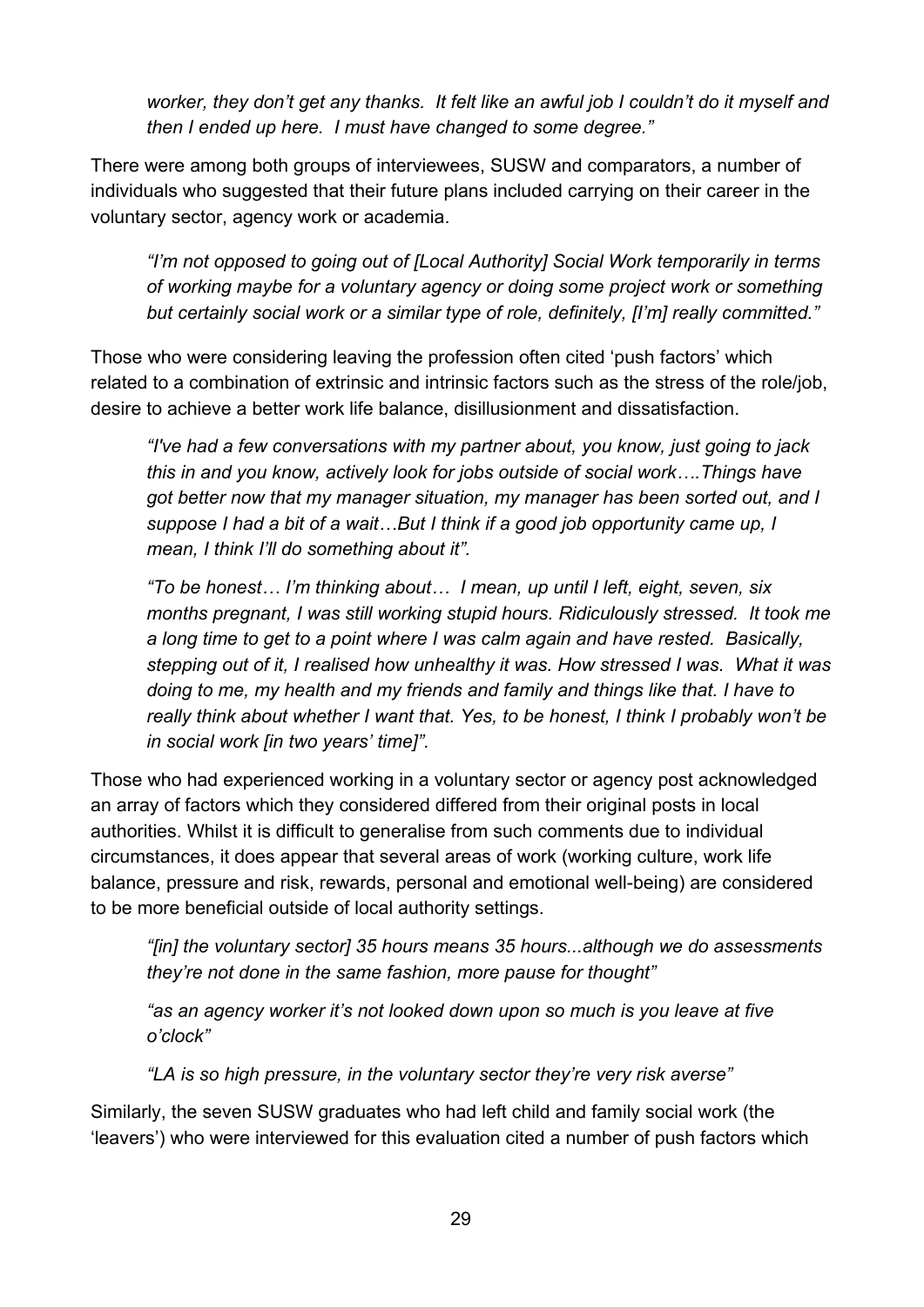*worker, they don't get any thanks. It felt like an awful job I couldn't do it myself and then I ended up here. I must have changed to some degree."*

There were among both groups of interviewees, SUSW and comparators, a number of individuals who suggested that their future plans included carrying on their career in the voluntary sector, agency work or academia.

> *"I'm not opposed to going out of [Local Authority] Social Work temporarily in terms of working maybe for a voluntary agency or doing some project work or something but certainly social work or a similar type of role, definitely, [I'm] really committed."*

Those who were considering leaving the profession often cited 'push factors' which related to a combination of extrinsic and intrinsic factors such as the stress of the role/job, desire to achieve a better work life balance, disillusionment and dissatisfaction.

> *"I've had a few conversations with my partner about, you know, just going to jack this in and you know, actively look for jobs outside of social work….Things have got better now that my manager situation, my manager has been sorted out, and I suppose I had a bit of a wait…But I think if a good job opportunity came up, I mean, I think I'll do something about it".*

> *"To be honest… I'm thinking about… I mean, up until I left, eight, seven, six months pregnant, I was still working stupid hours. Ridiculously stressed. It took me a long time to get to a point where I was calm again and have rested. Basically, stepping out of it, I realised how unhealthy it was. How stressed I was. What it was doing to me, my health and my friends and family and things like that. I have to really think about whether I want that. Yes, to be honest, I think I probably won't be in social work [in two years' time]".*

Those who had experienced working in a voluntary sector or agency post acknowledged an array of factors which they considered differed from their original posts in local authorities. Whilst it is difficult to generalise from such comments due to individual circumstances, it does appear that several areas of work (working culture, work life balance, pressure and risk, rewards, personal and emotional well-being) are considered to be more beneficial outside of local authority settings.

> *"[in] the voluntary sector] 35 hours means 35 hours...although we do assessments they're not done in the same fashion, more pause for thought"*

> *"as an agency worker it's not looked down upon so much is you leave at five o'clock"*

> *"LA is so high pressure, in the voluntary sector they're very risk averse"*

Similarly, the seven SUSW graduates who had left child and family social work (the 'leavers') who were interviewed for this evaluation cited a number of push factors which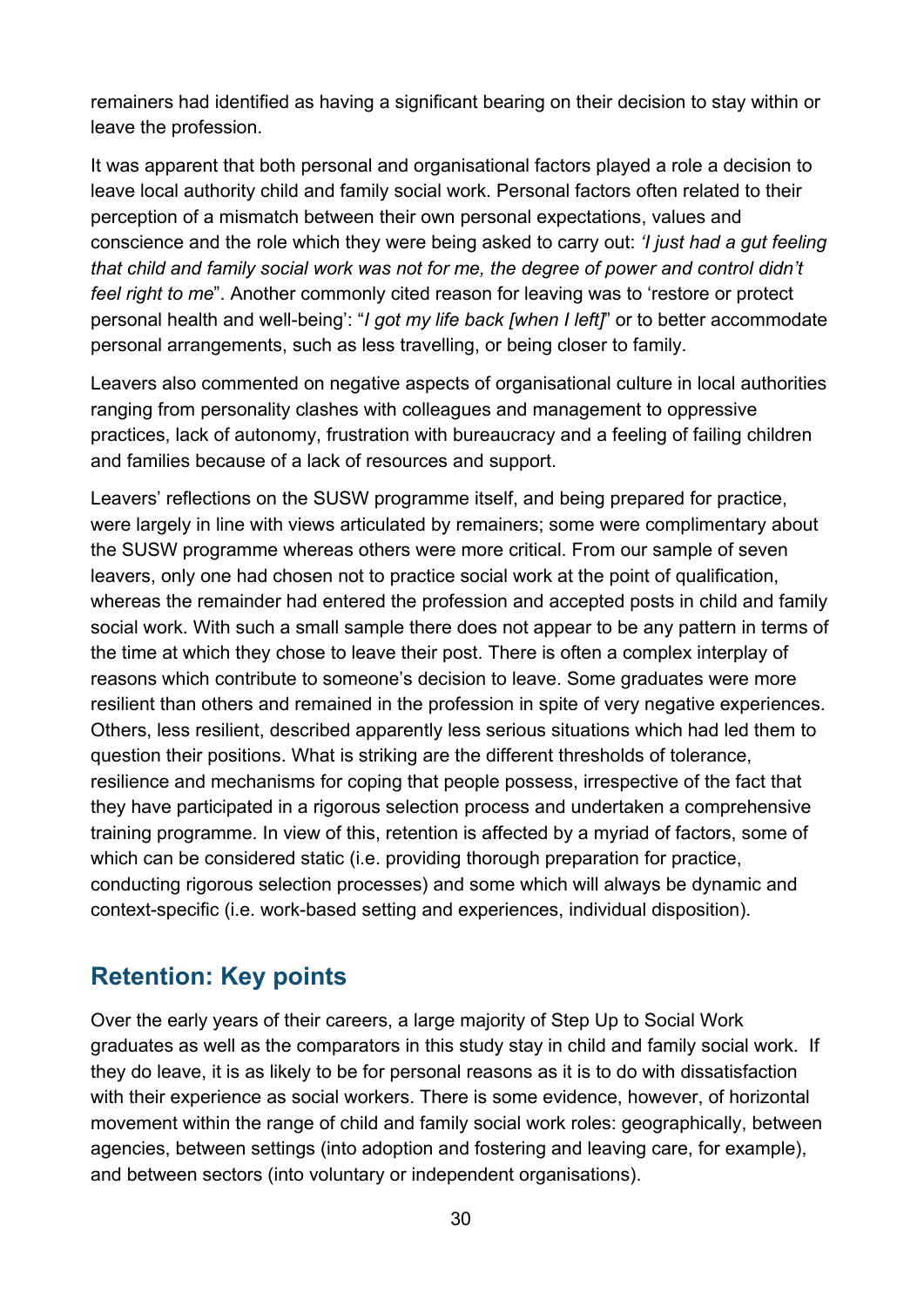remainers had identified as having a significant bearing on their decision to stay within or leave the profession.

It was apparent that both personal and organisational factors played a role a decision to leave local authority child and family social work. Personal factors often related to their perception of a mismatch between their own personal expectations, values and conscience and the role which they were being asked to carry out: *'I just had a gut feeling that child and family social work was not for me, the degree of power and control didn't feel right to me*". Another commonly cited reason for leaving was to 'restore or protect personal health and well-being': "*I got my life back [when I left]*" or to better accommodate personal arrangements, such as less travelling, or being closer to family.

Leavers also commented on negative aspects of organisational culture in local authorities ranging from personality clashes with colleagues and management to oppressive practices, lack of autonomy, frustration with bureaucracy and a feeling of failing children and families because of a lack of resources and support.

Leavers' reflections on the SUSW programme itself, and being prepared for practice, were largely in line with views articulated by remainers; some were complimentary about the SUSW programme whereas others were more critical. From our sample of seven leavers, only one had chosen not to practice social work at the point of qualification, whereas the remainder had entered the profession and accepted posts in child and family social work. With such a small sample there does not appear to be any pattern in terms of the time at which they chose to leave their post. There is often a complex interplay of reasons which contribute to someone's decision to leave. Some graduates were more resilient than others and remained in the profession in spite of very negative experiences. Others, less resilient, described apparently less serious situations which had led them to question their positions. What is striking are the different thresholds of tolerance, resilience and mechanisms for coping that people possess, irrespective of the fact that they have participated in a rigorous selection process and undertaken a comprehensive training programme. In view of this, retention is affected by a myriad of factors, some of which can be considered static (i.e. providing thorough preparation for practice, conducting rigorous selection processes) and some which will always be dynamic and context-specific (i.e. work-based setting and experiences, individual disposition).

## Retention: Key points

Over the early years of their careers, a large majority of Step Up to Social Work graduates as well as the comparators in this study stay in child and family social work. If they do leave, it is as likely to be for personal reasons as it is to do with dissatisfaction with their experience as social workers. There is some evidence, however, of horizontal movement within the range of child and family social work roles: geographically, between agencies, between settings (into adoption and fostering and leaving care, for example), and between sectors (into voluntary or independent organisations).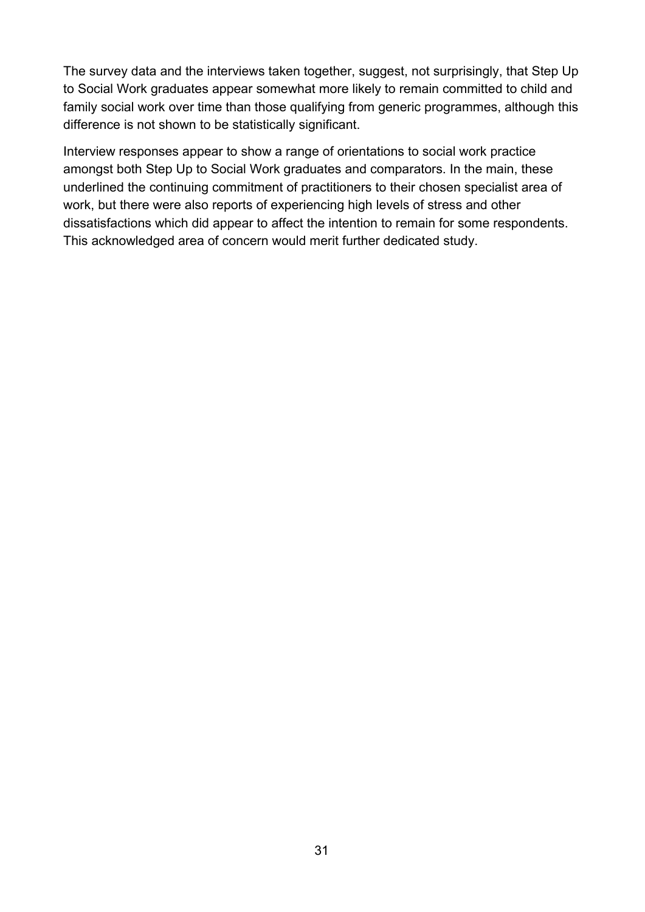The survey data and the interviews taken together, suggest, not surprisingly, that Step Up to Social Work graduates appear somewhat more likely to remain committed to child and family social work over time than those qualifying from generic programmes, although this difference is not shown to be statistically significant.

Interview responses appear to show a range of orientations to social work practice amongst both Step Up to Social Work graduates and comparators. In the main, these underlined the continuing commitment of practitioners to their chosen specialist area of work, but there were also reports of experiencing high levels of stress and other dissatisfactions which did appear to affect the intention to remain for some respondents. This acknowledged area of concern would merit further dedicated study.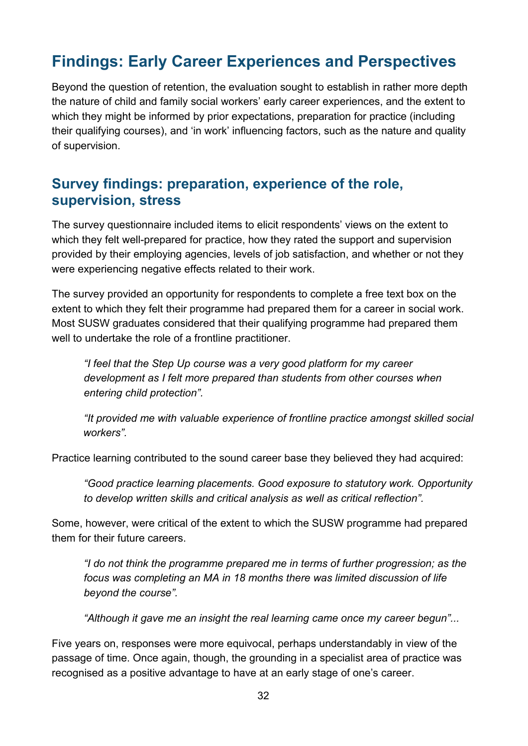# Findings: Early Career Experiences and Perspectives

Beyond the question of retention, the evaluation sought to establish in rather more depth the nature of child and family social workers' early career experiences, and the extent to which they might be informed by prior expectations, preparation for practice (including their qualifying courses), and 'in work' influencing factors, such as the nature and quality of supervision.

## Survey findings: preparation, experience of the role, supervision, stress

The survey questionnaire included items to elicit respondents' views on the extent to which they felt well-prepared for practice, how they rated the support and supervision provided by their employing agencies, levels of job satisfaction, and whether or not they were experiencing negative effects related to their work.

The survey provided an opportunity for respondents to complete a free text box on the extent to which they felt their programme had prepared them for a career in social work. Most SUSW graduates considered that their qualifying programme had prepared them well to undertake the role of a frontline practitioner.

> *"I feel that the Step Up course was a very good platform for my career development as I felt more prepared than students from other courses when entering child protection".*

> *"It provided me with valuable experience of frontline practice amongst skilled social workers".*

Practice learning contributed to the sound career base they believed they had acquired:

> *"Good practice learning placements. Good exposure to statutory work. Opportunity to develop written skills and critical analysis as well as critical reflection".*

Some, however, were critical of the extent to which the SUSW programme had prepared them for their future careers.

> *"I do not think the programme prepared me in terms of further progression; as the focus was completing an MA in 18 months there was limited discussion of life beyond the course".*

> *"Although it gave me an insight the real learning came once my career begun"...*

Five years on, responses were more equivocal, perhaps understandably in view of the passage of time. Once again, though, the grounding in a specialist area of practice was recognised as a positive advantage to have at an early stage of one's career.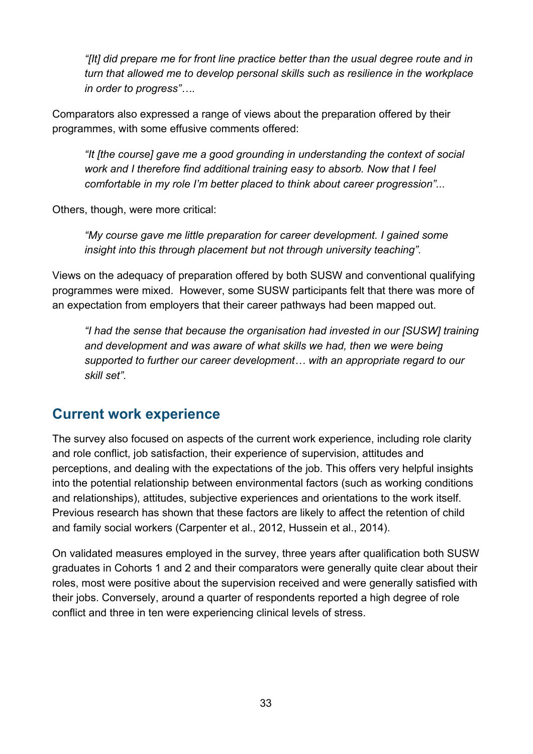*"[It] did prepare me for front line practice better than the usual degree route and in turn that allowed me to develop personal skills such as resilience in the workplace in order to progress"….*

Comparators also expressed a range of views about the preparation offered by their programmes, with some effusive comments offered:

*"It [the course] gave me a good grounding in understanding the context of social work and I therefore find additional training easy to absorb. Now that I feel comfortable in my role I'm better placed to think about career progression"...*

Others, though, were more critical:

*"My course gave me little preparation for career development. I gained some insight into this through placement but not through university teaching".*

Views on the adequacy of preparation offered by both SUSW and conventional qualifying programmes were mixed. However, some SUSW participants felt that there was more of an expectation from employers that their career pathways had been mapped out.

*"I had the sense that because the organisation had invested in our [SUSW] training and development and was aware of what skills we had, then we were being supported to further our career development… with an appropriate regard to our skill set".*

## Current work experience

The survey also focused on aspects of the current work experience, including role clarity and role conflict, job satisfaction, their experience of supervision, attitudes and perceptions, and dealing with the expectations of the job. This offers very helpful insights into the potential relationship between environmental factors (such as working conditions and relationships), attitudes, subjective experiences and orientations to the work itself. Previous research has shown that these factors are likely to affect the retention of child and family social workers (Carpenter et al., 2012, Hussein et al., 2014).

On validated measures employed in the survey, three years after qualification both SUSW graduates in Cohorts 1 and 2 and their comparators were generally quite clear about their roles, most were positive about the supervision received and were generally satisfied with their jobs. Conversely, around a quarter of respondents reported a high degree of role conflict and three in ten were experiencing clinical levels of stress.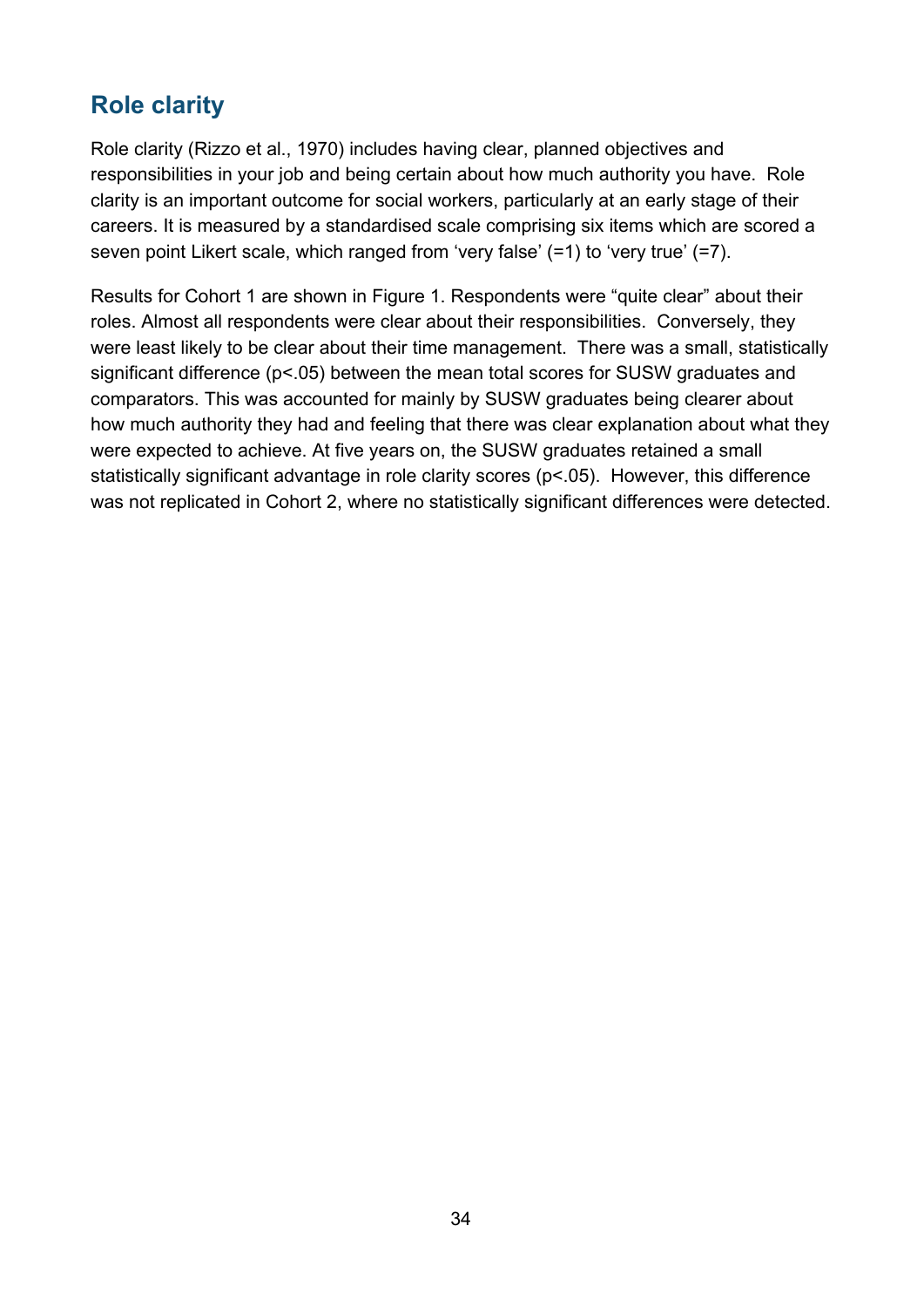## Role clarity

Role clarity (Rizzo et al., 1970) includes having clear, planned objectives and responsibilities in your job and being certain about how much authority you have. Role clarity is an important outcome for social workers, particularly at an early stage of their careers. It is measured by a standardised scale comprising six items which are scored a seven point Likert scale, which ranged from 'very false' (=1) to 'very true' (=7).

Results for Cohort 1 are shown in Figure 1. Respondents were "quite clear" about their roles. Almost all respondents were clear about their responsibilities. Conversely, they were least likely to be clear about their time management. There was a small, statistically significant difference ($p<.05$) between the mean total scores for SUSW graduates and comparators. This was accounted for mainly by SUSW graduates being clearer about how much authority they had and feeling that there was clear explanation about what they were expected to achieve. At five years on, the SUSW graduates retained a small statistically significant advantage in role clarity scores ($p<.05$). However, this difference was not replicated in Cohort 2, where no statistically significant differences were detected.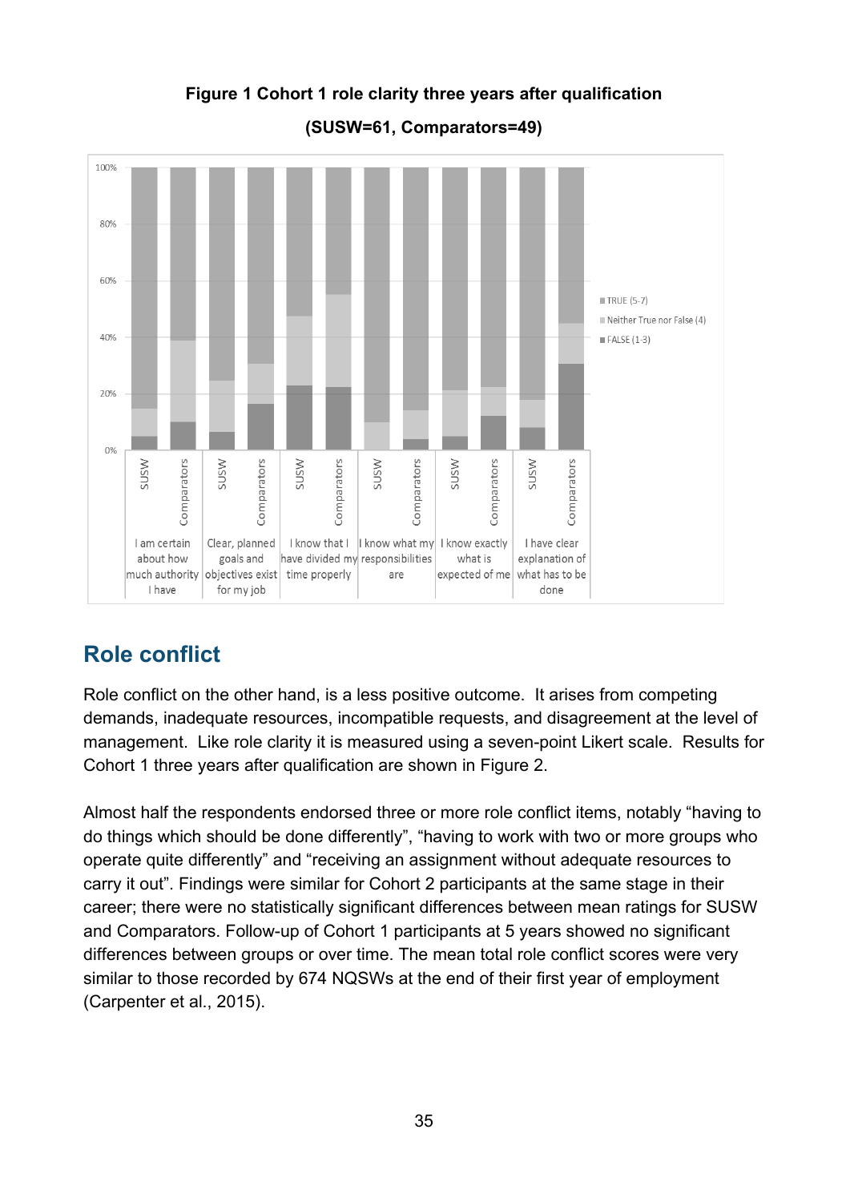**Figure 1 Cohort 1 role clarity three years after qualification**

**(SUSW=61, Comparators=49)**

## Role conflict

Role conflict on the other hand, is a less positive outcome. It arises from competing demands, inadequate resources, incompatible requests, and disagreement at the level of management. Like role clarity it is measured using a seven-point Likert scale. Results for Cohort 1 three years after qualification are shown in Figure 2.

Almost half the respondents endorsed three or more role conflict items, notably “having to do things which should be done differently”, “having to work with two or more groups who operate quite differently” and “receiving an assignment without adequate resources to carry it out”. Findings were similar for Cohort 2 participants at the same stage in their career; there were no statistically significant differences between mean ratings for SUSW and Comparators. Follow-up of Cohort 1 participants at 5 years showed no significant differences between groups or over time. The mean total role conflict scores were very similar to those recorded by 674 NQSWs at the end of their first year of employment (Carpenter et al., 2015).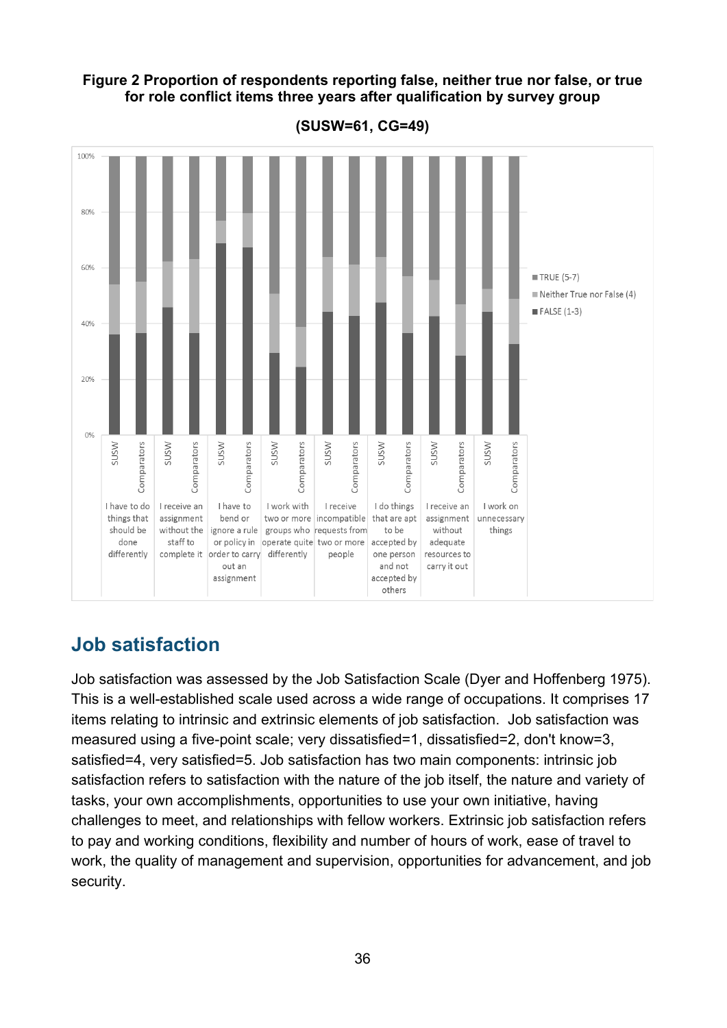**Figure 2 Proportion of respondents reporting false, neither true nor false, or true for role conflict items three years after qualification by survey group**

**(SUSW=61, CG=49)**

## Job satisfaction

Job satisfaction was assessed by the Job Satisfaction Scale (Dyer and Hoffenberg 1975). This is a well-established scale used across a wide range of occupations. It comprises 17 items relating to intrinsic and extrinsic elements of job satisfaction. Job satisfaction was measured using a five-point scale; very dissatisfied=1, dissatisfied=2, don't know=3, satisfied=4, very satisfied=5. Job satisfaction has two main components: intrinsic job satisfaction refers to satisfaction with the nature of the job itself, the nature and variety of tasks, your own accomplishments, opportunities to use your own initiative, having challenges to meet, and relationships with fellow workers. Extrinsic job satisfaction refers to pay and working conditions, flexibility and number of hours of work, ease of travel to work, the quality of management and supervision, opportunities for advancement, and job security.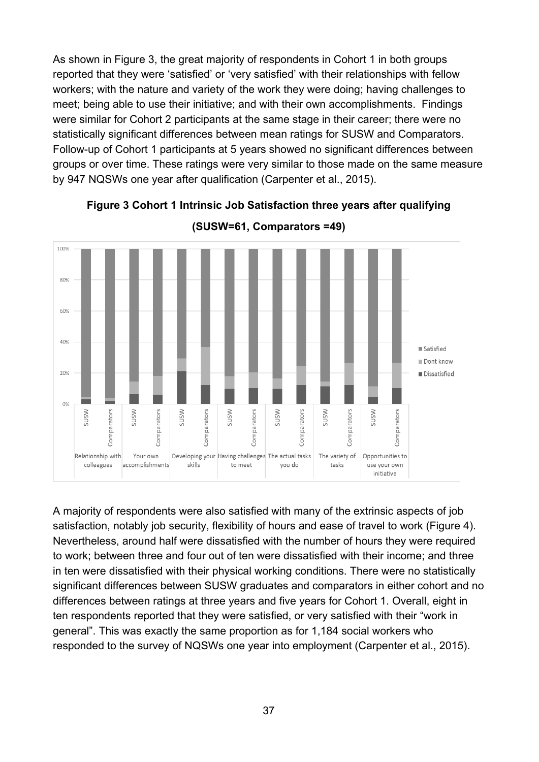As shown in Figure 3, the great majority of respondents in Cohort 1 in both groups reported that they were 'satisfied' or 'very satisfied' with their relationships with fellow workers; with the nature and variety of the work they were doing; having challenges to meet; being able to use their initiative; and with their own accomplishments. Findings were similar for Cohort 2 participants at the same stage in their career; there were no statistically significant differences between mean ratings for SUSW and Comparators. Follow-up of Cohort 1 participants at 5 years showed no significant differences between groups or over time. These ratings were very similar to those made on the same measure by 947 NQSWs one year after qualification (Carpenter et al., 2015).

**Figure 3 Cohort 1 Intrinsic Job Satisfaction three years after qualifying (SUSW=61, Comparators =49)**

A majority of respondents were also satisfied with many of the extrinsic aspects of job satisfaction, notably job security, flexibility of hours and ease of travel to work (Figure 4). Nevertheless, around half were dissatisfied with the number of hours they were required to work; between three and four out of ten were dissatisfied with their income; and three in ten were dissatisfied with their physical working conditions. There were no statistically significant differences between SUSW graduates and comparators in either cohort and no differences between ratings at three years and five years for Cohort 1. Overall, eight in ten respondents reported that they were satisfied, or very satisfied with their "work in general". This was exactly the same proportion as for 1,184 social workers who responded to the survey of NQSWs one year into employment (Carpenter et al., 2015).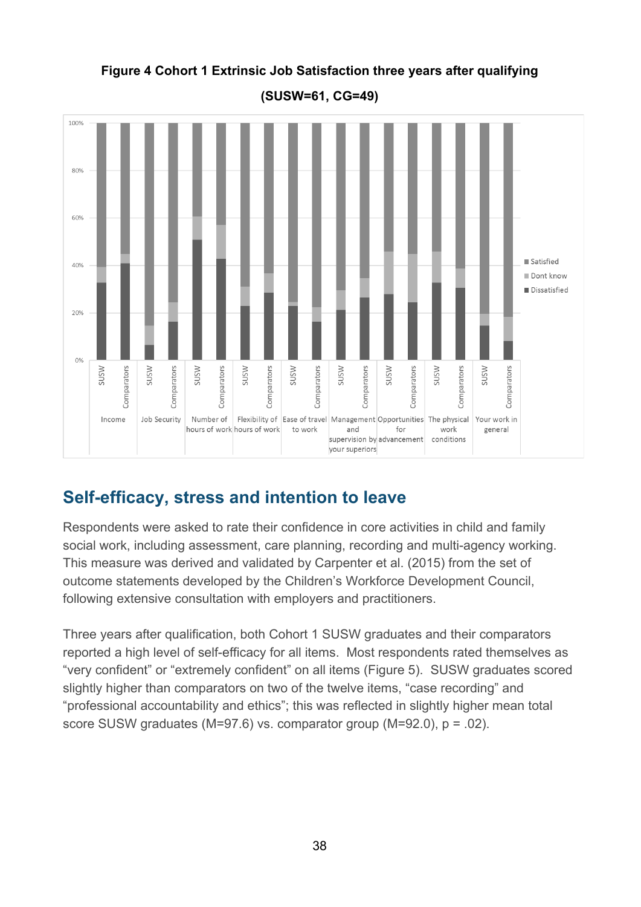**Figure 4 Cohort 1 Extrinsic Job Satisfaction three years after qualifying (SUSW=61, CG=49)**

## Self-efficacy, stress and intention to leave

Respondents were asked to rate their confidence in core activities in child and family social work, including assessment, care planning, recording and multi-agency working. This measure was derived and validated by Carpenter et al. (2015) from the set of outcome statements developed by the Children's Workforce Development Council, following extensive consultation with employers and practitioners.

Three years after qualification, both Cohort 1 SUSW graduates and their comparators reported a high level of self-efficacy for all items. Most respondents rated themselves as "very confident" or "extremely confident" on all items (Figure 5). SUSW graduates scored slightly higher than comparators on two of the twelve items, "case recording" and "professional accountability and ethics"; this was reflected in slightly higher mean total score SUSW graduates (M=97.6) vs. comparator group (M=92.0), p = .02).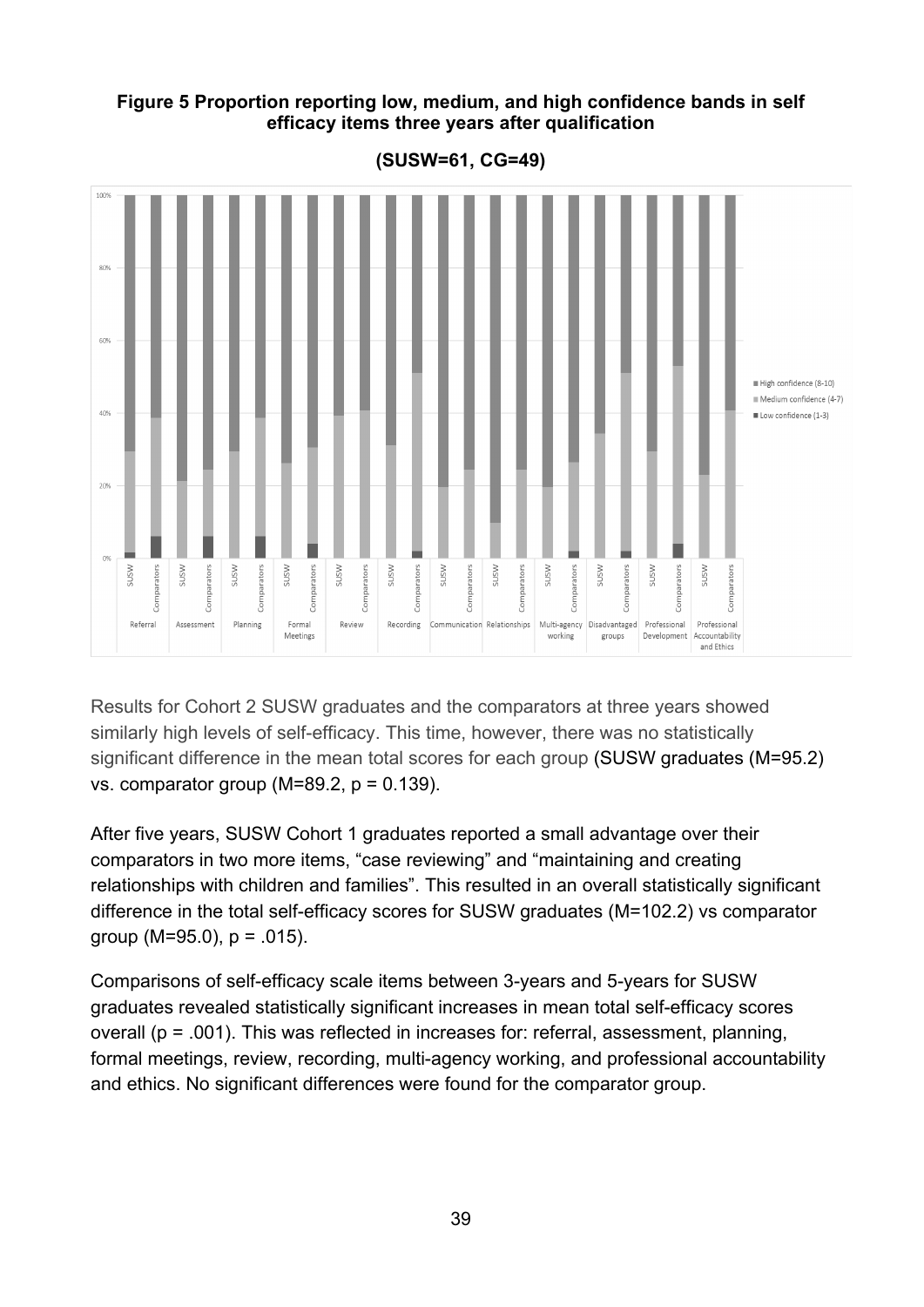**Figure 5 Proportion reporting low, medium, and high confidence bands in self efficacy items three years after qualification**

**(SUSW=61, CG=49)**

Results for Cohort 2 SUSW graduates and the comparators at three years showed similarly high levels of self-efficacy. This time, however, there was no statistically significant difference in the mean total scores for each group (SUSW graduates (M=95.2) vs. comparator group (M=89.2, $p = 0.139$).

After five years, SUSW Cohort 1 graduates reported a small advantage over their comparators in two more items, "case reviewing" and "maintaining and creating relationships with children and families". This resulted in an overall statistically significant difference in the total self-efficacy scores for SUSW graduates (M=102.2) vs comparator group (M=95.0), $p = .015$).

Comparisons of self-efficacy scale items between 3-years and 5-years for SUSW graduates revealed statistically significant increases in mean total self-efficacy scores overall ($p = .001$). This was reflected in increases for: referral, assessment, planning, formal meetings, review, recording, multi-agency working, and professional accountability and ethics. No significant differences were found for the comparator group.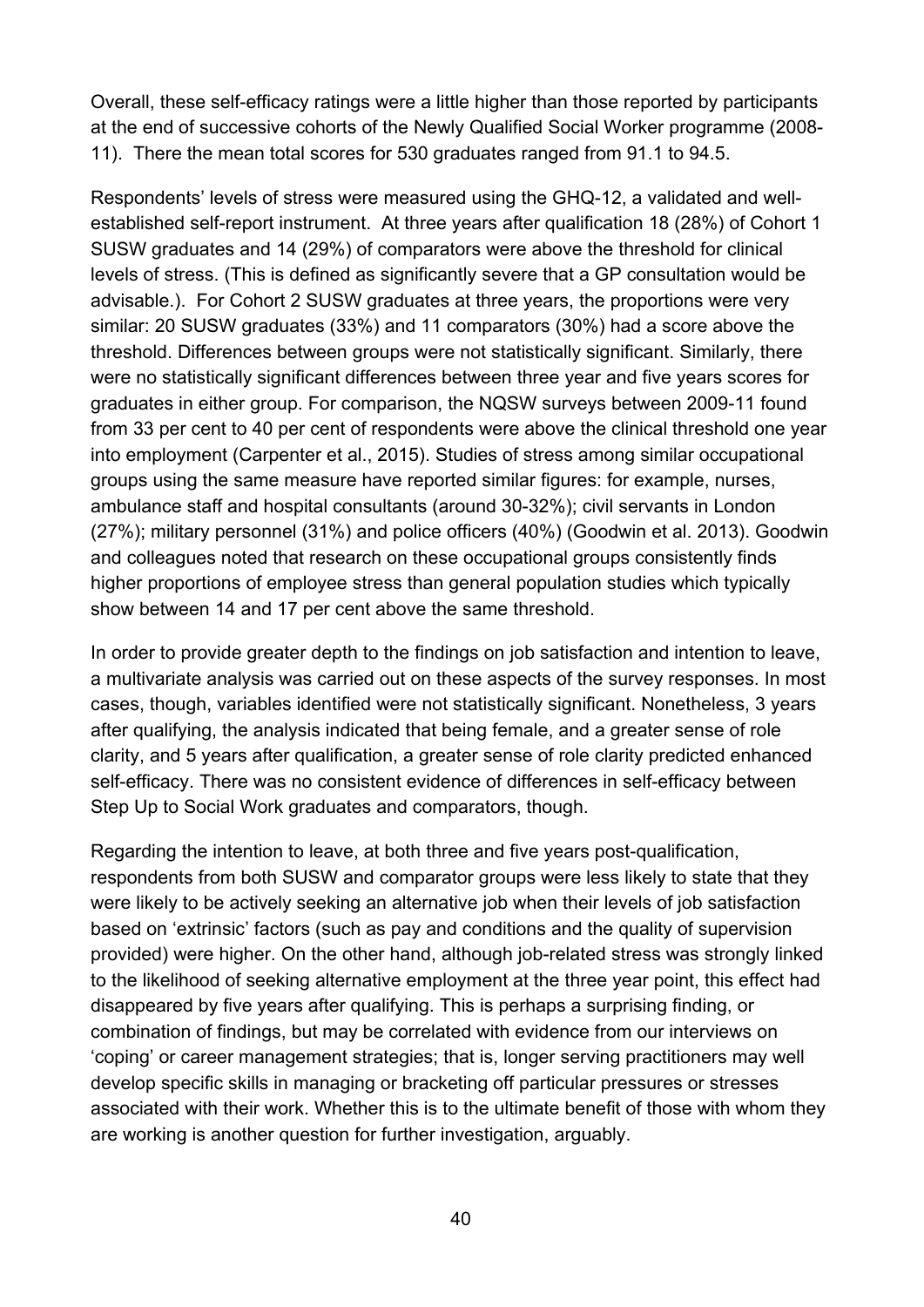Overall, these self-efficacy ratings were a little higher than those reported by participants at the end of successive cohorts of the Newly Qualified Social Worker programme (2008-11). There the mean total scores for 530 graduates ranged from 91.1 to 94.5.

Respondents' levels of stress were measured using the GHQ-12, a validated and well-established self-report instrument. At three years after qualification 18 (28%) of Cohort 1 SUSW graduates and 14 (29%) of comparators were above the threshold for clinical levels of stress. (This is defined as significantly severe that a GP consultation would be advisable.). For Cohort 2 SUSW graduates at three years, the proportions were very similar: 20 SUSW graduates (33%) and 11 comparators (30%) had a score above the threshold. Differences between groups were not statistically significant. Similarly, there were no statistically significant differences between three year and five years scores for graduates in either group. For comparison, the NQSW surveys between 2009-11 found from 33 per cent to 40 per cent of respondents were above the clinical threshold one year into employment (Carpenter et al., 2015). Studies of stress among similar occupational groups using the same measure have reported similar figures: for example, nurses, ambulance staff and hospital consultants (around 30-32%); civil servants in London (27%); military personnel (31%) and police officers (40%) (Goodwin et al. 2013). Goodwin and colleagues noted that research on these occupational groups consistently finds higher proportions of employee stress than general population studies which typically show between 14 and 17 per cent above the same threshold.

In order to provide greater depth to the findings on job satisfaction and intention to leave, a multivariate analysis was carried out on these aspects of the survey responses. In most cases, though, variables identified were not statistically significant. Nonetheless, 3 years after qualifying, the analysis indicated that being female, and a greater sense of role clarity, and 5 years after qualification, a greater sense of role clarity predicted enhanced self-efficacy. There was no consistent evidence of differences in self-efficacy between Step Up to Social Work graduates and comparators, though.

Regarding the intention to leave, at both three and five years post-qualification, respondents from both SUSW and comparator groups were less likely to state that they were likely to be actively seeking an alternative job when their levels of job satisfaction based on 'extrinsic' factors (such as pay and conditions and the quality of supervision provided) were higher. On the other hand, although job-related stress was strongly linked to the likelihood of seeking alternative employment at the three year point, this effect had disappeared by five years after qualifying. This is perhaps a surprising finding, or combination of findings, but may be correlated with evidence from our interviews on 'coping' or career management strategies; that is, longer serving practitioners may well develop specific skills in managing or bracketing off particular pressures or stresses associated with their work. Whether this is to the ultimate benefit of those with whom they are working is another question for further investigation, arguably.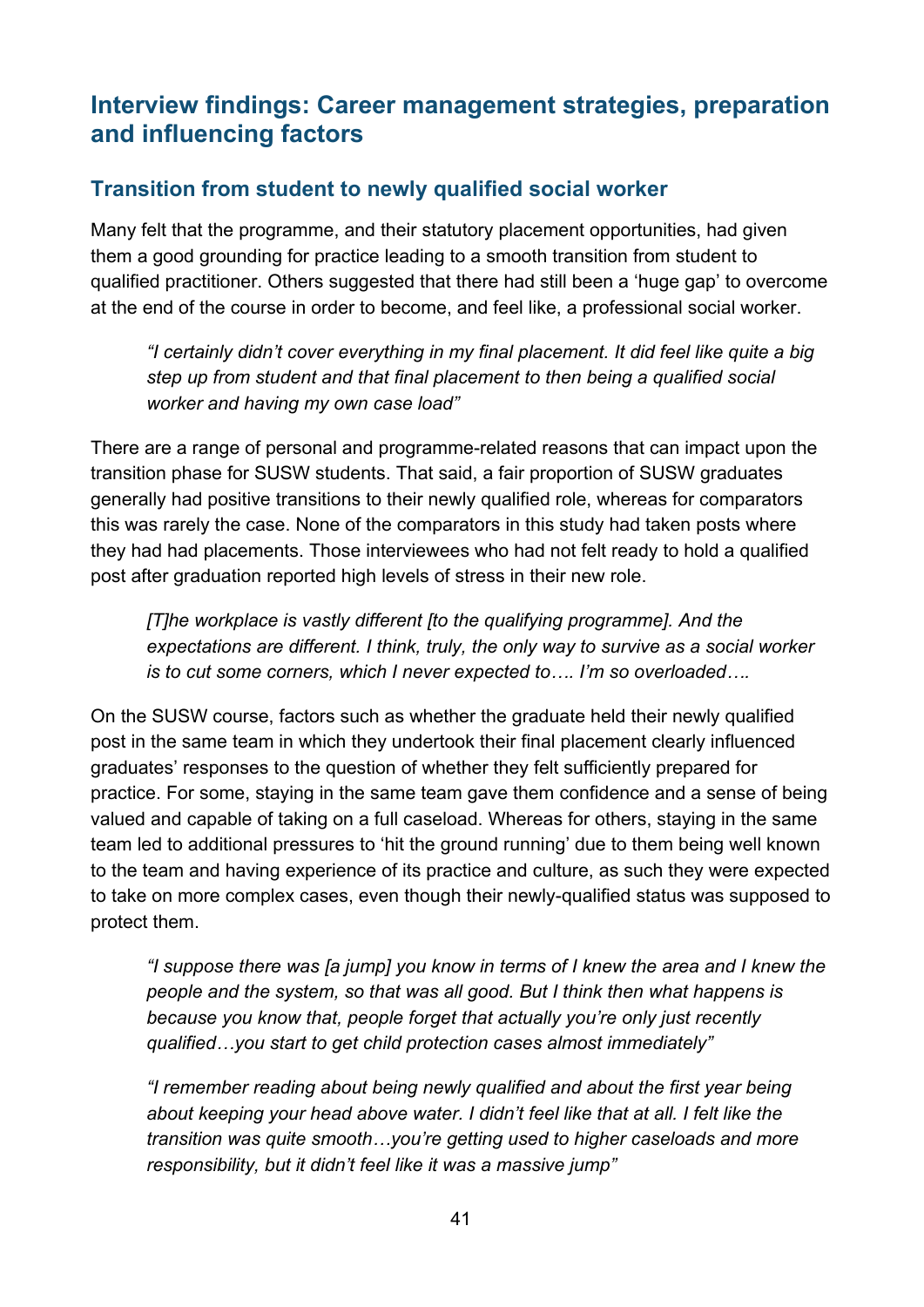## Interview findings: Career management strategies, preparation and influencing factors

### Transition from student to newly qualified social worker

Many felt that the programme, and their statutory placement opportunities, had given them a good grounding for practice leading to a smooth transition from student to qualified practitioner. Others suggested that there had still been a 'huge gap' to overcome at the end of the course in order to become, and feel like, a professional social worker.

> *"I certainly didn't cover everything in my final placement. It did feel like quite a big step up from student and that final placement to then being a qualified social worker and having my own case load"*

There are a range of personal and programme-related reasons that can impact upon the transition phase for SUSW students. That said, a fair proportion of SUSW graduates generally had positive transitions to their newly qualified role, whereas for comparators this was rarely the case. None of the comparators in this study had taken posts where they had had placements. Those interviewees who had not felt ready to hold a qualified post after graduation reported high levels of stress in their new role.

> *[T]he workplace is vastly different [to the qualifying programme]. And the expectations are different. I think, truly, the only way to survive as a social worker is to cut some corners, which I never expected to…. I'm so overloaded….*

On the SUSW course, factors such as whether the graduate held their newly qualified post in the same team in which they undertook their final placement clearly influenced graduates' responses to the question of whether they felt sufficiently prepared for practice. For some, staying in the same team gave them confidence and a sense of being valued and capable of taking on a full caseload. Whereas for others, staying in the same team led to additional pressures to 'hit the ground running' due to them being well known to the team and having experience of its practice and culture, as such they were expected to take on more complex cases, even though their newly-qualified status was supposed to protect them.

> *"I suppose there was [a jump] you know in terms of I knew the area and I knew the people and the system, so that was all good. But I think then what happens is because you know that, people forget that actually you're only just recently qualified…you start to get child protection cases almost immediately"*

> *"I remember reading about being newly qualified and about the first year being about keeping your head above water. I didn't feel like that at all. I felt like the transition was quite smooth…you're getting used to higher caseloads and more responsibility, but it didn't feel like it was a massive jump"*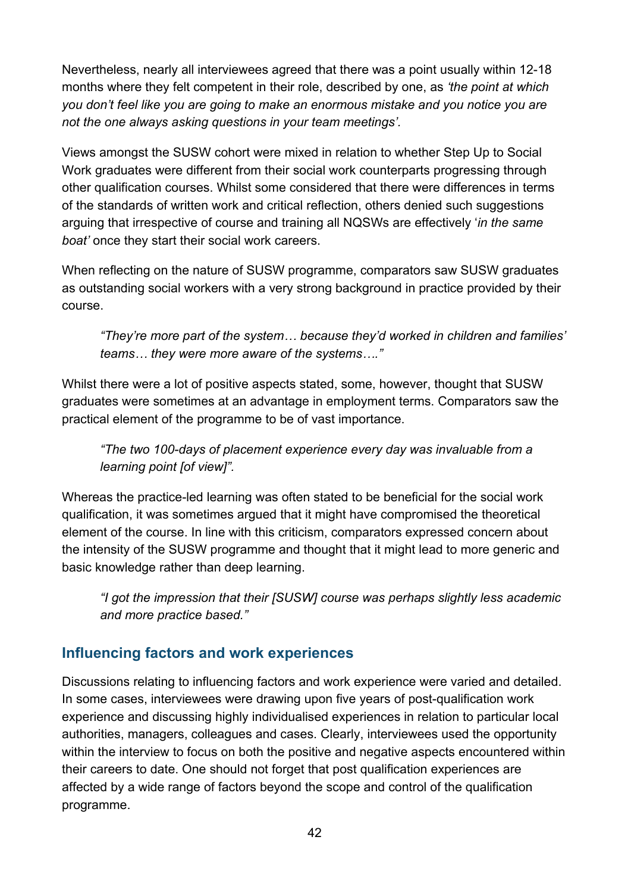Nevertheless, nearly all interviewees agreed that there was a point usually within 12-18 months where they felt competent in their role, described by one, as *'the point at which you don't feel like you are going to make an enormous mistake and you notice you are not the one always asking questions in your team meetings'.*

Views amongst the SUSW cohort were mixed in relation to whether Step Up to Social Work graduates were different from their social work counterparts progressing through other qualification courses. Whilst some considered that there were differences in terms of the standards of written work and critical reflection, others denied such suggestions arguing that irrespective of course and training all NQSWs are effectively '*in the same boat'* once they start their social work careers.

When reflecting on the nature of SUSW programme, comparators saw SUSW graduates as outstanding social workers with a very strong background in practice provided by their course.

> *"They're more part of the system… because they'd worked in children and families' teams… they were more aware of the systems…."*

Whilst there were a lot of positive aspects stated, some, however, thought that SUSW graduates were sometimes at an advantage in employment terms. Comparators saw the practical element of the programme to be of vast importance.

> *"The two 100-days of placement experience every day was invaluable from a learning point [of view]".*

Whereas the practice-led learning was often stated to be beneficial for the social work qualification, it was sometimes argued that it might have compromised the theoretical element of the course. In line with this criticism, comparators expressed concern about the intensity of the SUSW programme and thought that it might lead to more generic and basic knowledge rather than deep learning.

> *"I got the impression that their [SUSW] course was perhaps slightly less academic and more practice based."*

## Influencing factors and work experiences

Discussions relating to influencing factors and work experience were varied and detailed. In some cases, interviewees were drawing upon five years of post-qualification work experience and discussing highly individualised experiences in relation to particular local authorities, managers, colleagues and cases. Clearly, interviewees used the opportunity within the interview to focus on both the positive and negative aspects encountered within their careers to date. One should not forget that post qualification experiences are affected by a wide range of factors beyond the scope and control of the qualification programme.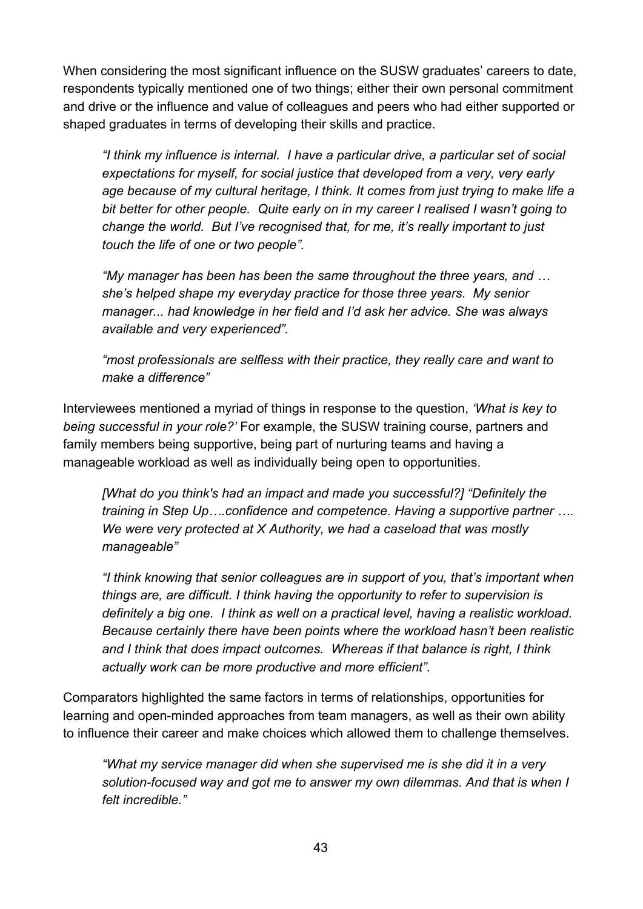When considering the most significant influence on the SUSW graduates' careers to date, respondents typically mentioned one of two things; either their own personal commitment and drive or the influence and value of colleagues and peers who had either supported or shaped graduates in terms of developing their skills and practice.

> *"I think my influence is internal.  I have a particular drive, a particular set of social expectations for myself, for social justice that developed from a very, very early age because of my cultural heritage, I think. It comes from just trying to make life a bit better for other people.  Quite early on in my career I realised I wasn't going to change the world.  But I've recognised that, for me, it's really important to just touch the life of one or two people".*

> *"My manager has been has been the same throughout the three years, and … she's helped shape my everyday practice for those three years.  My senior manager... had knowledge in her field and I'd ask her advice. She was always available and very experienced".*

> *"most professionals are selfless with their practice, they really care and want to make a difference"*

Interviewees mentioned a myriad of things in response to the question, *'What is key to being successful in your role?'* For example, the SUSW training course, partners and family members being supportive, being part of nurturing teams and having a manageable workload as well as individually being open to opportunities.

> *[What do you think's had an impact and made you successful?] "Definitely the training in Step Up….confidence and competence. Having a supportive partner …. We were very protected at X Authority, we had a caseload that was mostly manageable"*

> *"I think knowing that senior colleagues are in support of you, that's important when things are, are difficult. I think having the opportunity to refer to supervision is definitely a big one.  I think as well on a practical level, having a realistic workload. Because certainly there have been points where the workload hasn't been realistic and I think that does impact outcomes.  Whereas if that balance is right, I think actually work can be more productive and more efficient".*

Comparators highlighted the same factors in terms of relationships, opportunities for learning and open-minded approaches from team managers, as well as their own ability to influence their career and make choices which allowed them to challenge themselves.

> *"What my service manager did when she supervised me is she did it in a very solution-focused way and got me to answer my own dilemmas. And that is when I felt incredible."*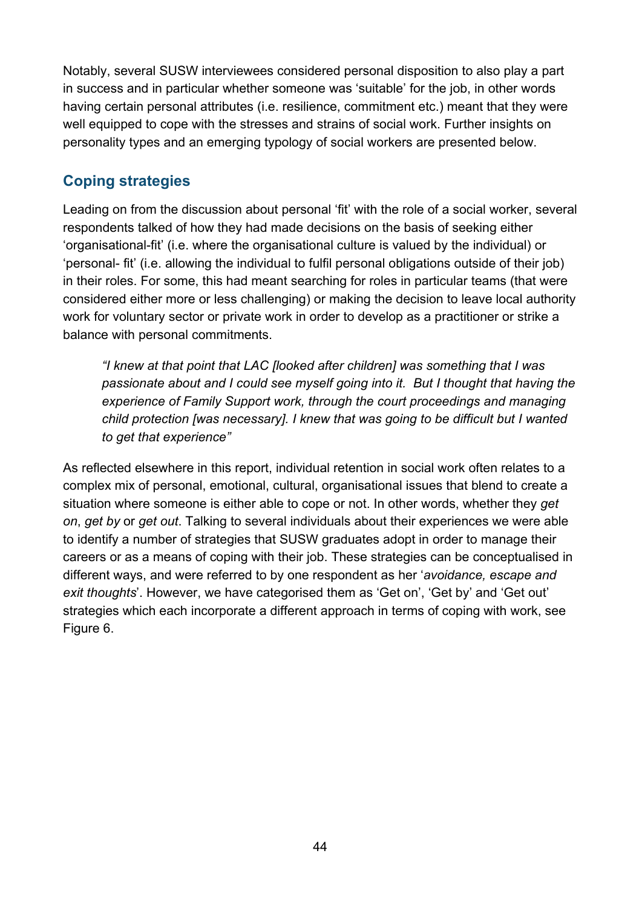Notably, several SUSW interviewees considered personal disposition to also play a part in success and in particular whether someone was 'suitable' for the job, in other words having certain personal attributes (i.e. resilience, commitment etc.) meant that they were well equipped to cope with the stresses and strains of social work. Further insights on personality types and an emerging typology of social workers are presented below.

## Coping strategies

Leading on from the discussion about personal 'fit' with the role of a social worker, several respondents talked of how they had made decisions on the basis of seeking either 'organisational-fit' (i.e. where the organisational culture is valued by the individual) or 'personal- fit' (i.e. allowing the individual to fulfil personal obligations outside of their job) in their roles. For some, this had meant searching for roles in particular teams (that were considered either more or less challenging) or making the decision to leave local authority work for voluntary sector or private work in order to develop as a practitioner or strike a balance with personal commitments.

> *"I knew at that point that LAC [looked after children] was something that I was passionate about and I could see myself going into it. But I thought that having the experience of Family Support work, through the court proceedings and managing child protection [was necessary]. I knew that was going to be difficult but I wanted to get that experience"*

As reflected elsewhere in this report, individual retention in social work often relates to a complex mix of personal, emotional, cultural, organisational issues that blend to create a situation where someone is either able to cope or not. In other words, whether they *get on*, *get by* or *get out*. Talking to several individuals about their experiences we were able to identify a number of strategies that SUSW graduates adopt in order to manage their careers or as a means of coping with their job. These strategies can be conceptualised in different ways, and were referred to by one respondent as her '*avoidance, escape and exit thoughts*'. However, we have categorised them as 'Get on', 'Get by' and 'Get out' strategies which each incorporate a different approach in terms of coping with work, see Figure 6.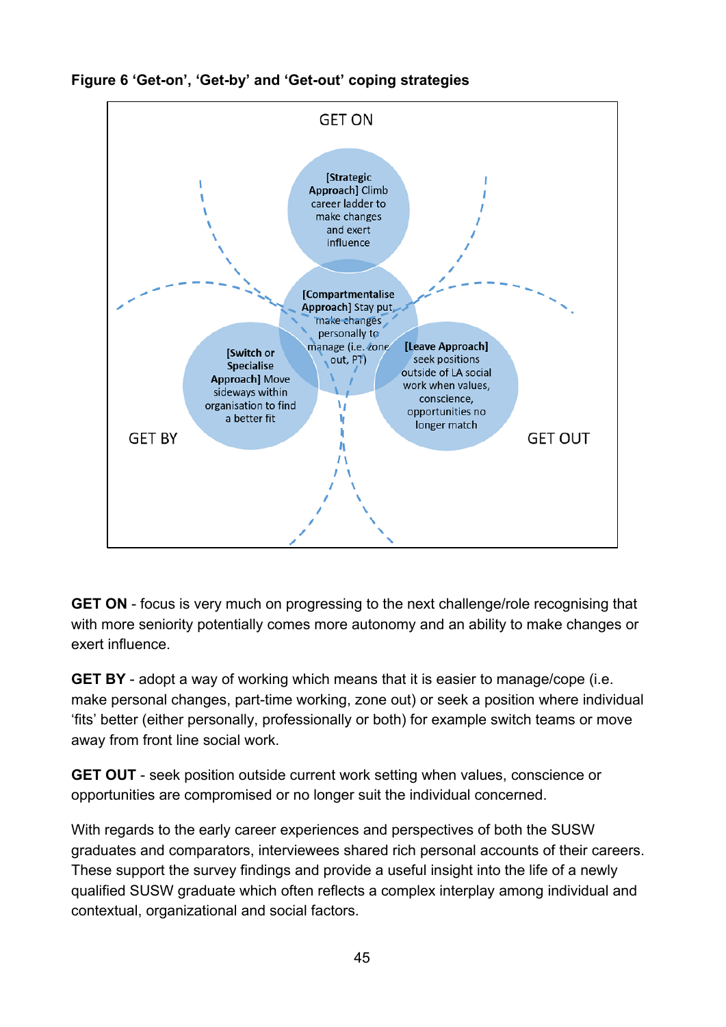**Figure 6 'Get-on', 'Get-by' and 'Get-out' coping strategies**

GET ON

[Strategic Approach] Climb career ladder to make changes and exert influence

[Compartmentalise Approach] Stay put, make changes personally to manage (i.e. zone out, PT)

[Switch or Specialise Approach] Move sideways within organisation to find a better fit

[Leave Approach] seek positions outside of LA social work when values, conscience, opportunities no longer match

GET BY

GET OUT

**GET ON** - focus is very much on progressing to the next challenge/role recognising that with more seniority potentially comes more autonomy and an ability to make changes or exert influence.

**GET BY** - adopt a way of working which means that it is easier to manage/cope (i.e. make personal changes, part-time working, zone out) or seek a position where individual 'fits' better (either personally, professionally or both) for example switch teams or move away from front line social work.

**GET OUT** - seek position outside current work setting when values, conscience or opportunities are compromised or no longer suit the individual concerned.

With regards to the early career experiences and perspectives of both the SUSW graduates and comparators, interviewees shared rich personal accounts of their careers. These support the survey findings and provide a useful insight into the life of a newly qualified SUSW graduate which often reflects a complex interplay among individual and contextual, organizational and social factors.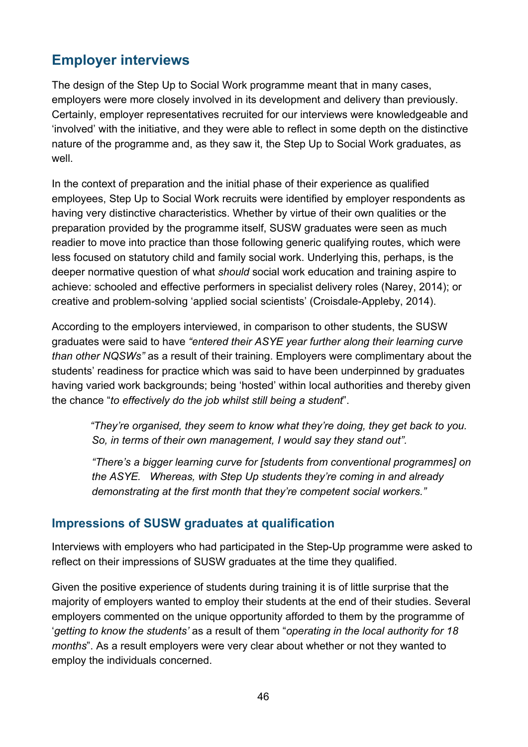## Employer interviews

The design of the Step Up to Social Work programme meant that in many cases, employers were more closely involved in its development and delivery than previously. Certainly, employer representatives recruited for our interviews were knowledgeable and 'involved' with the initiative, and they were able to reflect in some depth on the distinctive nature of the programme and, as they saw it, the Step Up to Social Work graduates, as well.

In the context of preparation and the initial phase of their experience as qualified employees, Step Up to Social Work recruits were identified by employer respondents as having very distinctive characteristics. Whether by virtue of their own qualities or the preparation provided by the programme itself, SUSW graduates were seen as much readier to move into practice than those following generic qualifying routes, which were less focused on statutory child and family social work. Underlying this, perhaps, is the deeper normative question of what *should* social work education and training aspire to achieve: schooled and effective performers in specialist delivery roles (Narey, 2014); or creative and problem-solving 'applied social scientists' (Croisdale-Appleby, 2014).

According to the employers interviewed, in comparison to other students, the SUSW graduates were said to have *"entered their ASYE year further along their learning curve than other NQSWs"* as a result of their training. Employers were complimentary about the students' readiness for practice which was said to have been underpinned by graduates having varied work backgrounds; being 'hosted' within local authorities and thereby given the chance "*to effectively do the job whilst still being a student*".

> *"They're organised, they seem to know what they're doing, they get back to you. So, in terms of their own management, I would say they stand out".*
>
> *"There's a bigger learning curve for [students from conventional programmes] on the ASYE. Whereas, with Step Up students they're coming in and already demonstrating at the first month that they're competent social workers."*

### Impressions of SUSW graduates at qualification

Interviews with employers who had participated in the Step-Up programme were asked to reflect on their impressions of SUSW graduates at the time they qualified.

Given the positive experience of students during training it is of little surprise that the majority of employers wanted to employ their students at the end of their studies. Several employers commented on the unique opportunity afforded to them by the programme of '*getting to know the students'* as a result of them "*operating in the local authority for 18 months*". As a result employers were very clear about whether or not they wanted to employ the individuals concerned.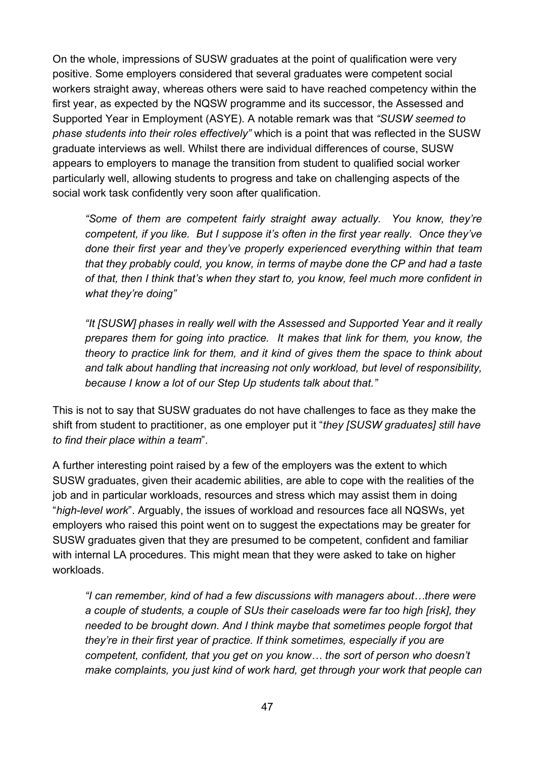On the whole, impressions of SUSW graduates at the point of qualification were very positive. Some employers considered that several graduates were competent social workers straight away, whereas others were said to have reached competency within the first year, as expected by the NQSW programme and its successor, the Assessed and Supported Year in Employment (ASYE). A notable remark was that *"SUSW seemed to phase students into their roles effectively"* which is a point that was reflected in the SUSW graduate interviews as well. Whilst there are individual differences of course, SUSW appears to employers to manage the transition from student to qualified social worker particularly well, allowing students to progress and take on challenging aspects of the social work task confidently very soon after qualification.

> *"Some of them are competent fairly straight away actually. You know, they're competent, if you like. But I suppose it's often in the first year really. Once they've done their first year and they've properly experienced everything within that team that they probably could, you know, in terms of maybe done the CP and had a taste of that, then I think that's when they start to, you know, feel much more confident in what they're doing"*
>
> *"It [SUSW] phases in really well with the Assessed and Supported Year and it really prepares them for going into practice. It makes that link for them, you know, the theory to practice link for them, and it kind of gives them the space to think about and talk about handling that increasing not only workload, but level of responsibility, because I know a lot of our Step Up students talk about that."*

This is not to say that SUSW graduates do not have challenges to face as they make the shift from student to practitioner, as one employer put it "*they [SUSW graduates] still have to find their place within a team*".

A further interesting point raised by a few of the employers was the extent to which SUSW graduates, given their academic abilities, are able to cope with the realities of the job and in particular workloads, resources and stress which may assist them in doing "*high-level work*". Arguably, the issues of workload and resources face all NQSWs, yet employers who raised this point went on to suggest the expectations may be greater for SUSW graduates given that they are presumed to be competent, confident and familiar with internal LA procedures. This might mean that they were asked to take on higher workloads.

> *"I can remember, kind of had a few discussions with managers about…there were a couple of students, a couple of SUs their caseloads were far too high [risk], they needed to be brought down. And I think maybe that sometimes people forgot that they're in their first year of practice. If think sometimes, especially if you are competent, confident, that you get on you know… the sort of person who doesn't make complaints, you just kind of work hard, get through your work that people can*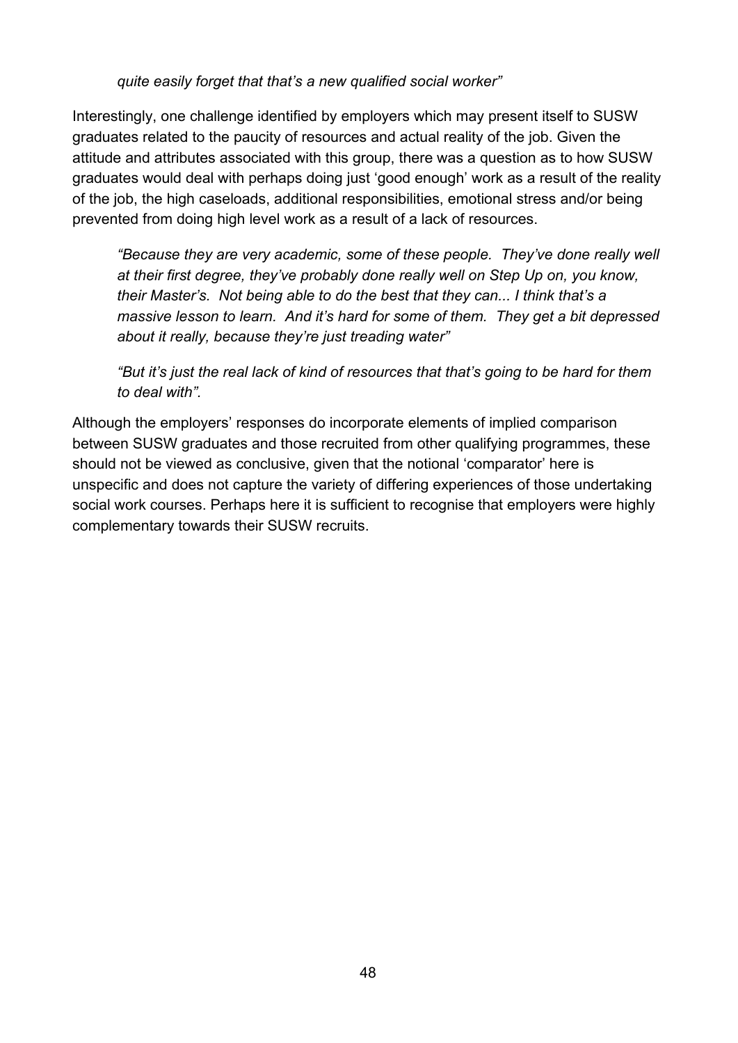*quite easily forget that that's a new qualified social worker"*

Interestingly, one challenge identified by employers which may present itself to SUSW graduates related to the paucity of resources and actual reality of the job. Given the attitude and attributes associated with this group, there was a question as to how SUSW graduates would deal with perhaps doing just 'good enough' work as a result of the reality of the job, the high caseloads, additional responsibilities, emotional stress and/or being prevented from doing high level work as a result of a lack of resources.

> *"Because they are very academic, some of these people. They've done really well at their first degree, they've probably done really well on Step Up on, you know, their Master's. Not being able to do the best that they can... I think that's a massive lesson to learn. And it's hard for some of them. They get a bit depressed about it really, because they're just treading water"*

> *"But it's just the real lack of kind of resources that that's going to be hard for them to deal with".*

Although the employers' responses do incorporate elements of implied comparison between SUSW graduates and those recruited from other qualifying programmes, these should not be viewed as conclusive, given that the notional 'comparator' here is unspecific and does not capture the variety of differing experiences of those undertaking social work courses. Perhaps here it is sufficient to recognise that employers were highly complementary towards their SUSW recruits.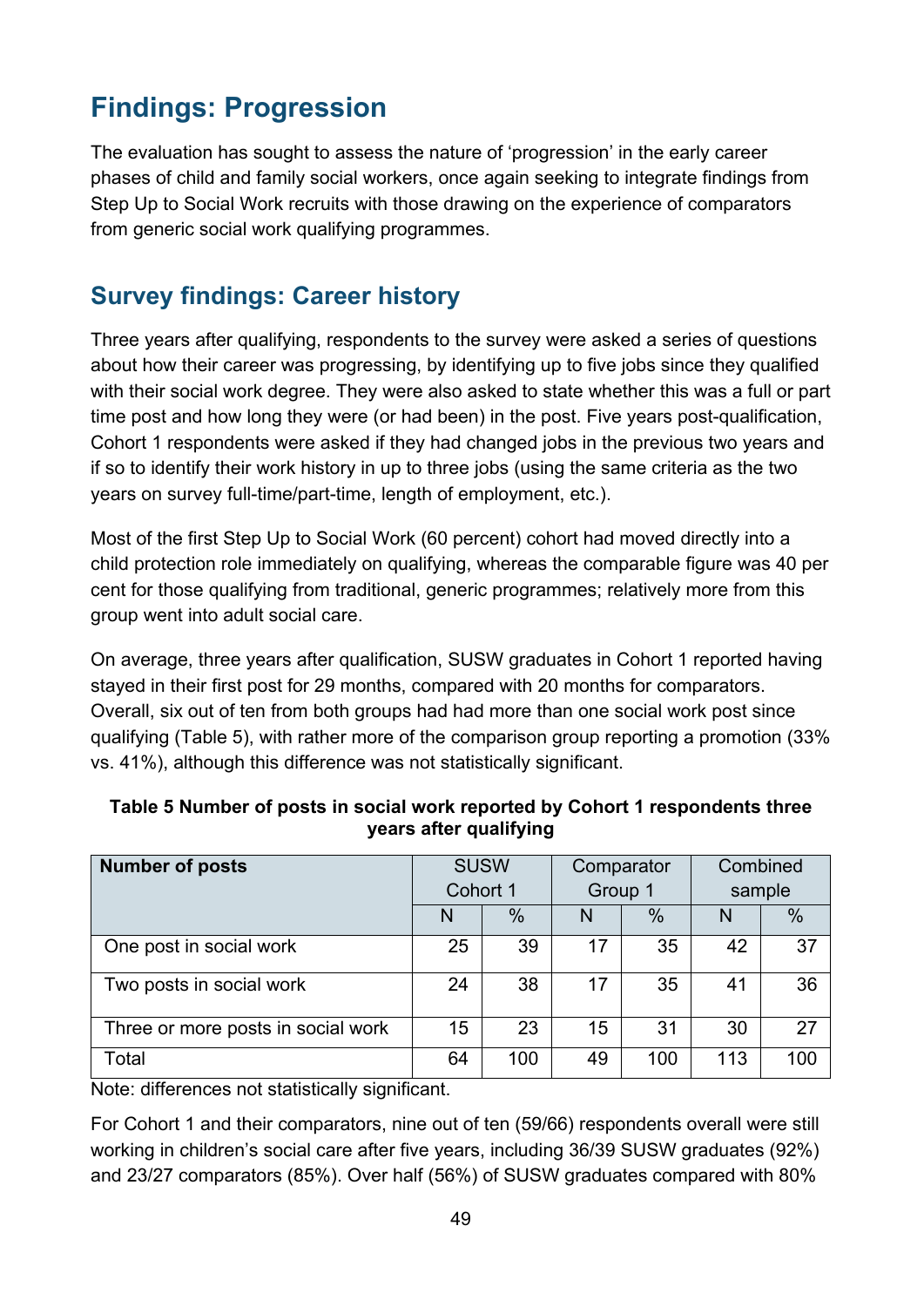# Findings: Progression

The evaluation has sought to assess the nature of 'progression' in the early career phases of child and family social workers, once again seeking to integrate findings from Step Up to Social Work recruits with those drawing on the experience of comparators from generic social work qualifying programmes.

## Survey findings: Career history

Three years after qualifying, respondents to the survey were asked a series of questions about how their career was progressing, by identifying up to five jobs since they qualified with their social work degree. They were also asked to state whether this was a full or part time post and how long they were (or had been) in the post. Five years post-qualification, Cohort 1 respondents were asked if they had changed jobs in the previous two years and if so to identify their work history in up to three jobs (using the same criteria as the two years on survey full-time/part-time, length of employment, etc.).

Most of the first Step Up to Social Work (60 percent) cohort had moved directly into a child protection role immediately on qualifying, whereas the comparable figure was 40 per cent for those qualifying from traditional, generic programmes; relatively more from this group went into adult social care.

On average, three years after qualification, SUSW graduates in Cohort 1 reported having stayed in their first post for 29 months, compared with 20 months for comparators. Overall, six out of ten from both groups had had more than one social work post since qualifying (Table 5), with rather more of the comparison group reporting a promotion (33% vs. 41%), although this difference was not statistically significant.

**Table 5 Number of posts in social work reported by Cohort 1 respondents three years after qualifying**

| Number of posts | SUSW Cohort 1 | | Comparator Group 1 | | Combined sample | |
|---|---|---|---|---|---|---|
| | N | % | N | % | N | % |
| One post in social work | 25 | 39 | 17 | 35 | 42 | 37 |
| Two posts in social work | 24 | 38 | 17 | 35 | 41 | 36 |
| Three or more posts in social work | 15 | 23 | 15 | 31 | 30 | 27 |
| Total | 64 | 100 | 49 | 100 | 113 | 100 |

Note: differences not statistically significant.

For Cohort 1 and their comparators, nine out of ten (59/66) respondents overall were still working in children's social care after five years, including 36/39 SUSW graduates (92%) and 23/27 comparators (85%). Over half (56%) of SUSW graduates compared with 80%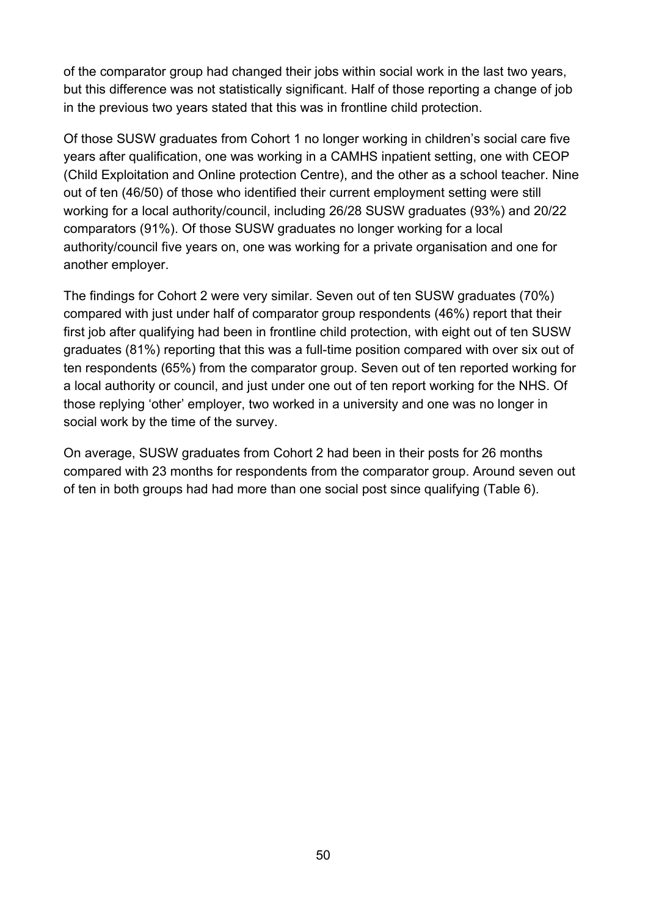of the comparator group had changed their jobs within social work in the last two years, but this difference was not statistically significant. Half of those reporting a change of job in the previous two years stated that this was in frontline child protection.

Of those SUSW graduates from Cohort 1 no longer working in children's social care five years after qualification, one was working in a CAMHS inpatient setting, one with CEOP (Child Exploitation and Online protection Centre), and the other as a school teacher. Nine out of ten (46/50) of those who identified their current employment setting were still working for a local authority/council, including 26/28 SUSW graduates (93%) and 20/22 comparators (91%). Of those SUSW graduates no longer working for a local authority/council five years on, one was working for a private organisation and one for another employer.

The findings for Cohort 2 were very similar. Seven out of ten SUSW graduates (70%) compared with just under half of comparator group respondents (46%) report that their first job after qualifying had been in frontline child protection, with eight out of ten SUSW graduates (81%) reporting that this was a full-time position compared with over six out of ten respondents (65%) from the comparator group. Seven out of ten reported working for a local authority or council, and just under one out of ten report working for the NHS. Of those replying 'other' employer, two worked in a university and one was no longer in social work by the time of the survey.

On average, SUSW graduates from Cohort 2 had been in their posts for 26 months compared with 23 months for respondents from the comparator group. Around seven out of ten in both groups had had more than one social post since qualifying (Table 6).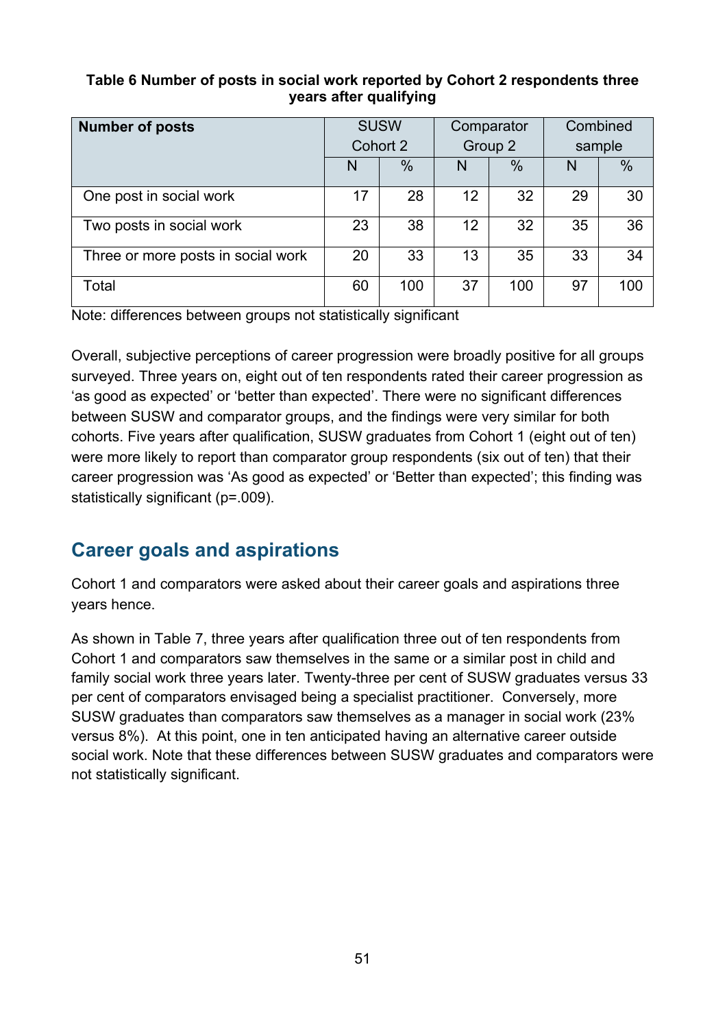**Table 6 Number of posts in social work reported by Cohort 2 respondents three years after qualifying**

| Number of posts | SUSW Cohort 2 | | Comparator Group 2 | | Combined sample | |
|---|---|---|---|---|---|---|
| | N | % | N | % | N | % |
| One post in social work | 17 | 28 | 12 | 32 | 29 | 30 |
| Two posts in social work | 23 | 38 | 12 | 32 | 35 | 36 |
| Three or more posts in social work | 20 | 33 | 13 | 35 | 33 | 34 |
| Total | 60 | 100 | 37 | 100 | 97 | 100 |

Note: differences between groups not statistically significant

Overall, subjective perceptions of career progression were broadly positive for all groups surveyed. Three years on, eight out of ten respondents rated their career progression as 'as good as expected' or 'better than expected'. There were no significant differences between SUSW and comparator groups, and the findings were very similar for both cohorts. Five years after qualification, SUSW graduates from Cohort 1 (eight out of ten) were more likely to report than comparator group respondents (six out of ten) that their career progression was 'As good as expected' or 'Better than expected'; this finding was statistically significant ($p$=.009).

## Career goals and aspirations

Cohort 1 and comparators were asked about their career goals and aspirations three years hence.

As shown in Table 7, three years after qualification three out of ten respondents from Cohort 1 and comparators saw themselves in the same or a similar post in child and family social work three years later. Twenty-three per cent of SUSW graduates versus 33 per cent of comparators envisaged being a specialist practitioner. Conversely, more SUSW graduates than comparators saw themselves as a manager in social work (23% versus 8%). At this point, one in ten anticipated having an alternative career outside social work. Note that these differences between SUSW graduates and comparators were not statistically significant.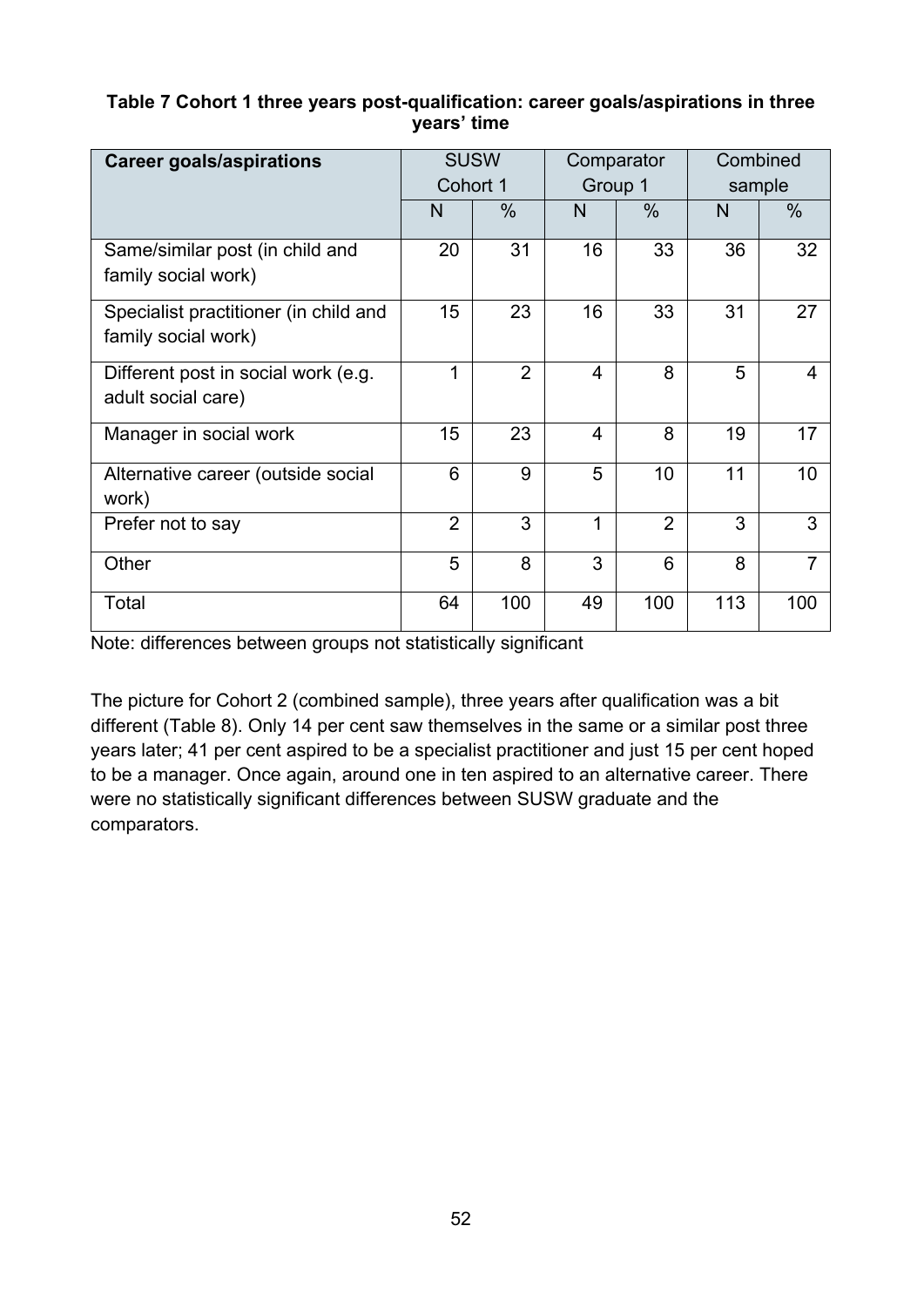**Table 7 Cohort 1 three years post-qualification: career goals/aspirations in three years' time**

| Career goals/aspirations | SUSW Cohort 1 | | Comparator Group 1 | | Combined sample | |
|---|---|---|---|---|---|---|
| | N | % | N | % | N | % |
| Same/similar post (in child and family social work) | 20 | 31 | 16 | 33 | 36 | 32 |
| Specialist practitioner (in child and family social work) | 15 | 23 | 16 | 33 | 31 | 27 |
| Different post in social work (e.g. adult social care) | 1 | 2 | 4 | 8 | 5 | 4 |
| Manager in social work | 15 | 23 | 4 | 8 | 19 | 17 |
| Alternative career (outside social work) | 6 | 9 | 5 | 10 | 11 | 10 |
| Prefer not to say | 2 | 3 | 1 | 2 | 3 | 3 |
| Other | 5 | 8 | 3 | 6 | 8 | 7 |
| Total | 64 | 100 | 49 | 100 | 113 | 100 |

Note: differences between groups not statistically significant

The picture for Cohort 2 (combined sample), three years after qualification was a bit different (Table 8). Only 14 per cent saw themselves in the same or a similar post three years later; 41 per cent aspired to be a specialist practitioner and just 15 per cent hoped to be a manager. Once again, around one in ten aspired to an alternative career. There were no statistically significant differences between SUSW graduate and the comparators.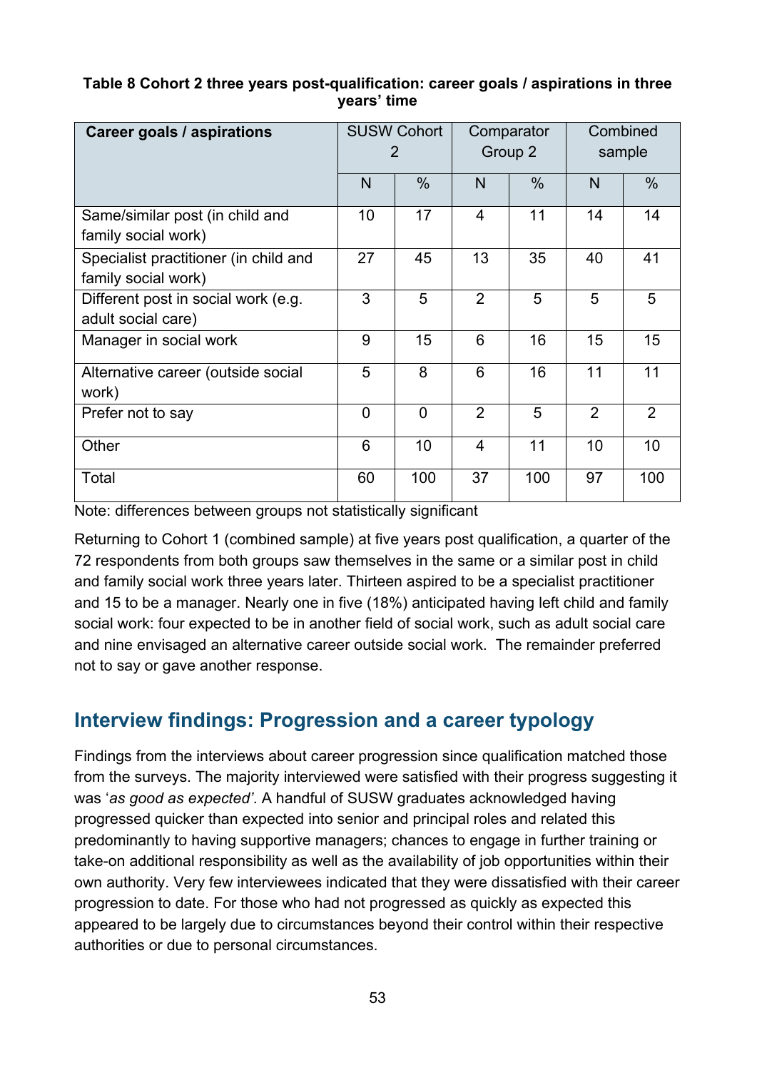**Table 8 Cohort 2 three years post-qualification: career goals / aspirations in three years' time**

| Career goals / aspirations | SUSW Cohort 2 | | Comparator Group 2 | | Combined sample | |
|---|---|---|---|---|---|---|
| | N | % | N | % | N | % |
| Same/similar post (in child and family social work) | 10 | 17 | 4 | 11 | 14 | 14 |
| Specialist practitioner (in child and family social work) | 27 | 45 | 13 | 35 | 40 | 41 |
| Different post in social work (e.g. adult social care) | 3 | 5 | 2 | 5 | 5 | 5 |
| Manager in social work | 9 | 15 | 6 | 16 | 15 | 15 |
| Alternative career (outside social work) | 5 | 8 | 6 | 16 | 11 | 11 |
| Prefer not to say | 0 | 0 | 2 | 5 | 2 | 2 |
| Other | 6 | 10 | 4 | 11 | 10 | 10 |
| Total | 60 | 100 | 37 | 100 | 97 | 100 |

Note: differences between groups not statistically significant

Returning to Cohort 1 (combined sample) at five years post qualification, a quarter of the 72 respondents from both groups saw themselves in the same or a similar post in child and family social work three years later. Thirteen aspired to be a specialist practitioner and 15 to be a manager. Nearly one in five (18%) anticipated having left child and family social work: four expected to be in another field of social work, such as adult social care and nine envisaged an alternative career outside social work. The remainder preferred not to say or gave another response.

## Interview findings: Progression and a career typology

Findings from the interviews about career progression since qualification matched those from the surveys. The majority interviewed were satisfied with their progress suggesting it was '*as good as expected'*. A handful of SUSW graduates acknowledged having progressed quicker than expected into senior and principal roles and related this predominantly to having supportive managers; chances to engage in further training or take-on additional responsibility as well as the availability of job opportunities within their own authority. Very few interviewees indicated that they were dissatisfied with their career progression to date. For those who had not progressed as quickly as expected this appeared to be largely due to circumstances beyond their control within their respective authorities or due to personal circumstances.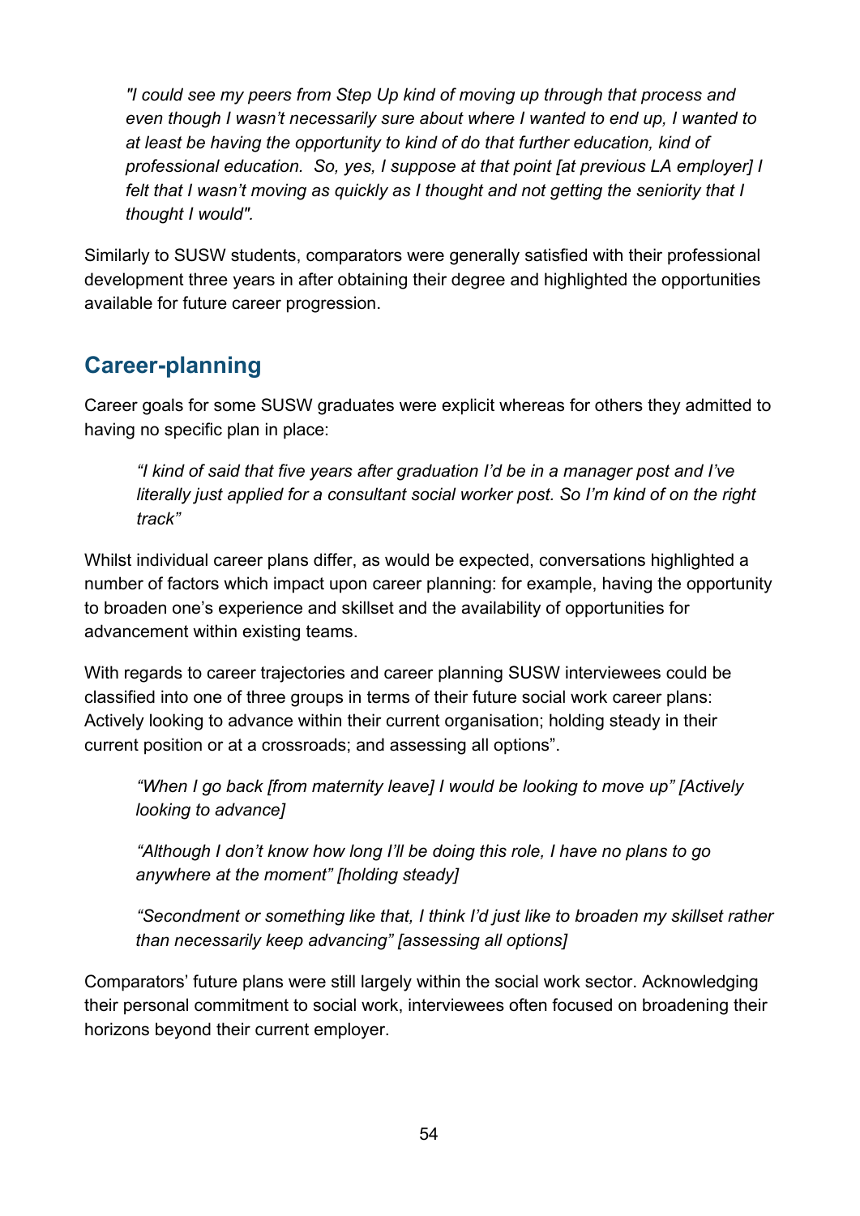*"I could see my peers from Step Up kind of moving up through that process and even though I wasn't necessarily sure about where I wanted to end up, I wanted to at least be having the opportunity to kind of do that further education, kind of professional education. So, yes, I suppose at that point [at previous LA employer] I felt that I wasn't moving as quickly as I thought and not getting the seniority that I thought I would".*

Similarly to SUSW students, comparators were generally satisfied with their professional development three years in after obtaining their degree and highlighted the opportunities available for future career progression.

## Career-planning

Career goals for some SUSW graduates were explicit whereas for others they admitted to having no specific plan in place:

*"I kind of said that five years after graduation I'd be in a manager post and I've literally just applied for a consultant social worker post. So I'm kind of on the right track"*

Whilst individual career plans differ, as would be expected, conversations highlighted a number of factors which impact upon career planning: for example, having the opportunity to broaden one's experience and skillset and the availability of opportunities for advancement within existing teams.

With regards to career trajectories and career planning SUSW interviewees could be classified into one of three groups in terms of their future social work career plans: Actively looking to advance within their current organisation; holding steady in their current position or at a crossroads; and assessing all options".

*"When I go back [from maternity leave] I would be looking to move up" [Actively looking to advance]*

*"Although I don't know how long I'll be doing this role, I have no plans to go anywhere at the moment" [holding steady]*

*"Secondment or something like that, I think I'd just like to broaden my skillset rather than necessarily keep advancing" [assessing all options]*

Comparators' future plans were still largely within the social work sector. Acknowledging their personal commitment to social work, interviewees often focused on broadening their horizons beyond their current employer.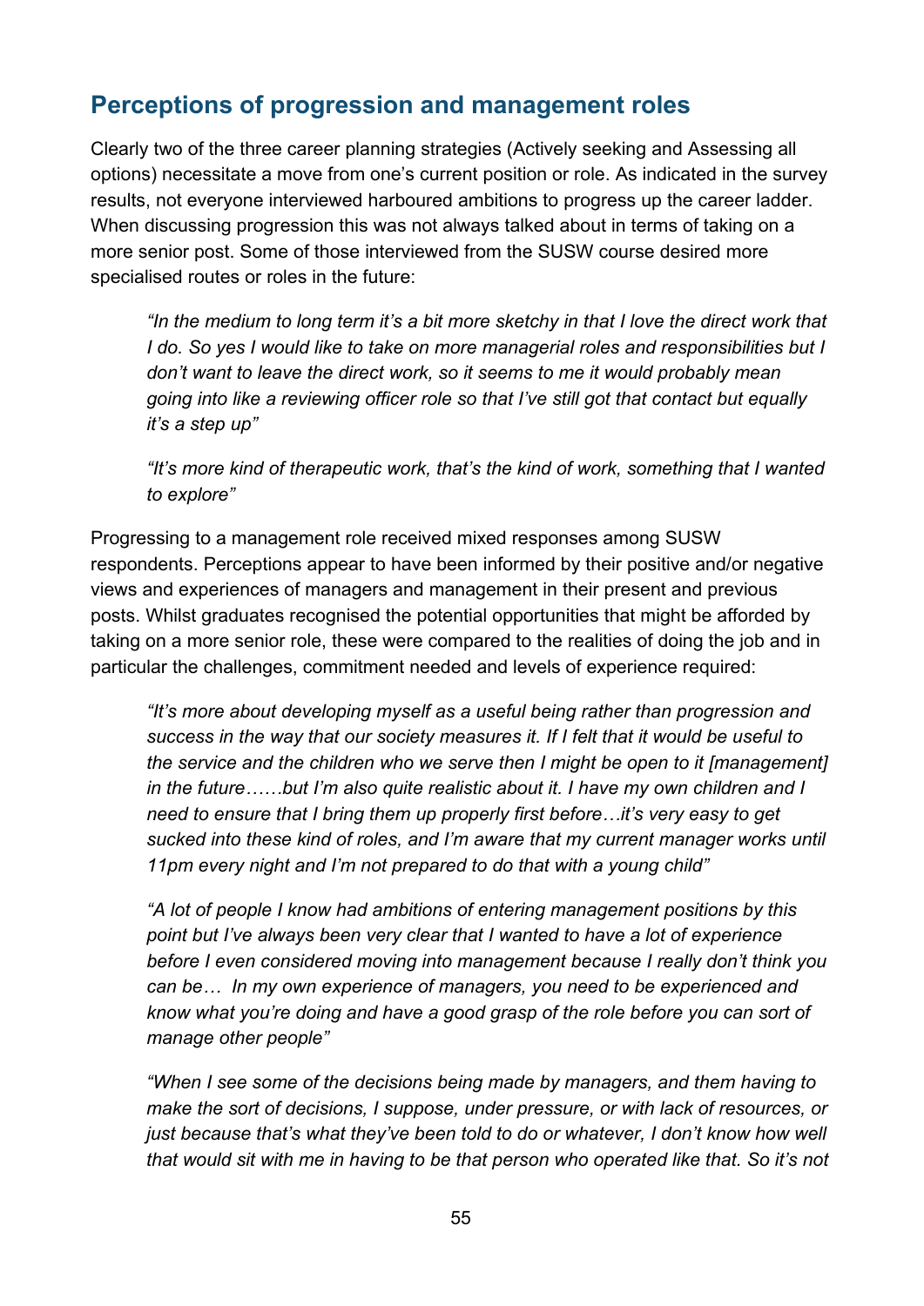## Perceptions of progression and management roles

Clearly two of the three career planning strategies (Actively seeking and Assessing all options) necessitate a move from one's current position or role. As indicated in the survey results, not everyone interviewed harboured ambitions to progress up the career ladder. When discussing progression this was not always talked about in terms of taking on a more senior post. Some of those interviewed from the SUSW course desired more specialised routes or roles in the future:

> *"In the medium to long term it's a bit more sketchy in that I love the direct work that I do. So yes I would like to take on more managerial roles and responsibilities but I don't want to leave the direct work, so it seems to me it would probably mean going into like a reviewing officer role so that I've still got that contact but equally it's a step up"*

> *"It's more kind of therapeutic work, that's the kind of work, something that I wanted to explore"*

Progressing to a management role received mixed responses among SUSW respondents. Perceptions appear to have been informed by their positive and/or negative views and experiences of managers and management in their present and previous posts. Whilst graduates recognised the potential opportunities that might be afforded by taking on a more senior role, these were compared to the realities of doing the job and in particular the challenges, commitment needed and levels of experience required:

> *"It's more about developing myself as a useful being rather than progression and success in the way that our society measures it. If I felt that it would be useful to the service and the children who we serve then I might be open to it [management] in the future……but I'm also quite realistic about it. I have my own children and I need to ensure that I bring them up properly first before…it's very easy to get sucked into these kind of roles, and I'm aware that my current manager works until 11pm every night and I'm not prepared to do that with a young child"*

> *"A lot of people I know had ambitions of entering management positions by this point but I've always been very clear that I wanted to have a lot of experience before I even considered moving into management because I really don't think you can be… In my own experience of managers, you need to be experienced and know what you're doing and have a good grasp of the role before you can sort of manage other people"*

> *"When I see some of the decisions being made by managers, and them having to make the sort of decisions, I suppose, under pressure, or with lack of resources, or just because that's what they've been told to do or whatever, I don't know how well that would sit with me in having to be that person who operated like that. So it's not*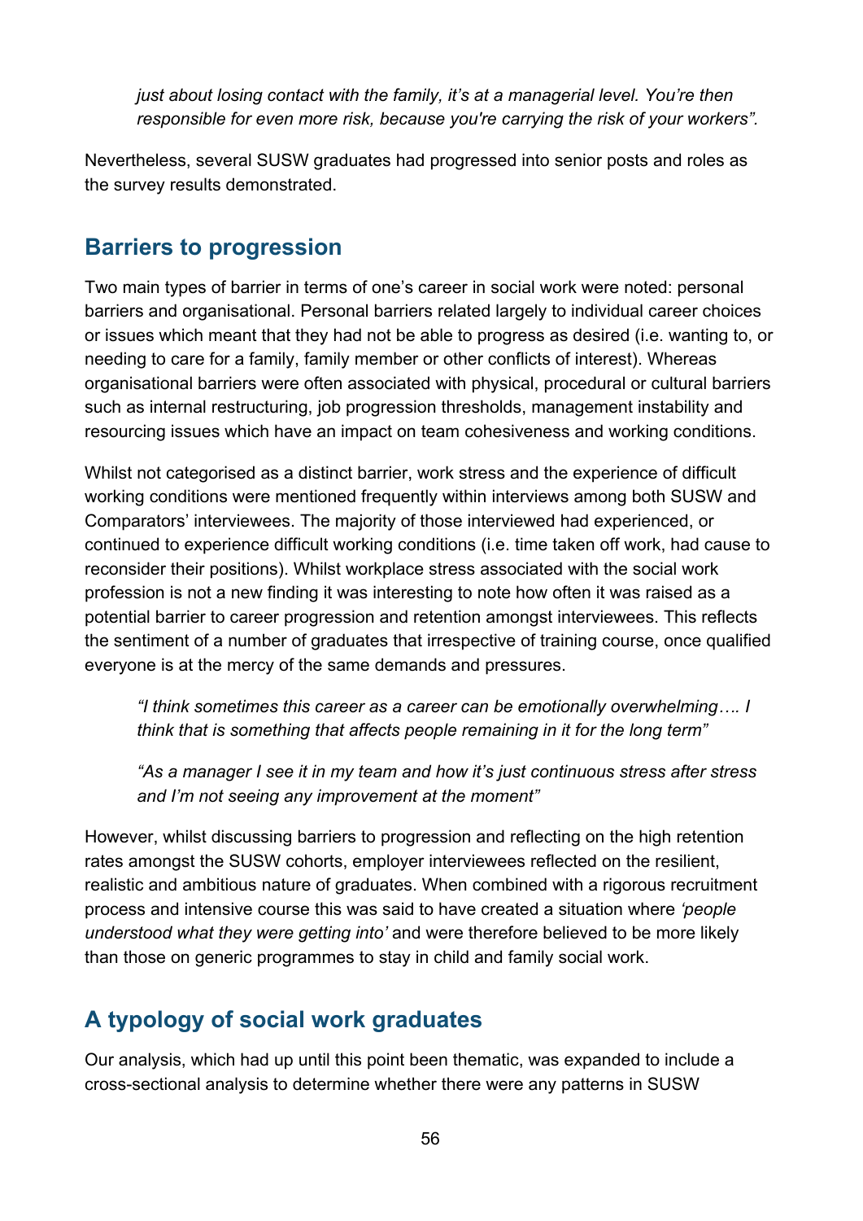*just about losing contact with the family, it's at a managerial level. You're then responsible for even more risk, because you're carrying the risk of your workers".*

Nevertheless, several SUSW graduates had progressed into senior posts and roles as the survey results demonstrated.

## Barriers to progression

Two main types of barrier in terms of one's career in social work were noted: personal barriers and organisational. Personal barriers related largely to individual career choices or issues which meant that they had not be able to progress as desired (i.e. wanting to, or needing to care for a family, family member or other conflicts of interest). Whereas organisational barriers were often associated with physical, procedural or cultural barriers such as internal restructuring, job progression thresholds, management instability and resourcing issues which have an impact on team cohesiveness and working conditions.

Whilst not categorised as a distinct barrier, work stress and the experience of difficult working conditions were mentioned frequently within interviews among both SUSW and Comparators' interviewees. The majority of those interviewed had experienced, or continued to experience difficult working conditions (i.e. time taken off work, had cause to reconsider their positions). Whilst workplace stress associated with the social work profession is not a new finding it was interesting to note how often it was raised as a potential barrier to career progression and retention amongst interviewees. This reflects the sentiment of a number of graduates that irrespective of training course, once qualified everyone is at the mercy of the same demands and pressures.

> *"I think sometimes this career as a career can be emotionally overwhelming…. I think that is something that affects people remaining in it for the long term"*
>
> *"As a manager I see it in my team and how it's just continuous stress after stress and I'm not seeing any improvement at the moment"*

However, whilst discussing barriers to progression and reflecting on the high retention rates amongst the SUSW cohorts, employer interviewees reflected on the resilient, realistic and ambitious nature of graduates. When combined with a rigorous recruitment process and intensive course this was said to have created a situation where *'people understood what they were getting into'* and were therefore believed to be more likely than those on generic programmes to stay in child and family social work.

## A typology of social work graduates

Our analysis, which had up until this point been thematic, was expanded to include a cross-sectional analysis to determine whether there were any patterns in SUSW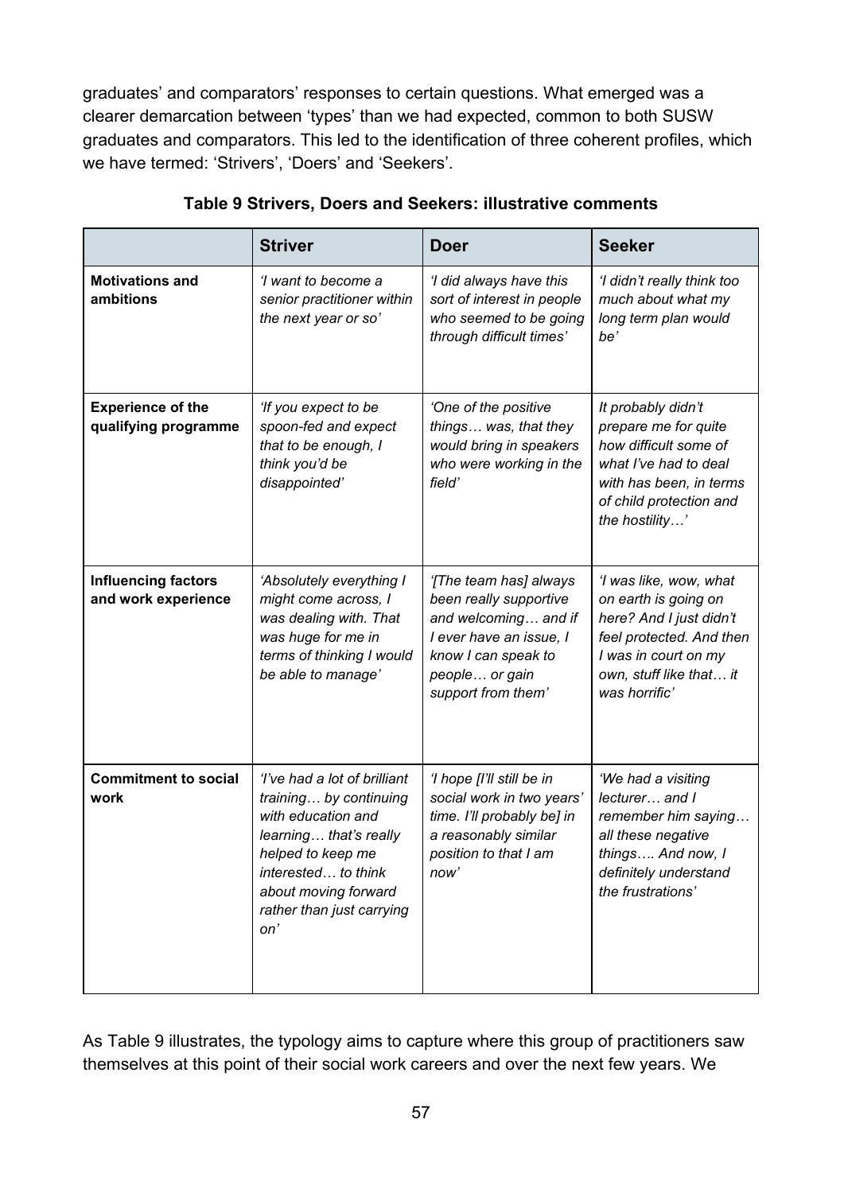graduates' and comparators' responses to certain questions. What emerged was a clearer demarcation between 'types' than we had expected, common to both SUSW graduates and comparators. This led to the identification of three coherent profiles, which we have termed: 'Strivers', 'Doers' and 'Seekers'.

**Table 9 Strivers, Doers and Seekers: illustrative comments**

| | Striver | Doer | Seeker |
|---|---|---|---|
| **Motivations and ambitions** | *'I want to become a senior practitioner within the next year or so'* | *'I did always have this sort of interest in people who seemed to be going through difficult times'* | *'I didn't really think too much about what my long term plan would be'* |
| **Experience of the qualifying programme** | *'If you expect to be spoon-fed and expect that to be enough, I think you'd be disappointed'* | *'One of the positive things… was, that they would bring in speakers who were working in the field'* | *It probably didn't prepare me for quite how difficult some of what I've had to deal with has been, in terms of child protection and the hostility…'* |
| **Influencing factors and work experience** | *'Absolutely everything I might come across, I was dealing with. That was huge for me in terms of thinking I would be able to manage'* | *'[The team has] always been really supportive and welcoming… and if I ever have an issue, I know I can speak to people… or gain support from them'* | *'I was like, wow, what on earth is going on here? And I just didn't feel protected. And then I was in court on my own, stuff like that… it was horrific'* |
| **Commitment to social work** | *'I've had a lot of brilliant training… by continuing with education and learning… that's really helped to keep me interested… to think about moving forward rather than just carrying on'* | *'I hope [I'll still be in social work in two years' time. I'll probably be] in a reasonably similar position to that I am now'* | *'We had a visiting lecturer… and I remember him saying… all these negative things…. And now, I definitely understand the frustrations'* |

As Table 9 illustrates, the typology aims to capture where this group of practitioners saw themselves at this point of their social work careers and over the next few years. We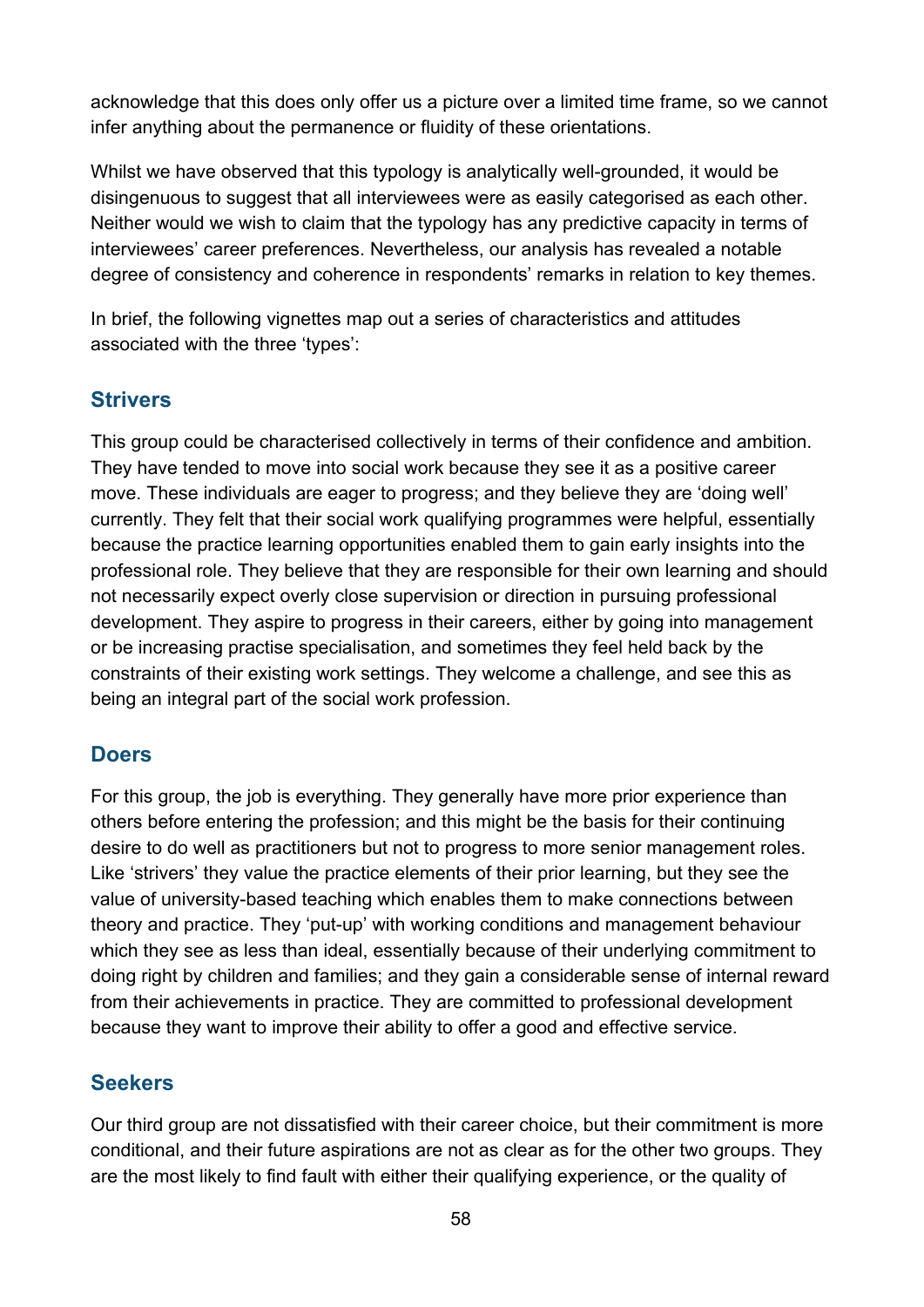acknowledge that this does only offer us a picture over a limited time frame, so we cannot infer anything about the permanence or fluidity of these orientations.

Whilst we have observed that this typology is analytically well-grounded, it would be disingenuous to suggest that all interviewees were as easily categorised as each other. Neither would we wish to claim that the typology has any predictive capacity in terms of interviewees' career preferences. Nevertheless, our analysis has revealed a notable degree of consistency and coherence in respondents' remarks in relation to key themes.

In brief, the following vignettes map out a series of characteristics and attitudes associated with the three 'types':

### Strivers

This group could be characterised collectively in terms of their confidence and ambition. They have tended to move into social work because they see it as a positive career move. These individuals are eager to progress; and they believe they are 'doing well' currently. They felt that their social work qualifying programmes were helpful, essentially because the practice learning opportunities enabled them to gain early insights into the professional role. They believe that they are responsible for their own learning and should not necessarily expect overly close supervision or direction in pursuing professional development. They aspire to progress in their careers, either by going into management or be increasing practise specialisation, and sometimes they feel held back by the constraints of their existing work settings. They welcome a challenge, and see this as being an integral part of the social work profession.

### Doers

For this group, the job is everything. They generally have more prior experience than others before entering the profession; and this might be the basis for their continuing desire to do well as practitioners but not to progress to more senior management roles. Like 'strivers' they value the practice elements of their prior learning, but they see the value of university-based teaching which enables them to make connections between theory and practice. They 'put-up' with working conditions and management behaviour which they see as less than ideal, essentially because of their underlying commitment to doing right by children and families; and they gain a considerable sense of internal reward from their achievements in practice. They are committed to professional development because they want to improve their ability to offer a good and effective service.

### Seekers

Our third group are not dissatisfied with their career choice, but their commitment is more conditional, and their future aspirations are not as clear as for the other two groups. They are the most likely to find fault with either their qualifying experience, or the quality of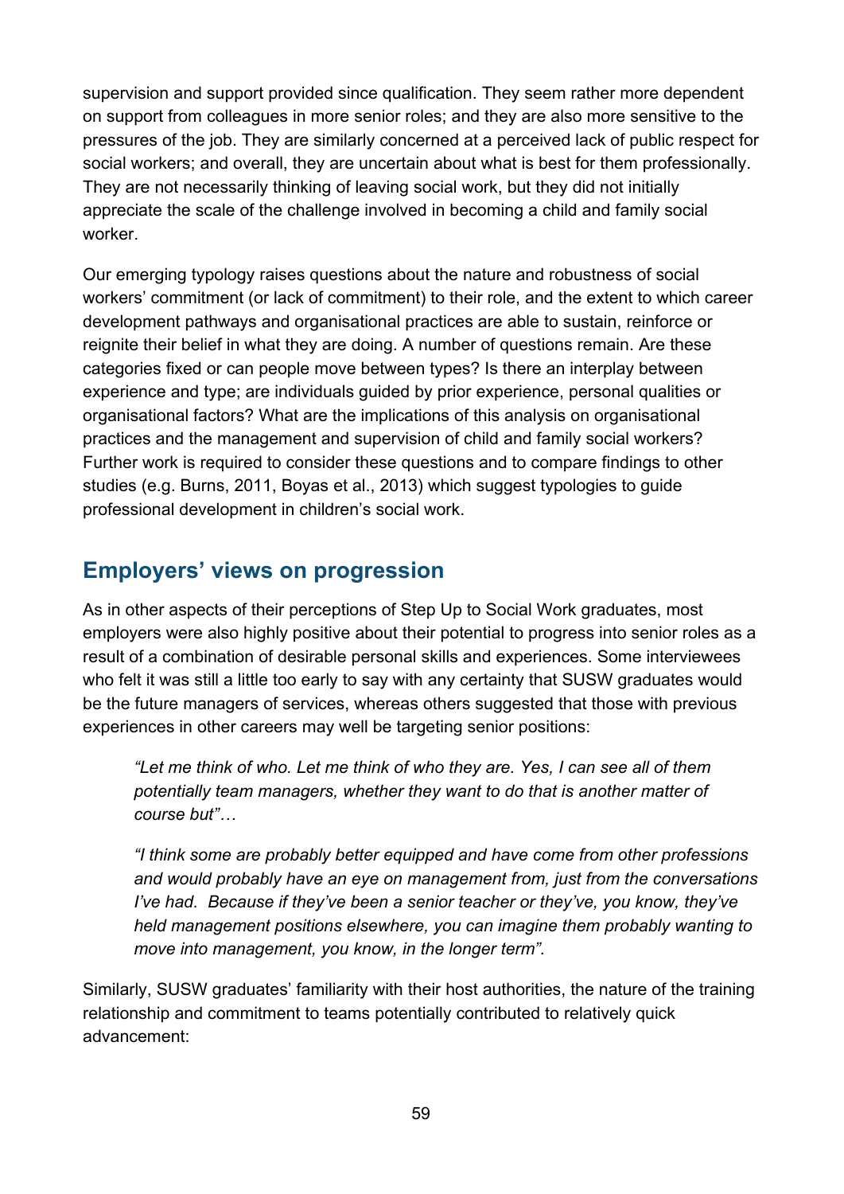supervision and support provided since qualification. They seem rather more dependent on support from colleagues in more senior roles; and they are also more sensitive to the pressures of the job. They are similarly concerned at a perceived lack of public respect for social workers; and overall, they are uncertain about what is best for them professionally. They are not necessarily thinking of leaving social work, but they did not initially appreciate the scale of the challenge involved in becoming a child and family social worker.

Our emerging typology raises questions about the nature and robustness of social workers' commitment (or lack of commitment) to their role, and the extent to which career development pathways and organisational practices are able to sustain, reinforce or reignite their belief in what they are doing. A number of questions remain. Are these categories fixed or can people move between types? Is there an interplay between experience and type; are individuals guided by prior experience, personal qualities or organisational factors? What are the implications of this analysis on organisational practices and the management and supervision of child and family social workers? Further work is required to consider these questions and to compare findings to other studies (e.g. Burns, 2011, Boyas et al., 2013) which suggest typologies to guide professional development in children's social work.

## Employers' views on progression

As in other aspects of their perceptions of Step Up to Social Work graduates, most employers were also highly positive about their potential to progress into senior roles as a result of a combination of desirable personal skills and experiences. Some interviewees who felt it was still a little too early to say with any certainty that SUSW graduates would be the future managers of services, whereas others suggested that those with previous experiences in other careers may well be targeting senior positions:

> *"Let me think of who. Let me think of who they are. Yes, I can see all of them potentially team managers, whether they want to do that is another matter of course but"…*
>
> *"I think some are probably better equipped and have come from other professions and would probably have an eye on management from, just from the conversations I've had. Because if they've been a senior teacher or they've, you know, they've held management positions elsewhere, you can imagine them probably wanting to move into management, you know, in the longer term".*

Similarly, SUSW graduates' familiarity with their host authorities, the nature of the training relationship and commitment to teams potentially contributed to relatively quick advancement: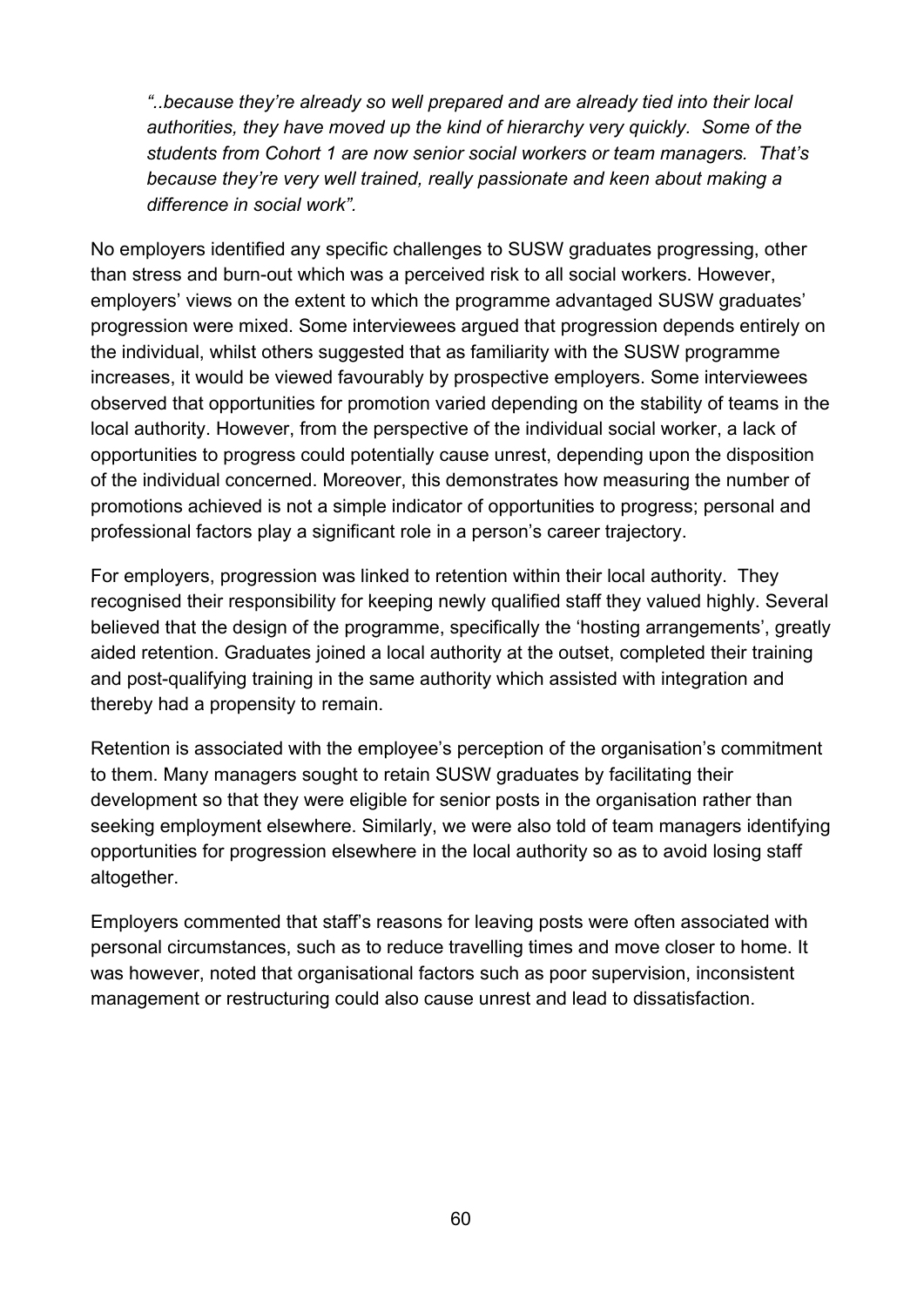> *"..because they're already so well prepared and are already tied into their local authorities, they have moved up the kind of hierarchy very quickly. Some of the students from Cohort 1 are now senior social workers or team managers. That's because they're very well trained, really passionate and keen about making a difference in social work".*

No employers identified any specific challenges to SUSW graduates progressing, other than stress and burn-out which was a perceived risk to all social workers. However, employers' views on the extent to which the programme advantaged SUSW graduates' progression were mixed. Some interviewees argued that progression depends entirely on the individual, whilst others suggested that as familiarity with the SUSW programme increases, it would be viewed favourably by prospective employers. Some interviewees observed that opportunities for promotion varied depending on the stability of teams in the local authority. However, from the perspective of the individual social worker, a lack of opportunities to progress could potentially cause unrest, depending upon the disposition of the individual concerned. Moreover, this demonstrates how measuring the number of promotions achieved is not a simple indicator of opportunities to progress; personal and professional factors play a significant role in a person's career trajectory.

For employers, progression was linked to retention within their local authority. They recognised their responsibility for keeping newly qualified staff they valued highly. Several believed that the design of the programme, specifically the 'hosting arrangements', greatly aided retention. Graduates joined a local authority at the outset, completed their training and post-qualifying training in the same authority which assisted with integration and thereby had a propensity to remain.

Retention is associated with the employee's perception of the organisation's commitment to them. Many managers sought to retain SUSW graduates by facilitating their development so that they were eligible for senior posts in the organisation rather than seeking employment elsewhere. Similarly, we were also told of team managers identifying opportunities for progression elsewhere in the local authority so as to avoid losing staff altogether.

Employers commented that staff's reasons for leaving posts were often associated with personal circumstances, such as to reduce travelling times and move closer to home. It was however, noted that organisational factors such as poor supervision, inconsistent management or restructuring could also cause unrest and lead to dissatisfaction.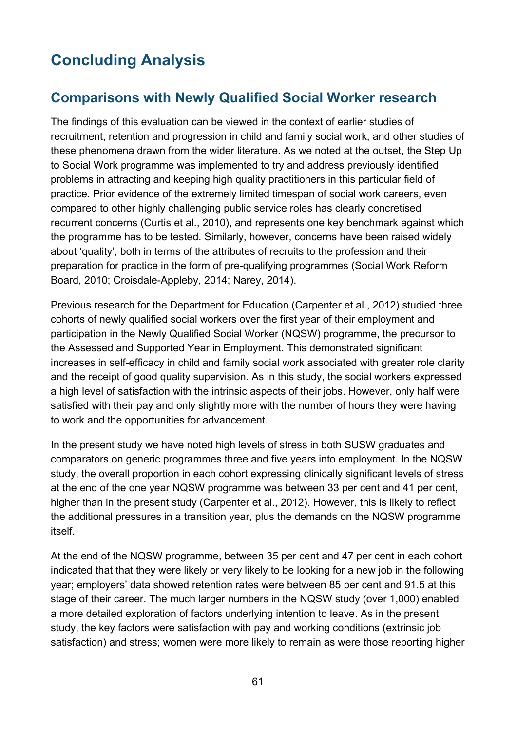# Concluding Analysis

## Comparisons with Newly Qualified Social Worker research

The findings of this evaluation can be viewed in the context of earlier studies of recruitment, retention and progression in child and family social work, and other studies of these phenomena drawn from the wider literature. As we noted at the outset, the Step Up to Social Work programme was implemented to try and address previously identified problems in attracting and keeping high quality practitioners in this particular field of practice. Prior evidence of the extremely limited timespan of social work careers, even compared to other highly challenging public service roles has clearly concretised recurrent concerns (Curtis et al., 2010), and represents one key benchmark against which the programme has to be tested. Similarly, however, concerns have been raised widely about 'quality', both in terms of the attributes of recruits to the profession and their preparation for practice in the form of pre-qualifying programmes (Social Work Reform Board, 2010; Croisdale-Appleby, 2014; Narey, 2014).

Previous research for the Department for Education (Carpenter et al., 2012) studied three cohorts of newly qualified social workers over the first year of their employment and participation in the Newly Qualified Social Worker (NQSW) programme, the precursor to the Assessed and Supported Year in Employment. This demonstrated significant increases in self-efficacy in child and family social work associated with greater role clarity and the receipt of good quality supervision. As in this study, the social workers expressed a high level of satisfaction with the intrinsic aspects of their jobs. However, only half were satisfied with their pay and only slightly more with the number of hours they were having to work and the opportunities for advancement.

In the present study we have noted high levels of stress in both SUSW graduates and comparators on generic programmes three and five years into employment. In the NQSW study, the overall proportion in each cohort expressing clinically significant levels of stress at the end of the one year NQSW programme was between 33 per cent and 41 per cent, higher than in the present study (Carpenter et al., 2012). However, this is likely to reflect the additional pressures in a transition year, plus the demands on the NQSW programme itself.

At the end of the NQSW programme, between 35 per cent and 47 per cent in each cohort indicated that that they were likely or very likely to be looking for a new job in the following year; employers' data showed retention rates were between 85 per cent and 91.5 at this stage of their career. The much larger numbers in the NQSW study (over 1,000) enabled a more detailed exploration of factors underlying intention to leave. As in the present study, the key factors were satisfaction with pay and working conditions (extrinsic job satisfaction) and stress; women were more likely to remain as were those reporting higher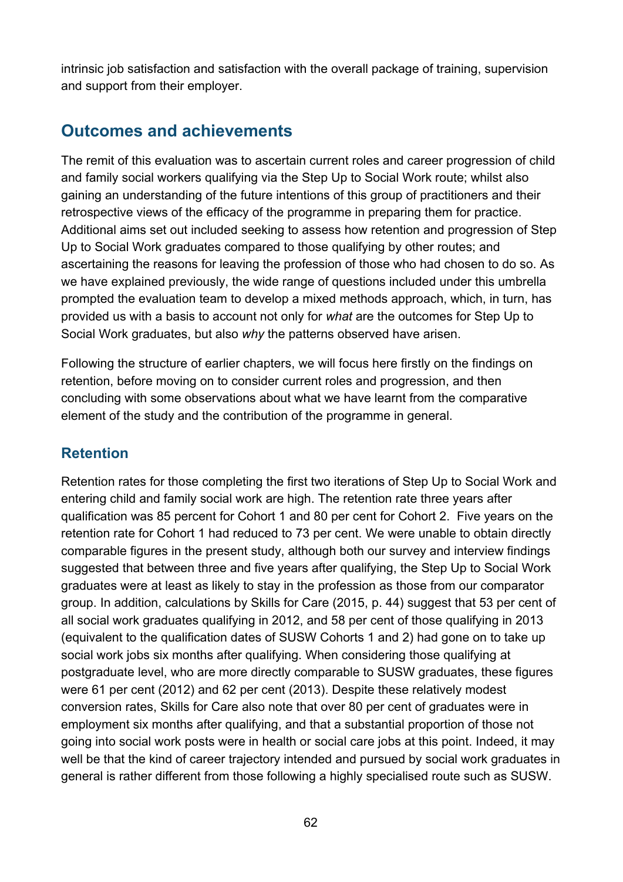intrinsic job satisfaction and satisfaction with the overall package of training, supervision and support from their employer.

## Outcomes and achievements

The remit of this evaluation was to ascertain current roles and career progression of child and family social workers qualifying via the Step Up to Social Work route; whilst also gaining an understanding of the future intentions of this group of practitioners and their retrospective views of the efficacy of the programme in preparing them for practice. Additional aims set out included seeking to assess how retention and progression of Step Up to Social Work graduates compared to those qualifying by other routes; and ascertaining the reasons for leaving the profession of those who had chosen to do so. As we have explained previously, the wide range of questions included under this umbrella prompted the evaluation team to develop a mixed methods approach, which, in turn, has provided us with a basis to account not only for *what* are the outcomes for Step Up to Social Work graduates, but also *why* the patterns observed have arisen.

Following the structure of earlier chapters, we will focus here firstly on the findings on retention, before moving on to consider current roles and progression, and then concluding with some observations about what we have learnt from the comparative element of the study and the contribution of the programme in general.

### Retention

Retention rates for those completing the first two iterations of Step Up to Social Work and entering child and family social work are high. The retention rate three years after qualification was 85 percent for Cohort 1 and 80 per cent for Cohort 2. Five years on the retention rate for Cohort 1 had reduced to 73 per cent. We were unable to obtain directly comparable figures in the present study, although both our survey and interview findings suggested that between three and five years after qualifying, the Step Up to Social Work graduates were at least as likely to stay in the profession as those from our comparator group. In addition, calculations by Skills for Care (2015, p. 44) suggest that 53 per cent of all social work graduates qualifying in 2012, and 58 per cent of those qualifying in 2013 (equivalent to the qualification dates of SUSW Cohorts 1 and 2) had gone on to take up social work jobs six months after qualifying. When considering those qualifying at postgraduate level, who are more directly comparable to SUSW graduates, these figures were 61 per cent (2012) and 62 per cent (2013). Despite these relatively modest conversion rates, Skills for Care also note that over 80 per cent of graduates were in employment six months after qualifying, and that a substantial proportion of those not going into social work posts were in health or social care jobs at this point. Indeed, it may well be that the kind of career trajectory intended and pursued by social work graduates in general is rather different from those following a highly specialised route such as SUSW.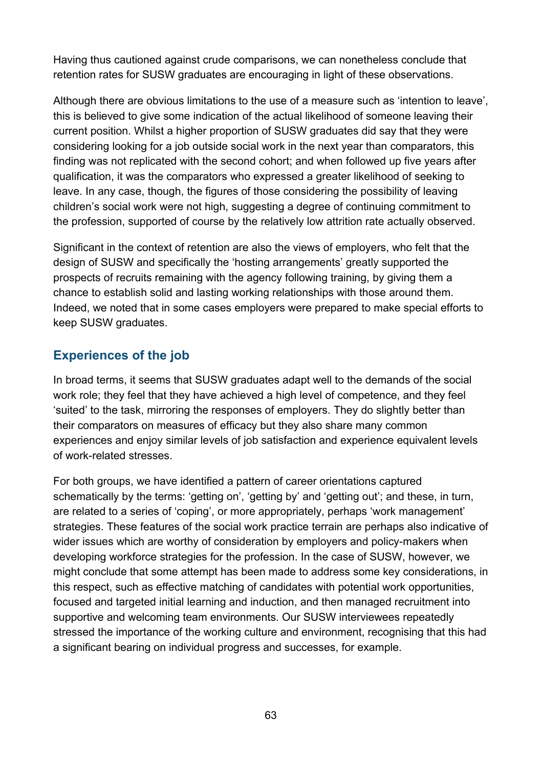Having thus cautioned against crude comparisons, we can nonetheless conclude that retention rates for SUSW graduates are encouraging in light of these observations.

Although there are obvious limitations to the use of a measure such as 'intention to leave', this is believed to give some indication of the actual likelihood of someone leaving their current position. Whilst a higher proportion of SUSW graduates did say that they were considering looking for a job outside social work in the next year than comparators, this finding was not replicated with the second cohort; and when followed up five years after qualification, it was the comparators who expressed a greater likelihood of seeking to leave. In any case, though, the figures of those considering the possibility of leaving children's social work were not high, suggesting a degree of continuing commitment to the profession, supported of course by the relatively low attrition rate actually observed.

Significant in the context of retention are also the views of employers, who felt that the design of SUSW and specifically the 'hosting arrangements' greatly supported the prospects of recruits remaining with the agency following training, by giving them a chance to establish solid and lasting working relationships with those around them. Indeed, we noted that in some cases employers were prepared to make special efforts to keep SUSW graduates.

## Experiences of the job

In broad terms, it seems that SUSW graduates adapt well to the demands of the social work role; they feel that they have achieved a high level of competence, and they feel 'suited' to the task, mirroring the responses of employers. They do slightly better than their comparators on measures of efficacy but they also share many common experiences and enjoy similar levels of job satisfaction and experience equivalent levels of work-related stresses.

For both groups, we have identified a pattern of career orientations captured schematically by the terms: 'getting on', 'getting by' and 'getting out'; and these, in turn, are related to a series of 'coping', or more appropriately, perhaps 'work management' strategies. These features of the social work practice terrain are perhaps also indicative of wider issues which are worthy of consideration by employers and policy-makers when developing workforce strategies for the profession. In the case of SUSW, however, we might conclude that some attempt has been made to address some key considerations, in this respect, such as effective matching of candidates with potential work opportunities, focused and targeted initial learning and induction, and then managed recruitment into supportive and welcoming team environments. Our SUSW interviewees repeatedly stressed the importance of the working culture and environment, recognising that this had a significant bearing on individual progress and successes, for example.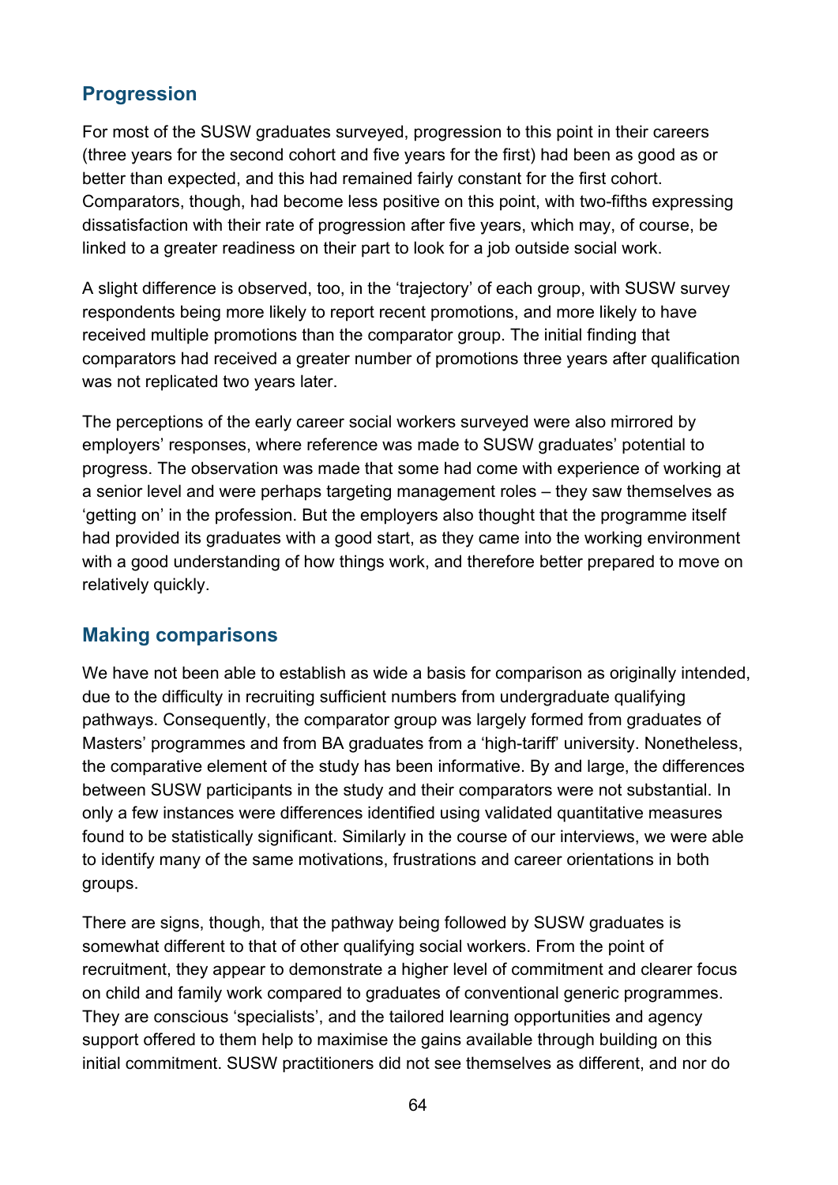## Progression

For most of the SUSW graduates surveyed, progression to this point in their careers (three years for the second cohort and five years for the first) had been as good as or better than expected, and this had remained fairly constant for the first cohort. Comparators, though, had become less positive on this point, with two-fifths expressing dissatisfaction with their rate of progression after five years, which may, of course, be linked to a greater readiness on their part to look for a job outside social work.

A slight difference is observed, too, in the 'trajectory' of each group, with SUSW survey respondents being more likely to report recent promotions, and more likely to have received multiple promotions than the comparator group. The initial finding that comparators had received a greater number of promotions three years after qualification was not replicated two years later.

The perceptions of the early career social workers surveyed were also mirrored by employers' responses, where reference was made to SUSW graduates' potential to progress. The observation was made that some had come with experience of working at a senior level and were perhaps targeting management roles – they saw themselves as 'getting on' in the profession. But the employers also thought that the programme itself had provided its graduates with a good start, as they came into the working environment with a good understanding of how things work, and therefore better prepared to move on relatively quickly.

## Making comparisons

We have not been able to establish as wide a basis for comparison as originally intended, due to the difficulty in recruiting sufficient numbers from undergraduate qualifying pathways. Consequently, the comparator group was largely formed from graduates of Masters' programmes and from BA graduates from a 'high-tariff' university. Nonetheless, the comparative element of the study has been informative. By and large, the differences between SUSW participants in the study and their comparators were not substantial. In only a few instances were differences identified using validated quantitative measures found to be statistically significant. Similarly in the course of our interviews, we were able to identify many of the same motivations, frustrations and career orientations in both groups.

There are signs, though, that the pathway being followed by SUSW graduates is somewhat different to that of other qualifying social workers. From the point of recruitment, they appear to demonstrate a higher level of commitment and clearer focus on child and family work compared to graduates of conventional generic programmes. They are conscious 'specialists', and the tailored learning opportunities and agency support offered to them help to maximise the gains available through building on this initial commitment. SUSW practitioners did not see themselves as different, and nor do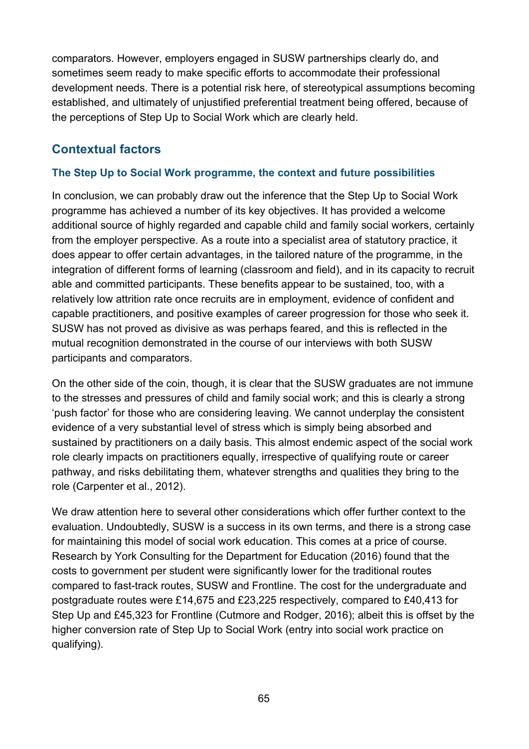comparators. However, employers engaged in SUSW partnerships clearly do, and sometimes seem ready to make specific efforts to accommodate their professional development needs. There is a potential risk here, of stereotypical assumptions becoming established, and ultimately of unjustified preferential treatment being offered, because of the perceptions of Step Up to Social Work which are clearly held.

## Contextual factors

### The Step Up to Social Work programme, the context and future possibilities

In conclusion, we can probably draw out the inference that the Step Up to Social Work programme has achieved a number of its key objectives. It has provided a welcome additional source of highly regarded and capable child and family social workers, certainly from the employer perspective. As a route into a specialist area of statutory practice, it does appear to offer certain advantages, in the tailored nature of the programme, in the integration of different forms of learning (classroom and field), and in its capacity to recruit able and committed participants. These benefits appear to be sustained, too, with a relatively low attrition rate once recruits are in employment, evidence of confident and capable practitioners, and positive examples of career progression for those who seek it. SUSW has not proved as divisive as was perhaps feared, and this is reflected in the mutual recognition demonstrated in the course of our interviews with both SUSW participants and comparators.

On the other side of the coin, though, it is clear that the SUSW graduates are not immune to the stresses and pressures of child and family social work; and this is clearly a strong 'push factor' for those who are considering leaving. We cannot underplay the consistent evidence of a very substantial level of stress which is simply being absorbed and sustained by practitioners on a daily basis. This almost endemic aspect of the social work role clearly impacts on practitioners equally, irrespective of qualifying route or career pathway, and risks debilitating them, whatever strengths and qualities they bring to the role (Carpenter et al., 2012).

We draw attention here to several other considerations which offer further context to the evaluation. Undoubtedly, SUSW is a success in its own terms, and there is a strong case for maintaining this model of social work education. This comes at a price of course. Research by York Consulting for the Department for Education (2016) found that the costs to government per student were significantly lower for the traditional routes compared to fast-track routes, SUSW and Frontline. The cost for the undergraduate and postgraduate routes were £14,675 and £23,225 respectively, compared to £40,413 for Step Up and £45,323 for Frontline (Cutmore and Rodger, 2016); albeit this is offset by the higher conversion rate of Step Up to Social Work (entry into social work practice on qualifying).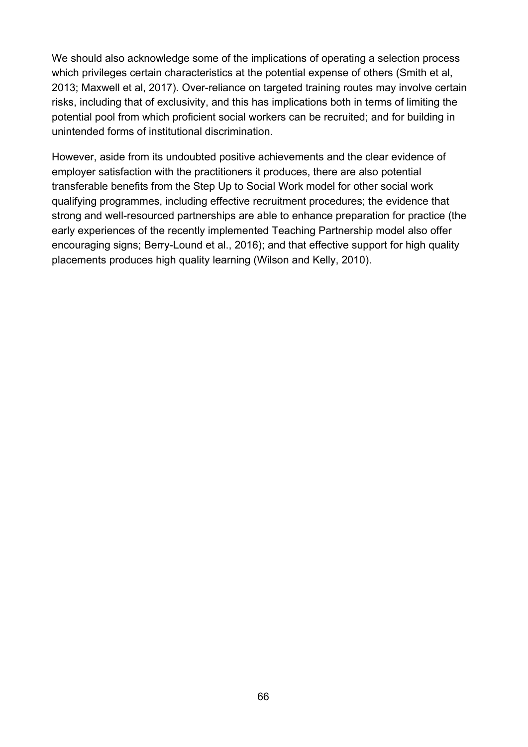We should also acknowledge some of the implications of operating a selection process which privileges certain characteristics at the potential expense of others (Smith et al, 2013; Maxwell et al, 2017). Over-reliance on targeted training routes may involve certain risks, including that of exclusivity, and this has implications both in terms of limiting the potential pool from which proficient social workers can be recruited; and for building in unintended forms of institutional discrimination.

However, aside from its undoubted positive achievements and the clear evidence of employer satisfaction with the practitioners it produces, there are also potential transferable benefits from the Step Up to Social Work model for other social work qualifying programmes, including effective recruitment procedures; the evidence that strong and well-resourced partnerships are able to enhance preparation for practice (the early experiences of the recently implemented Teaching Partnership model also offer encouraging signs; Berry-Lound et al., 2016); and that effective support for high quality placements produces high quality learning (Wilson and Kelly, 2010).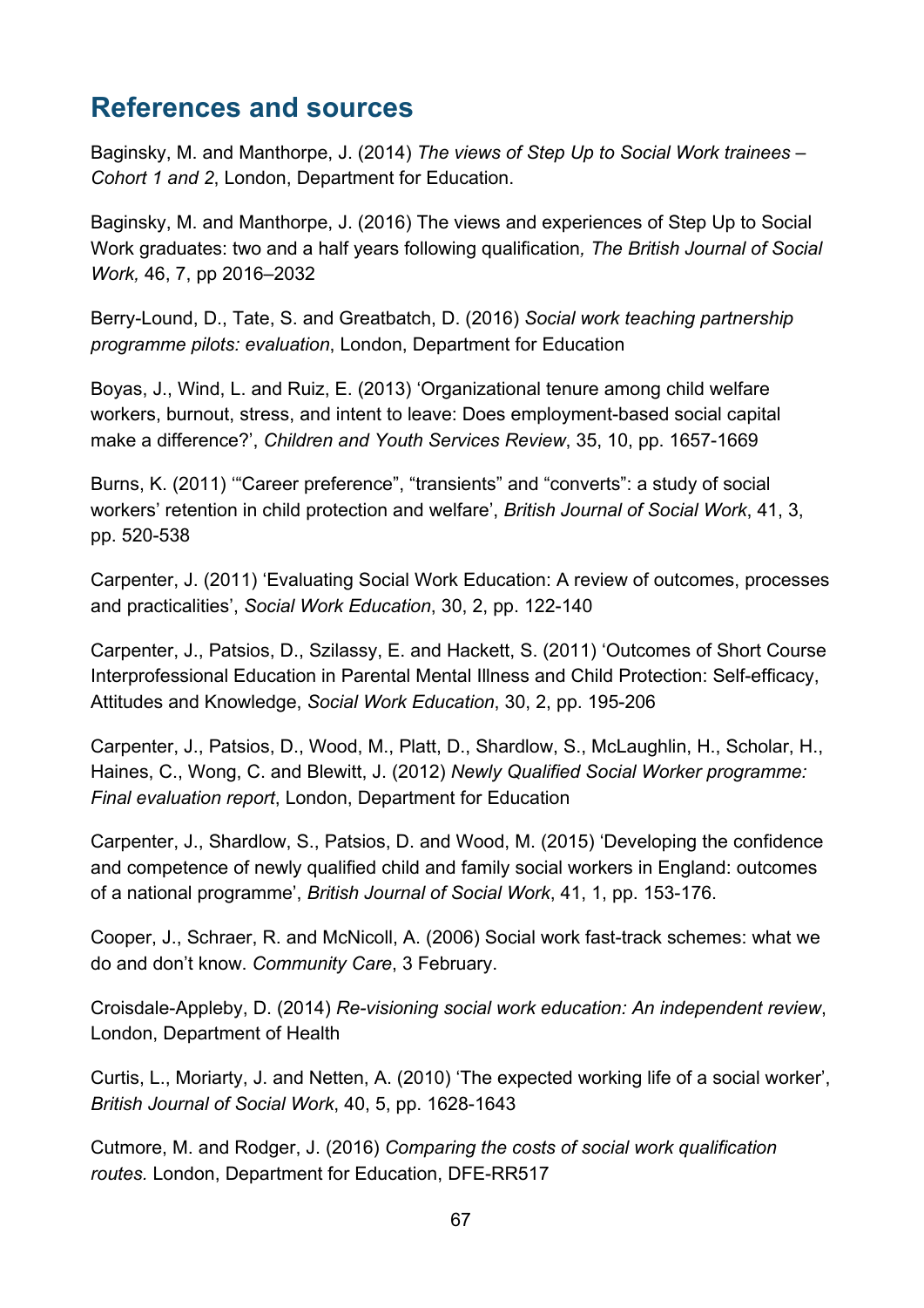## References and sources

Baginsky, M. and Manthorpe, J. (2014) *The views of Step Up to Social Work trainees – Cohort 1 and 2*, London, Department for Education.

Baginsky, M. and Manthorpe, J. (2016) The views and experiences of Step Up to Social Work graduates: two and a half years following qualification*, The British Journal of Social Work,* 46, 7, pp 2016–2032

Berry-Lound, D., Tate, S. and Greatbatch, D. (2016) *Social work teaching partnership programme pilots: evaluation*, London, Department for Education

Boyas, J., Wind, L. and Ruiz, E. (2013) 'Organizational tenure among child welfare workers, burnout, stress, and intent to leave: Does employment-based social capital make a difference?', *Children and Youth Services Review*, 35, 10, pp. 1657-1669

Burns, K. (2011) '"Career preference", "transients" and "converts": a study of social workers' retention in child protection and welfare', *British Journal of Social Work*, 41, 3, pp. 520-538

Carpenter, J. (2011) 'Evaluating Social Work Education: A review of outcomes, processes and practicalities', *Social Work Education*, 30, 2, pp. 122-140

Carpenter, J., Patsios, D., Szilassy, E. and Hackett, S. (2011) 'Outcomes of Short Course Interprofessional Education in Parental Mental Illness and Child Protection: Self-efficacy, Attitudes and Knowledge, *Social Work Education*, 30, 2, pp. 195-206

Carpenter, J., Patsios, D., Wood, M., Platt, D., Shardlow, S., McLaughlin, H., Scholar, H., Haines, C., Wong, C. and Blewitt, J. (2012) *Newly Qualified Social Worker programme: Final evaluation report*, London, Department for Education

Carpenter, J., Shardlow, S., Patsios, D. and Wood, M. (2015) 'Developing the confidence and competence of newly qualified child and family social workers in England: outcomes of a national programme', *British Journal of Social Work*, 41, 1, pp. 153-176.

Cooper, J., Schraer, R. and McNicoll, A. (2006) Social work fast-track schemes: what we do and don't know. *Community Care*, 3 February.

Croisdale-Appleby, D. (2014) *Re-visioning social work education: An independent review*, London, Department of Health

Curtis, L., Moriarty, J. and Netten, A. (2010) 'The expected working life of a social worker', *British Journal of Social Work*, 40, 5, pp. 1628-1643

Cutmore, M. and Rodger, J. (2016) *Comparing the costs of social work qualification routes.* London, Department for Education, DFE-RR517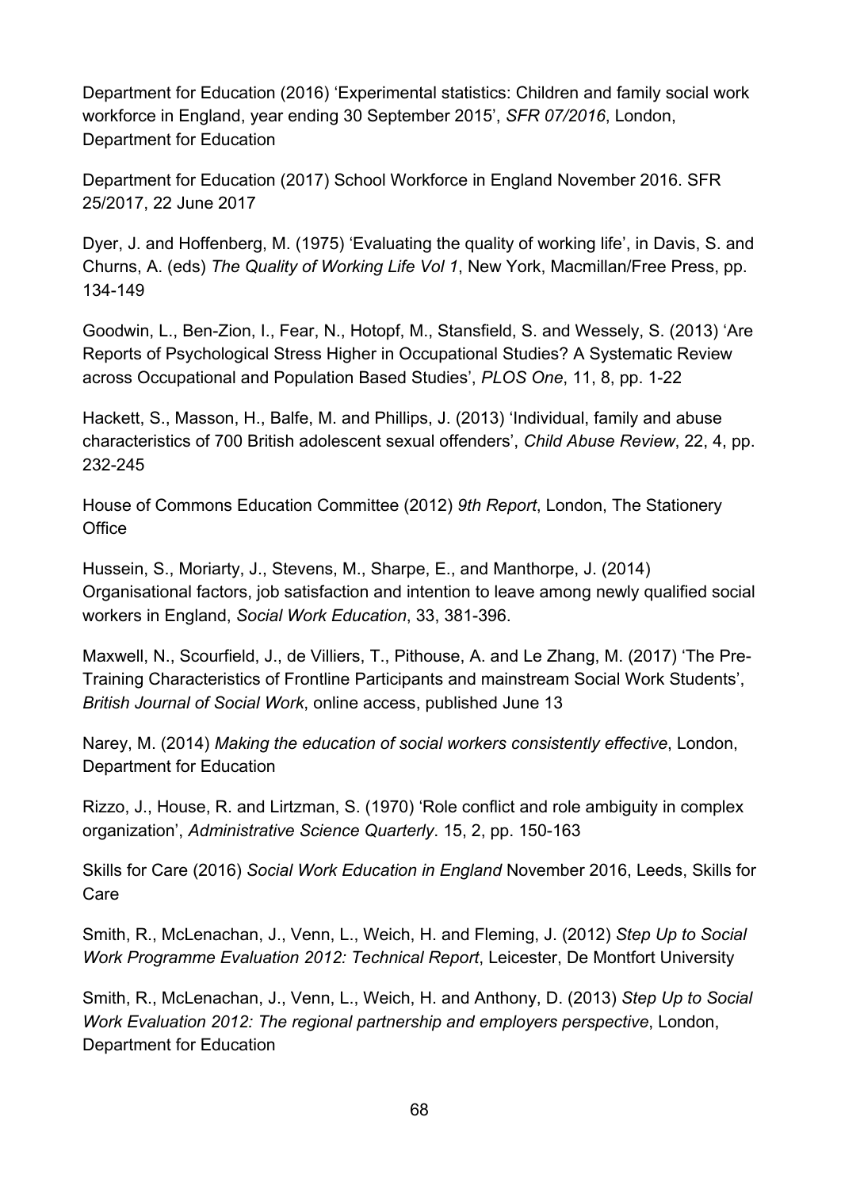Department for Education (2016) 'Experimental statistics: Children and family social work workforce in England, year ending 30 September 2015', *SFR 07/2016*, London, Department for Education

Department for Education (2017) School Workforce in England November 2016. SFR 25/2017, 22 June 2017

Dyer, J. and Hoffenberg, M. (1975) 'Evaluating the quality of working life', in Davis, S. and Churns, A. (eds) *The Quality of Working Life Vol 1*, New York, Macmillan/Free Press, pp. 134-149

Goodwin, L., Ben-Zion, I., Fear, N., Hotopf, M., Stansfield, S. and Wessely, S. (2013) 'Are Reports of Psychological Stress Higher in Occupational Studies? A Systematic Review across Occupational and Population Based Studies', *PLOS One*, 11, 8, pp. 1-22

Hackett, S., Masson, H., Balfe, M. and Phillips, J. (2013) 'Individual, family and abuse characteristics of 700 British adolescent sexual offenders', *Child Abuse Review*, 22, 4, pp. 232-245

House of Commons Education Committee (2012) *9th Report*, London, The Stationery Office

Hussein, S., Moriarty, J., Stevens, M., Sharpe, E., and Manthorpe, J. (2014) Organisational factors, job satisfaction and intention to leave among newly qualified social workers in England, *Social Work Education*, 33, 381-396.

Maxwell, N., Scourfield, J., de Villiers, T., Pithouse, A. and Le Zhang, M. (2017) 'The Pre-Training Characteristics of Frontline Participants and mainstream Social Work Students', *British Journal of Social Work*, online access, published June 13

Narey, M. (2014) *Making the education of social workers consistently effective*, London, Department for Education

Rizzo, J., House, R. and Lirtzman, S. (1970) 'Role conflict and role ambiguity in complex organization', *Administrative Science Quarterly*. 15, 2, pp. 150-163

Skills for Care (2016) *Social Work Education in England* November 2016, Leeds, Skills for Care

Smith, R., McLenachan, J., Venn, L., Weich, H. and Fleming, J. (2012) *Step Up to Social Work Programme Evaluation 2012: Technical Report*, Leicester, De Montfort University

Smith, R., McLenachan, J., Venn, L., Weich, H. and Anthony, D. (2013) *Step Up to Social Work Evaluation 2012: The regional partnership and employers perspective*, London, Department for Education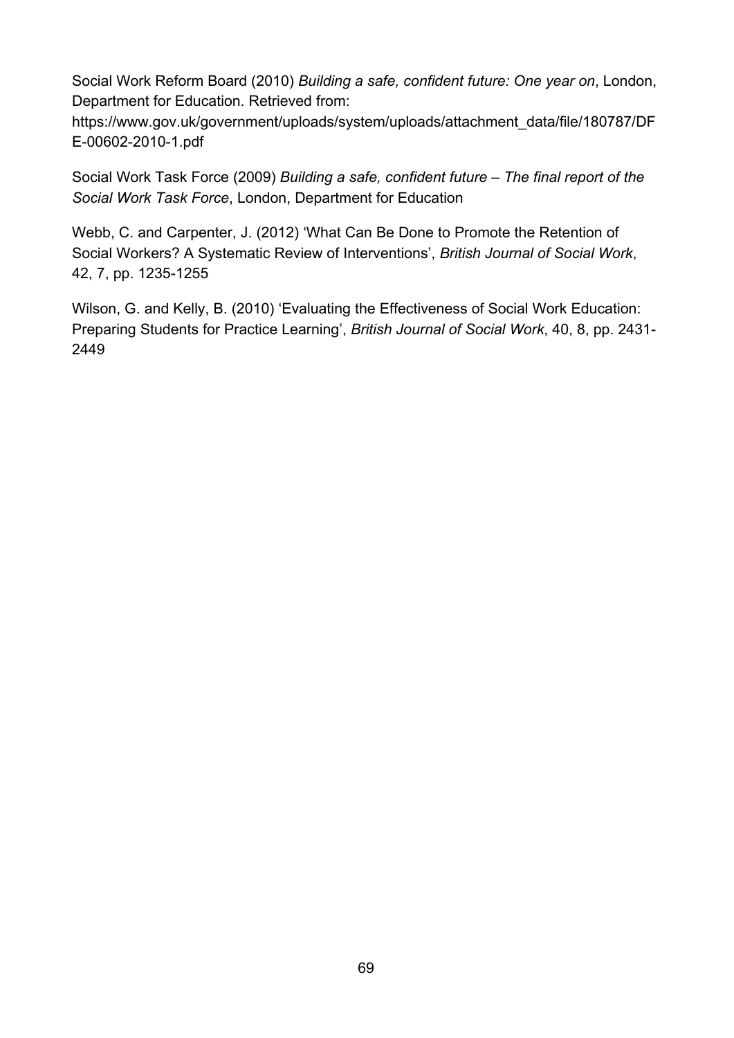Social Work Reform Board (2010) *Building a safe, confident future: One year on*, London, Department for Education. Retrieved from: https://www.gov.uk/government/uploads/system/uploads/attachment_data/file/180787/DFE-00602-2010-1.pdf

Social Work Task Force (2009) *Building a safe, confident future – The final report of the Social Work Task Force*, London, Department for Education

Webb, C. and Carpenter, J. (2012) 'What Can Be Done to Promote the Retention of Social Workers? A Systematic Review of Interventions', *British Journal of Social Work*, 42, 7, pp. 1235-1255

Wilson, G. and Kelly, B. (2010) 'Evaluating the Effectiveness of Social Work Education: Preparing Students for Practice Learning', *British Journal of Social Work*, 40, 8, pp. 2431-2449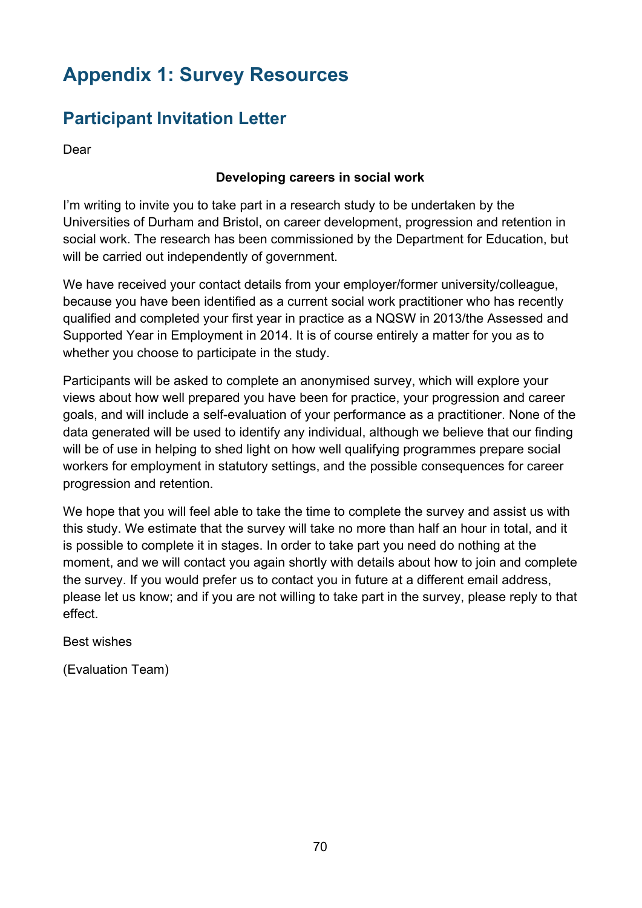# Appendix 1: Survey Resources

## Participant Invitation Letter

Dear

**Developing careers in social work**

I'm writing to invite you to take part in a research study to be undertaken by the Universities of Durham and Bristol, on career development, progression and retention in social work. The research has been commissioned by the Department for Education, but will be carried out independently of government.

We have received your contact details from your employer/former university/colleague, because you have been identified as a current social work practitioner who has recently qualified and completed your first year in practice as a NQSW in 2013/the Assessed and Supported Year in Employment in 2014. It is of course entirely a matter for you as to whether you choose to participate in the study.

Participants will be asked to complete an anonymised survey, which will explore your views about how well prepared you have been for practice, your progression and career goals, and will include a self-evaluation of your performance as a practitioner. None of the data generated will be used to identify any individual, although we believe that our finding will be of use in helping to shed light on how well qualifying programmes prepare social workers for employment in statutory settings, and the possible consequences for career progression and retention.

We hope that you will feel able to take the time to complete the survey and assist us with this study. We estimate that the survey will take no more than half an hour in total, and it is possible to complete it in stages. In order to take part you need do nothing at the moment, and we will contact you again shortly with details about how to join and complete the survey. If you would prefer us to contact you in future at a different email address, please let us know; and if you are not willing to take part in the survey, please reply to that effect.

Best wishes

(Evaluation Team)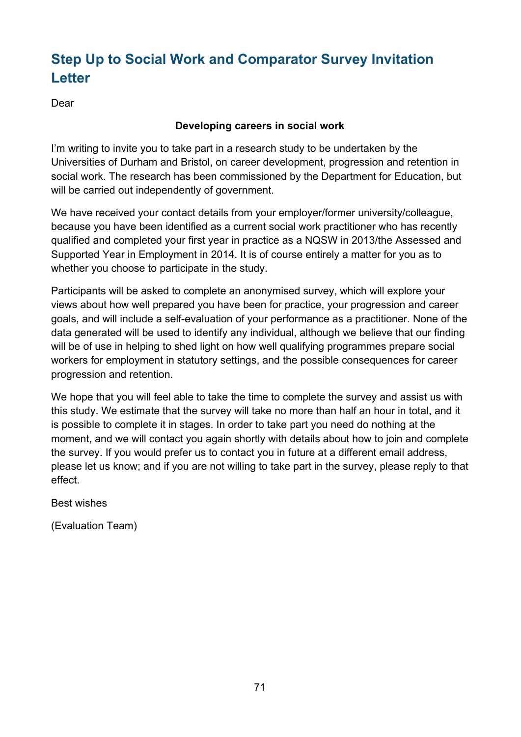## Step Up to Social Work and Comparator Survey Invitation Letter

Dear

**Developing careers in social work**

I'm writing to invite you to take part in a research study to be undertaken by the Universities of Durham and Bristol, on career development, progression and retention in social work. The research has been commissioned by the Department for Education, but will be carried out independently of government.

We have received your contact details from your employer/former university/colleague, because you have been identified as a current social work practitioner who has recently qualified and completed your first year in practice as a NQSW in 2013/the Assessed and Supported Year in Employment in 2014. It is of course entirely a matter for you as to whether you choose to participate in the study.

Participants will be asked to complete an anonymised survey, which will explore your views about how well prepared you have been for practice, your progression and career goals, and will include a self-evaluation of your performance as a practitioner. None of the data generated will be used to identify any individual, although we believe that our finding will be of use in helping to shed light on how well qualifying programmes prepare social workers for employment in statutory settings, and the possible consequences for career progression and retention.

We hope that you will feel able to take the time to complete the survey and assist us with this study. We estimate that the survey will take no more than half an hour in total, and it is possible to complete it in stages. In order to take part you need do nothing at the moment, and we will contact you again shortly with details about how to join and complete the survey. If you would prefer us to contact you in future at a different email address, please let us know; and if you are not willing to take part in the survey, please reply to that effect.

Best wishes

(Evaluation Team)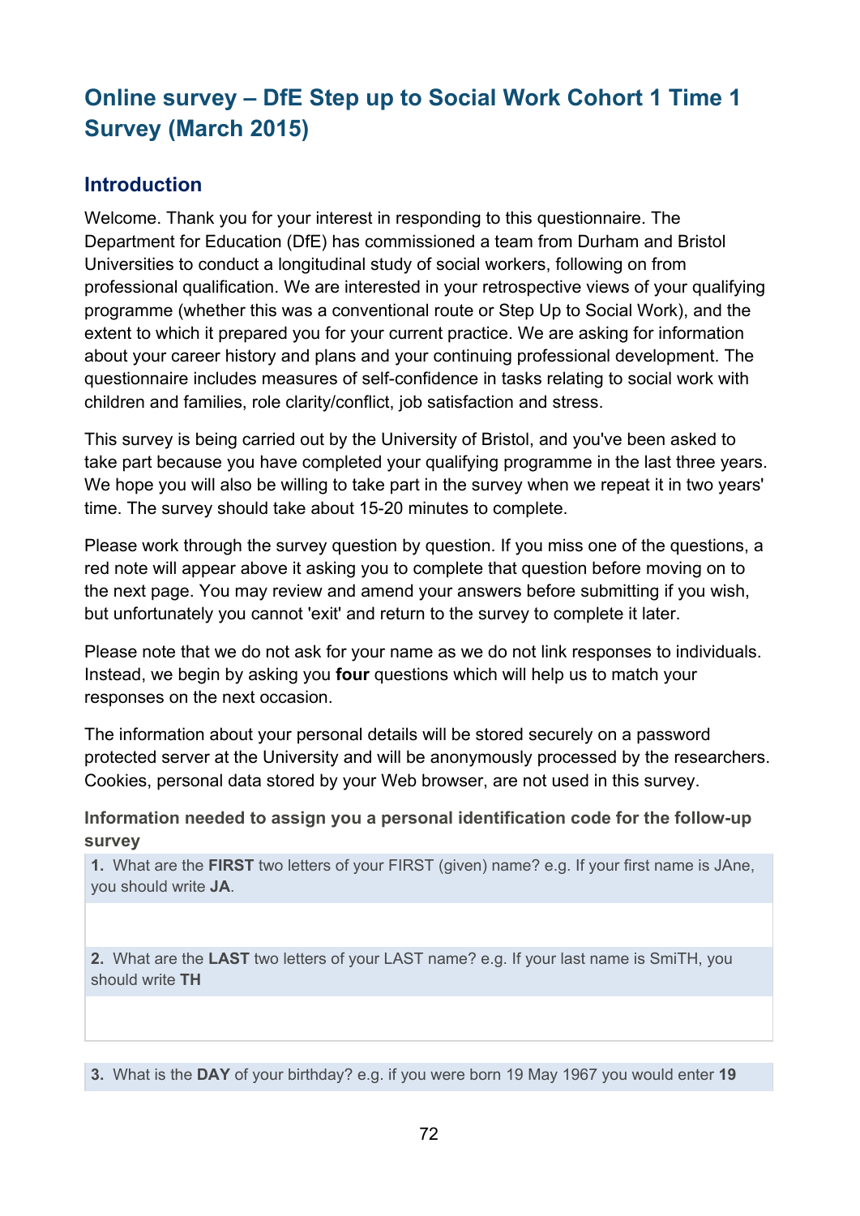## Online survey – DfE Step up to Social Work Cohort 1 Time 1 Survey (March 2015)

### Introduction

Welcome. Thank you for your interest in responding to this questionnaire. The Department for Education (DfE) has commissioned a team from Durham and Bristol Universities to conduct a longitudinal study of social workers, following on from professional qualification. We are interested in your retrospective views of your qualifying programme (whether this was a conventional route or Step Up to Social Work), and the extent to which it prepared you for your current practice. We are asking for information about your career history and plans and your continuing professional development. The questionnaire includes measures of self-confidence in tasks relating to social work with children and families, role clarity/conflict, job satisfaction and stress.

This survey is being carried out by the University of Bristol, and you've been asked to take part because you have completed your qualifying programme in the last three years. We hope you will also be willing to take part in the survey when we repeat it in two years' time. The survey should take about 15-20 minutes to complete.

Please work through the survey question by question. If you miss one of the questions, a red note will appear above it asking you to complete that question before moving on to the next page. You may review and amend your answers before submitting if you wish, but unfortunately you cannot 'exit' and return to the survey to complete it later.

Please note that we do not ask for your name as we do not link responses to individuals. Instead, we begin by asking you **four** questions which will help us to match your responses on the next occasion.

The information about your personal details will be stored securely on a password protected server at the University and will be anonymously processed by the researchers. Cookies, personal data stored by your Web browser, are not used in this survey.

**Information needed to assign you a personal identification code for the follow-up survey**

**1.** What are the **FIRST** two letters of your FIRST (given) name? e.g. If your first name is JAne, you should write **JA**.

**2.** What are the **LAST** two letters of your LAST name? e.g. If your last name is SmiTH, you should write **TH**

**3.** What is the **DAY** of your birthday? e.g. if you were born 19 May 1967 you would enter **19**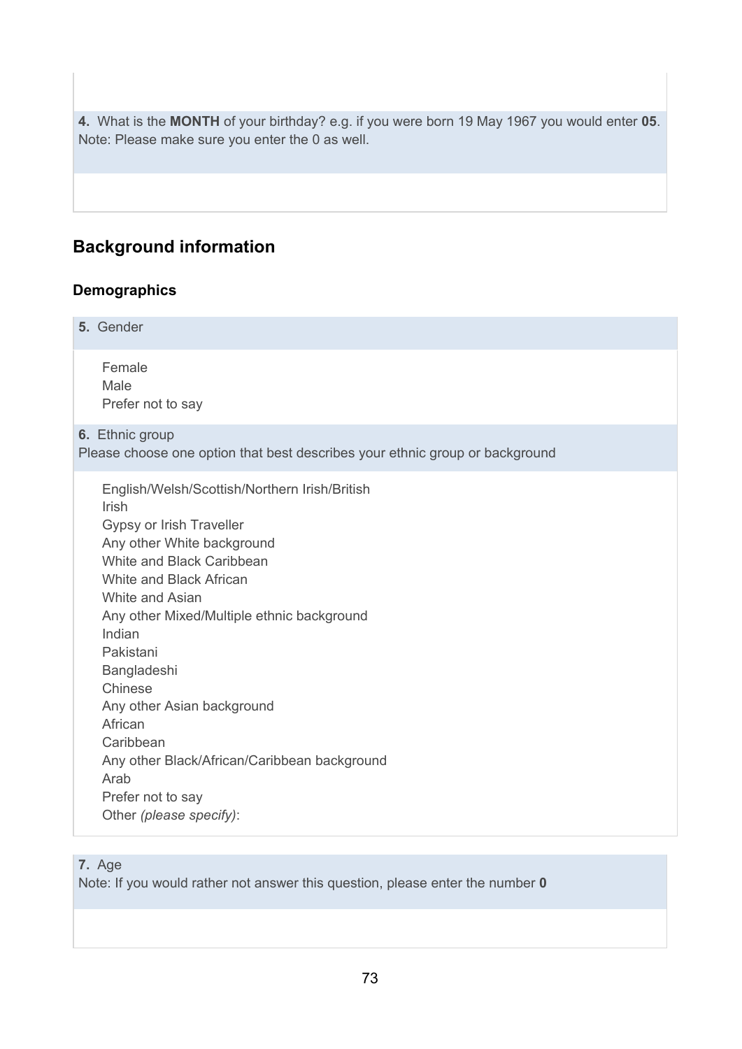**4.** What is the **MONTH** of your birthday? e.g. if you were born 19 May 1967 you would enter **05**. Note: Please make sure you enter the 0 as well.

## Background information

### Demographics

**5.** Gender

- Female
- Male
- Prefer not to say

**6.** Ethnic group
Please choose one option that best describes your ethnic group or background

- English/Welsh/Scottish/Northern Irish/British
- Irish
- Gypsy or Irish Traveller
- Any other White background
- White and Black Caribbean
- White and Black African
- White and Asian
- Any other Mixed/Multiple ethnic background
- Indian
- Pakistani
- Bangladeshi
- Chinese
- Any other Asian background
- African
- Caribbean
- Any other Black/African/Caribbean background
- Arab
- Prefer not to say
- Other *(please specify)*:

**7.** Age
Note: If you would rather not answer this question, please enter the number **0**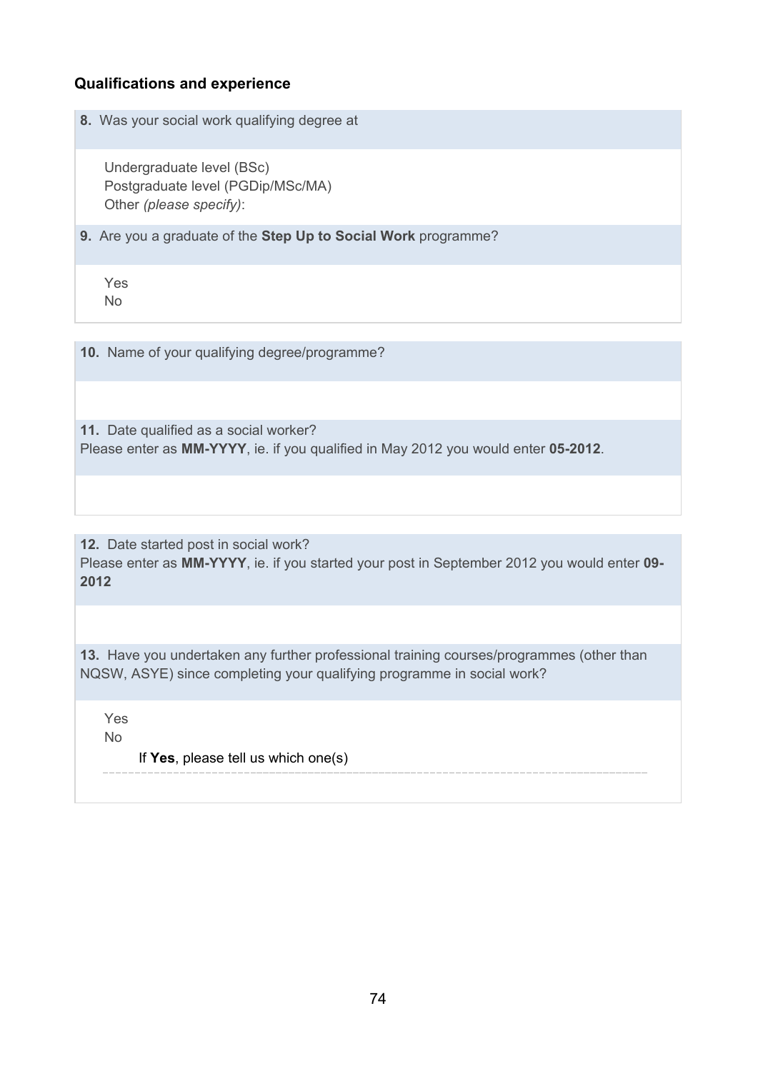### Qualifications and experience

**8.** Was your social work qualifying degree at

Undergraduate level (BSc)
Postgraduate level (PGDip/MSc/MA)
Other *(please specify)*:

**9.** Are you a graduate of the **Step Up to Social Work** programme?

Yes
No

**10.** Name of your qualifying degree/programme?

**11.** Date qualified as a social worker?
Please enter as **MM-YYYY**, ie. if you qualified in May 2012 you would enter **05-2012**.

**12.** Date started post in social work?
Please enter as **MM-YYYY**, ie. if you started your post in September 2012 you would enter **09-2012**

**13.** Have you undertaken any further professional training courses/programmes (other than NQSW, ASYE) since completing your qualifying programme in social work?

Yes
No

If **Yes**, please tell us which one(s)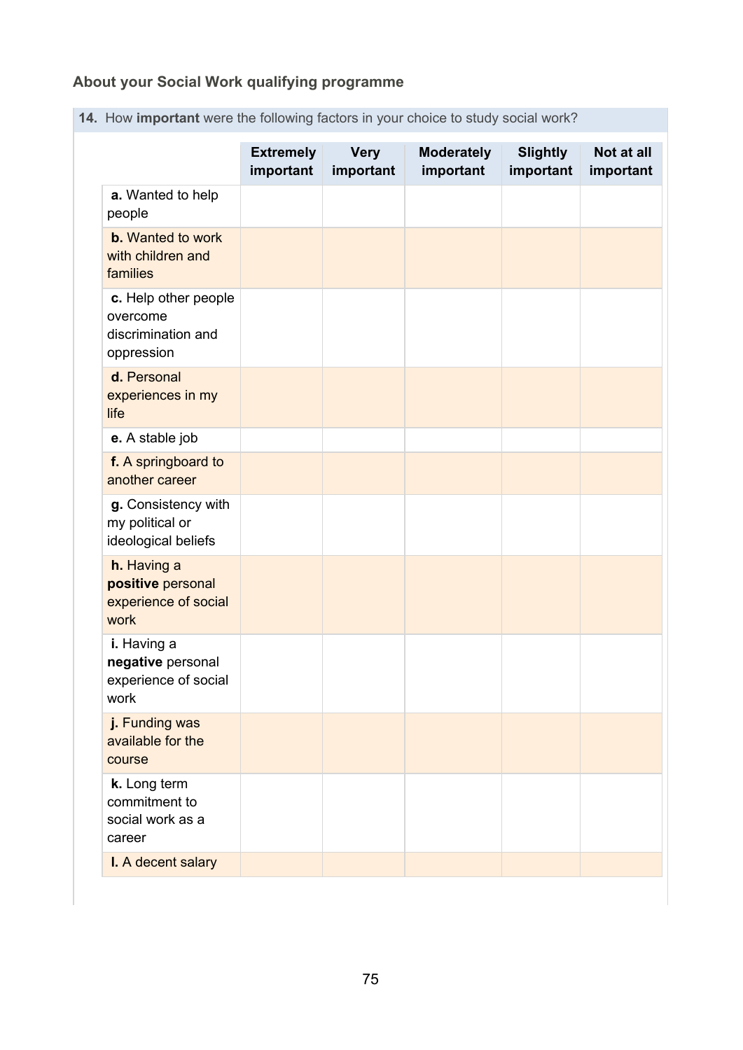### About your Social Work qualifying programme

**14.** How **important** were the following factors in your choice to study social work?

| | Extremely important | Very important | Moderately important | Slightly important | Not at all important |
|---|---|---|---|---|---|
| **a.** Wanted to help people | | | | | |
| **b.** Wanted to work with children and families | | | | | |
| **c.** Help other people overcome discrimination and oppression | | | | | |
| **d.** Personal experiences in my life | | | | | |
| **e.** A stable job | | | | | |
| **f.** A springboard to another career | | | | | |
| **g.** Consistency with my political or ideological beliefs | | | | | |
| **h.** Having a **positive** personal experience of social work | | | | | |
| **i.** Having a **negative** personal experience of social work | | | | | |
| **j.** Funding was available for the course | | | | | |
| **k.** Long term commitment to social work as a career | | | | | |
| **l.** A decent salary | | | | | |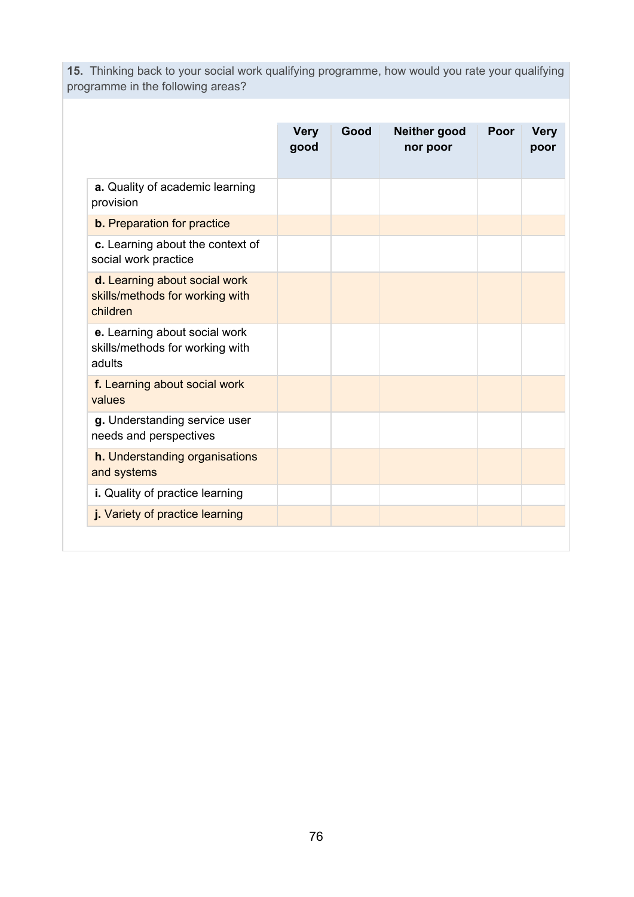**15.** Thinking back to your social work qualifying programme, how would you rate your qualifying programme in the following areas?

| | Very good | Good | Neither good nor poor | Poor | Very poor |
|---|---|---|---|---|---|
| **a.** Quality of academic learning provision | | | | | |
| **b.** Preparation for practice | | | | | |
| **c.** Learning about the context of social work practice | | | | | |
| **d.** Learning about social work skills/methods for working with children | | | | | |
| **e.** Learning about social work skills/methods for working with adults | | | | | |
| **f.** Learning about social work values | | | | | |
| **g.** Understanding service user needs and perspectives | | | | | |
| **h.** Understanding organisations and systems | | | | | |
| **i.** Quality of practice learning | | | | | |
| **j.** Variety of practice learning | | | | | |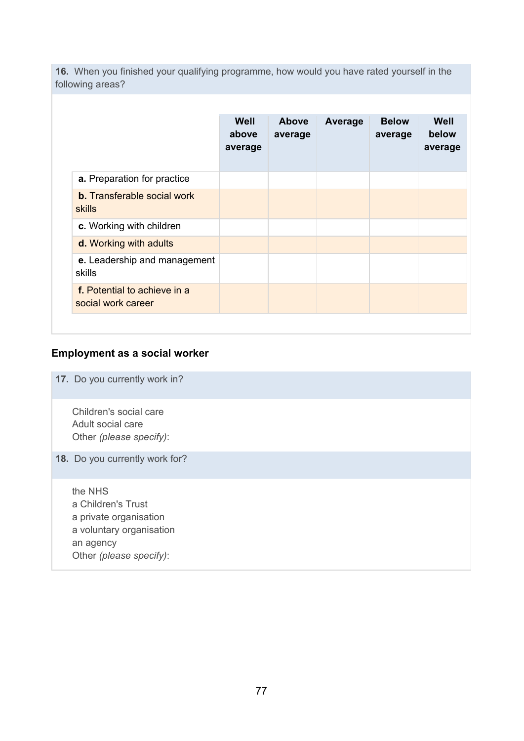**16.** When you finished your qualifying programme, how would you have rated yourself in the following areas?

| | Well above average | Above average | Average | Below average | Well below average |
|---|---|---|---|---|---|
| **a.** Preparation for practice | | | | | |
| **b.** Transferable social work skills | | | | | |
| **c.** Working with children | | | | | |
| **d.** Working with adults | | | | | |
| **e.** Leadership and management skills | | | | | |
| **f.** Potential to achieve in a social work career | | | | | |

## Employment as a social worker

**17.** Do you currently work in?

Children's social care
Adult social care
Other *(please specify)*:

**18.** Do you currently work for?

the NHS
a Children's Trust
a private organisation
a voluntary organisation
an agency
Other *(please specify)*: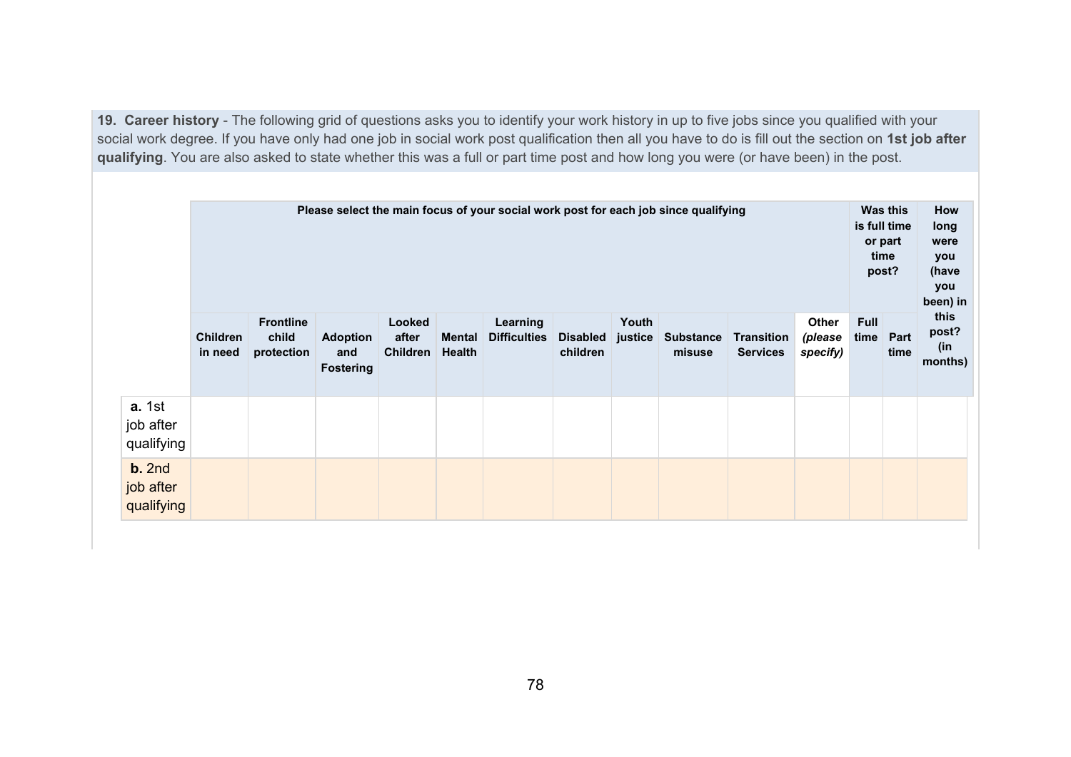**19. Career history** - The following grid of questions asks you to identify your work history in up to five jobs since you qualified with your social work degree. If you have only had one job in social work post qualification then all you have to do is fill out the section on **1st job after qualifying**. You are also asked to state whether this was a full or part time post and how long you were (or have been) in the post.

| | **Please select the main focus of your social work post for each job since qualifying** | | | | | | | | | | | **Was this is full time or part time post?** | | **How long were you (have you been) in this post? (in months)** |
|---|---|---|---|---|---|---|---|---|---|---|---|---|---|---|
| | **Children in need** | **Frontline child protection** | **Adoption and Fostering** | **Looked after Children** | **Mental Health** | **Learning Difficulties** | **Disabled children** | **Youth justice** | **Substance misuse** | **Transition Services** | **Other *(please specify)*** | **Full time** | **Part time** | |
| **a.** 1st job after qualifying | | | | | | | | | | | | | | |
| **b.** 2nd job after qualifying | | | | | | | | | | | | | | |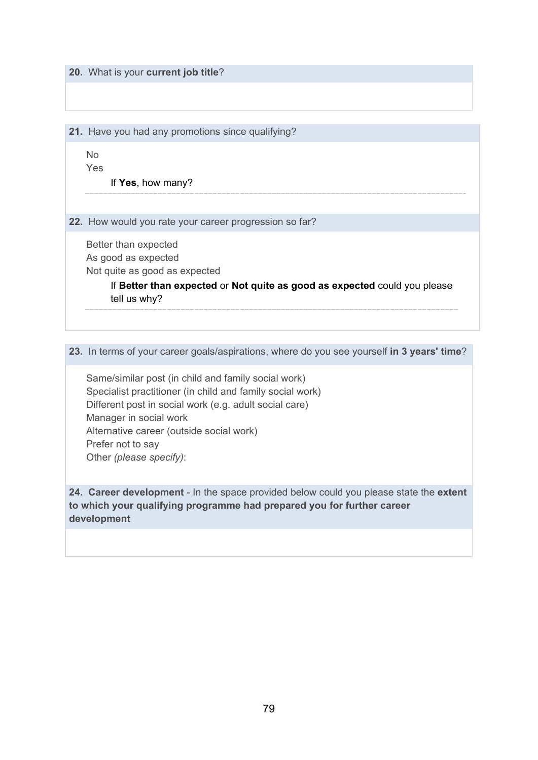**20.** What is your **current job title**?

**21.** Have you had any promotions since qualifying?

No

Yes

If **Yes**, how many?

**22.** How would you rate your career progression so far?

Better than expected

As good as expected

Not quite as good as expected

If **Better than expected** or **Not quite as good as expected** could you please tell us why?

**23.** In terms of your career goals/aspirations, where do you see yourself **in 3 years' time**?

Same/similar post (in child and family social work)

Specialist practitioner (in child and family social work)

Different post in social work (e.g. adult social care)

Manager in social work

Alternative career (outside social work)

Prefer not to say

Other *(please specify)*:

**24. Career development** - In the space provided below could you please state the **extent to which your qualifying programme had prepared you for further career development**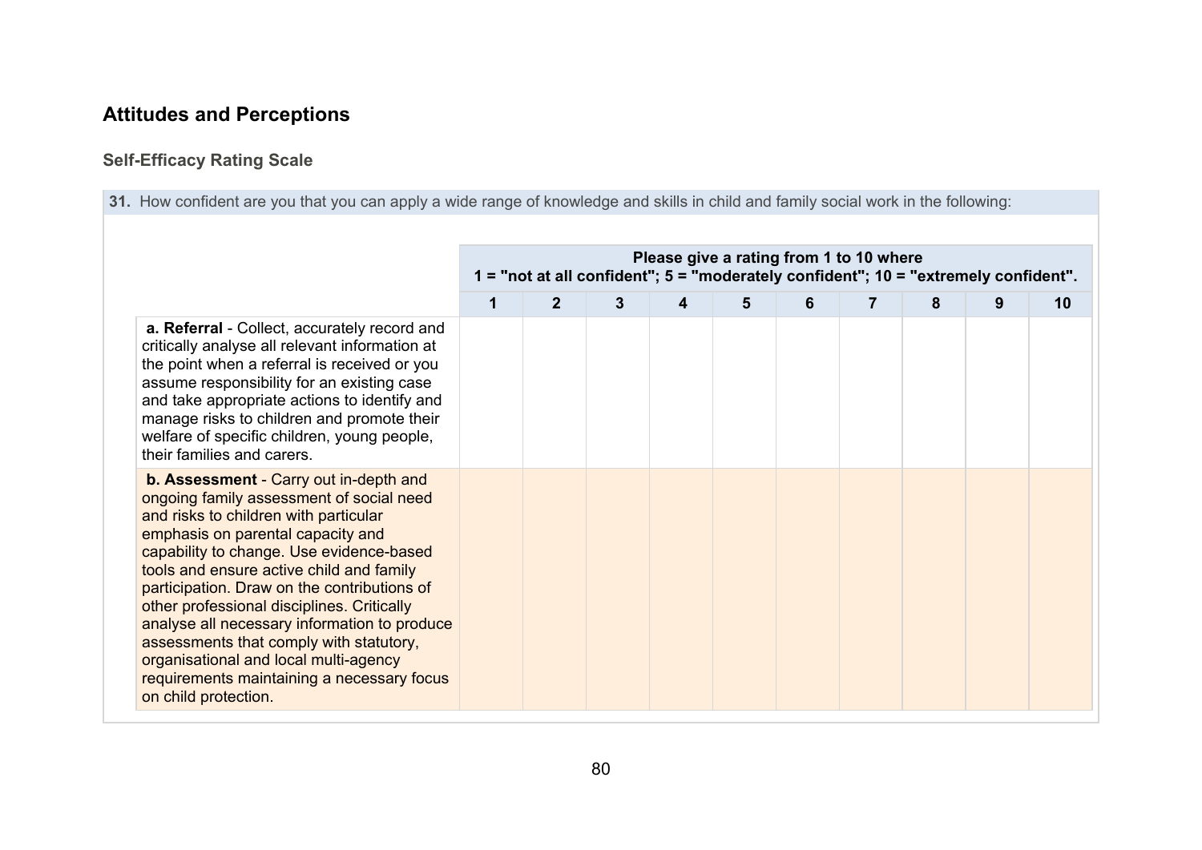## Attitudes and Perceptions

### Self-Efficacy Rating Scale

**31.** How confident are you that you can apply a wide range of knowledge and skills in child and family social work in the following:

| | Please give a rating from 1 to 10 where 1 = "not at all confident"; 5 = "moderately confident"; 10 = "extremely confident". | | | | | | | | | |
|---|---|---|---|---|---|---|---|---|---|---|
| | **1** | **2** | **3** | **4** | **5** | **6** | **7** | **8** | **9** | **10** |
| **a. Referral** - Collect, accurately record and critically analyse all relevant information at the point when a referral is received or you assume responsibility for an existing case and take appropriate actions to identify and manage risks to children and promote their welfare of specific children, young people, their families and carers. | | | | | | | | | | |
| **b. Assessment** - Carry out in-depth and ongoing family assessment of social need and risks to children with particular emphasis on parental capacity and capability to change. Use evidence-based tools and ensure active child and family participation. Draw on the contributions of other professional disciplines. Critically analyse all necessary information to produce assessments that comply with statutory, organisational and local multi-agency requirements maintaining a necessary focus on child protection. | | | | | | | | | | |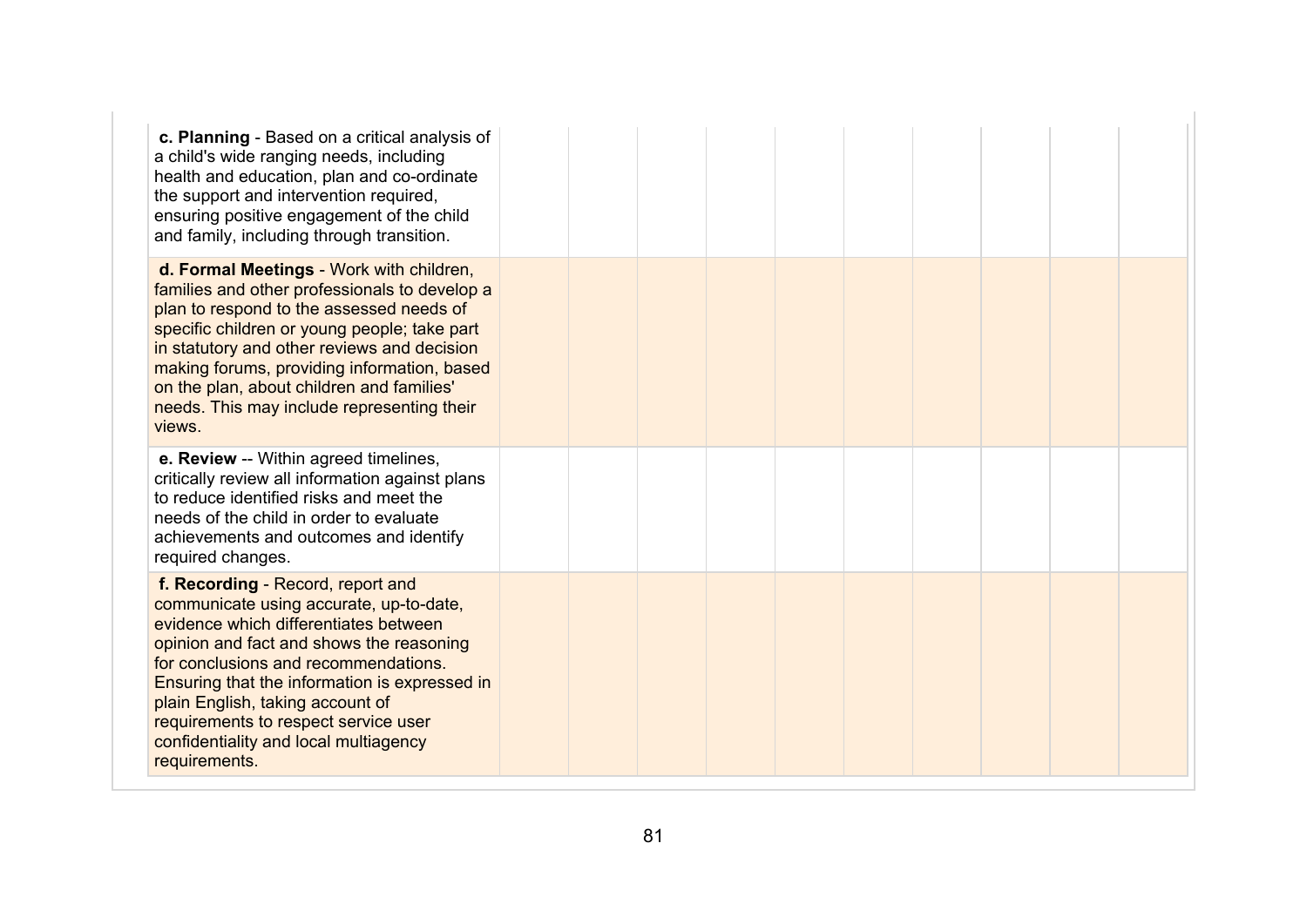| | | | | | | | | | |
|---|---|---|---|---|---|---|---|---|---|
| **c. Planning** - Based on a critical analysis of a child's wide ranging needs, including health and education, plan and co-ordinate the support and intervention required, ensuring positive engagement of the child and family, including through transition. | | | | | | | | | |
| **d. Formal Meetings** - Work with children, families and other professionals to develop a plan to respond to the assessed needs of specific children or young people; take part in statutory and other reviews and decision making forums, providing information, based on the plan, about children and families' needs. This may include representing their views. | | | | | | | | | |
| **e. Review** -- Within agreed timelines, critically review all information against plans to reduce identified risks and meet the needs of the child in order to evaluate achievements and outcomes and identify required changes. | | | | | | | | | |
| **f. Recording** - Record, report and communicate using accurate, up-to-date, evidence which differentiates between opinion and fact and shows the reasoning for conclusions and recommendations. Ensuring that the information is expressed in plain English, taking account of requirements to respect service user confidentiality and local multiagency requirements. | | | | | | | | | |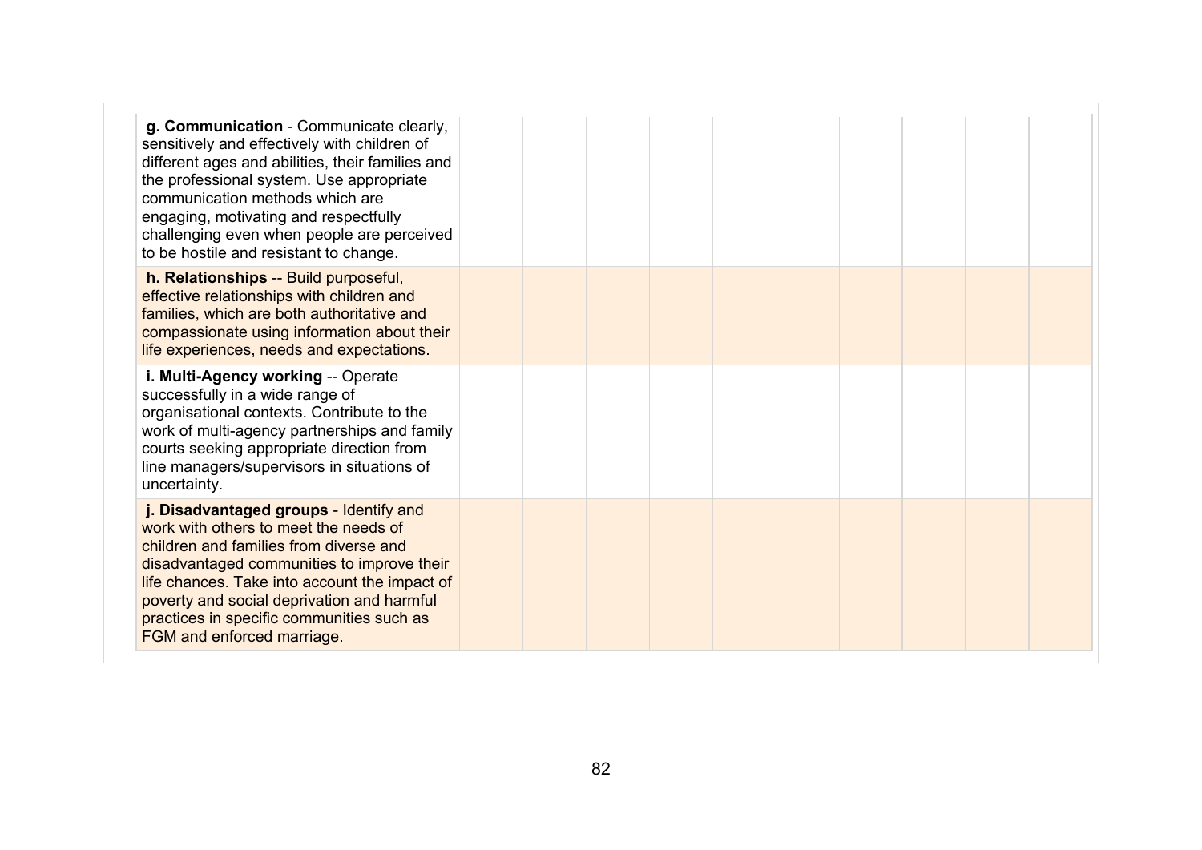| | | | | | | | | | |
|---|---|---|---|---|---|---|---|---|---|
| **g. Communication** - Communicate clearly, sensitively and effectively with children of different ages and abilities, their families and the professional system. Use appropriate communication methods which are engaging, motivating and respectfully challenging even when people are perceived to be hostile and resistant to change. | | | | | | | | | |
| **h. Relationships** -- Build purposeful, effective relationships with children and families, which are both authoritative and compassionate using information about their life experiences, needs and expectations. | | | | | | | | | |
| **i. Multi-Agency working** -- Operate successfully in a wide range of organisational contexts. Contribute to the work of multi-agency partnerships and family courts seeking appropriate direction from line managers/supervisors in situations of uncertainty. | | | | | | | | | |
| **j. Disadvantaged groups** - Identify and work with others to meet the needs of children and families from diverse and disadvantaged communities to improve their life chances. Take into account the impact of poverty and social deprivation and harmful practices in specific communities such as FGM and enforced marriage. | | | | | | | | | |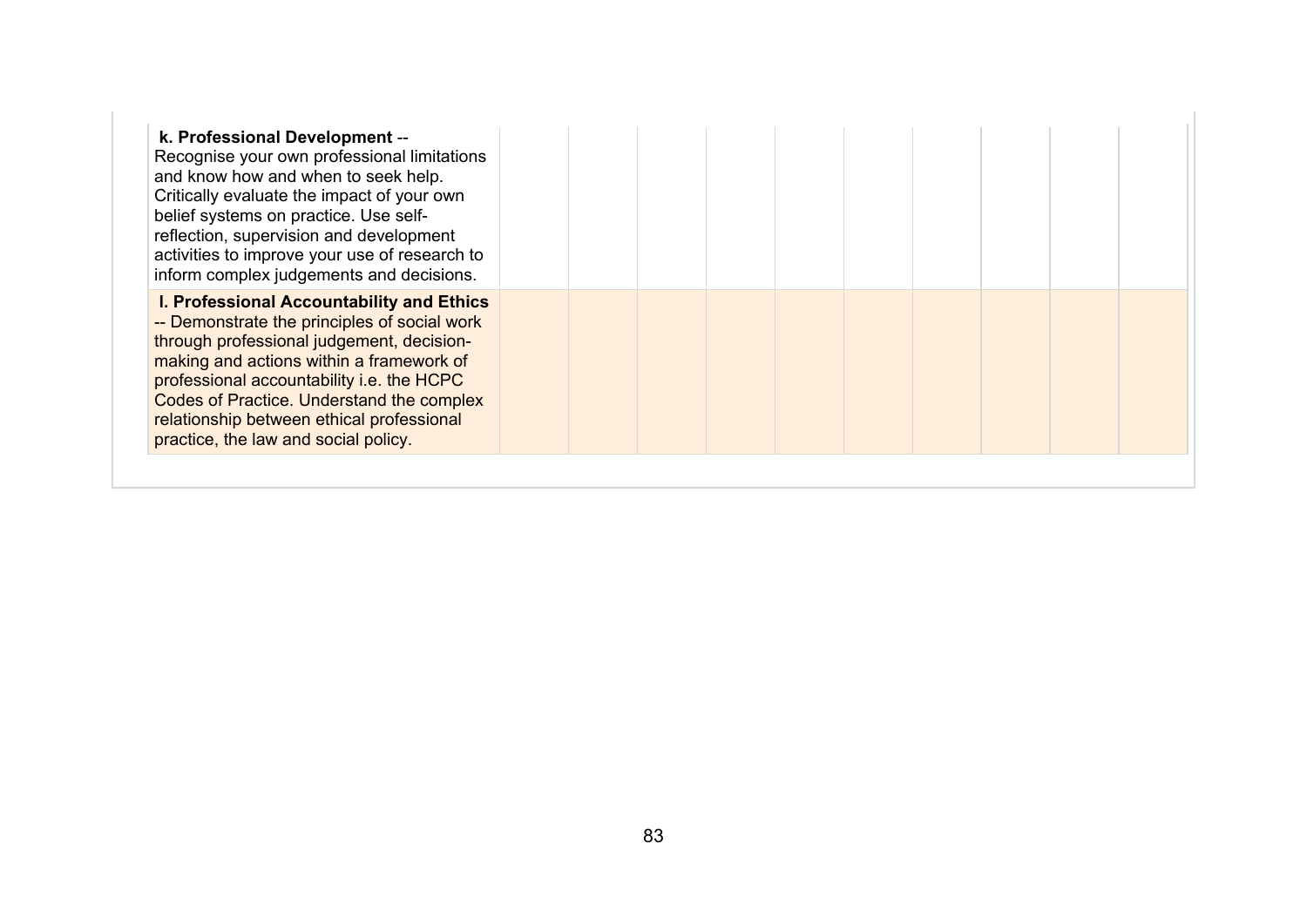| | | | | | | | | | |
|---|---|---|---|---|---|---|---|---|---|
| **k. Professional Development** -- Recognise your own professional limitations and know how and when to seek help. Critically evaluate the impact of your own belief systems on practice. Use self-reflection, supervision and development activities to improve your use of research to inform complex judgements and decisions. | | | | | | | | | |
| **l. Professional Accountability and Ethics** -- Demonstrate the principles of social work through professional judgement, decision-making and actions within a framework of professional accountability i.e. the HCPC Codes of Practice. Understand the complex relationship between ethical professional practice, the law and social policy. | | | | | | | | | |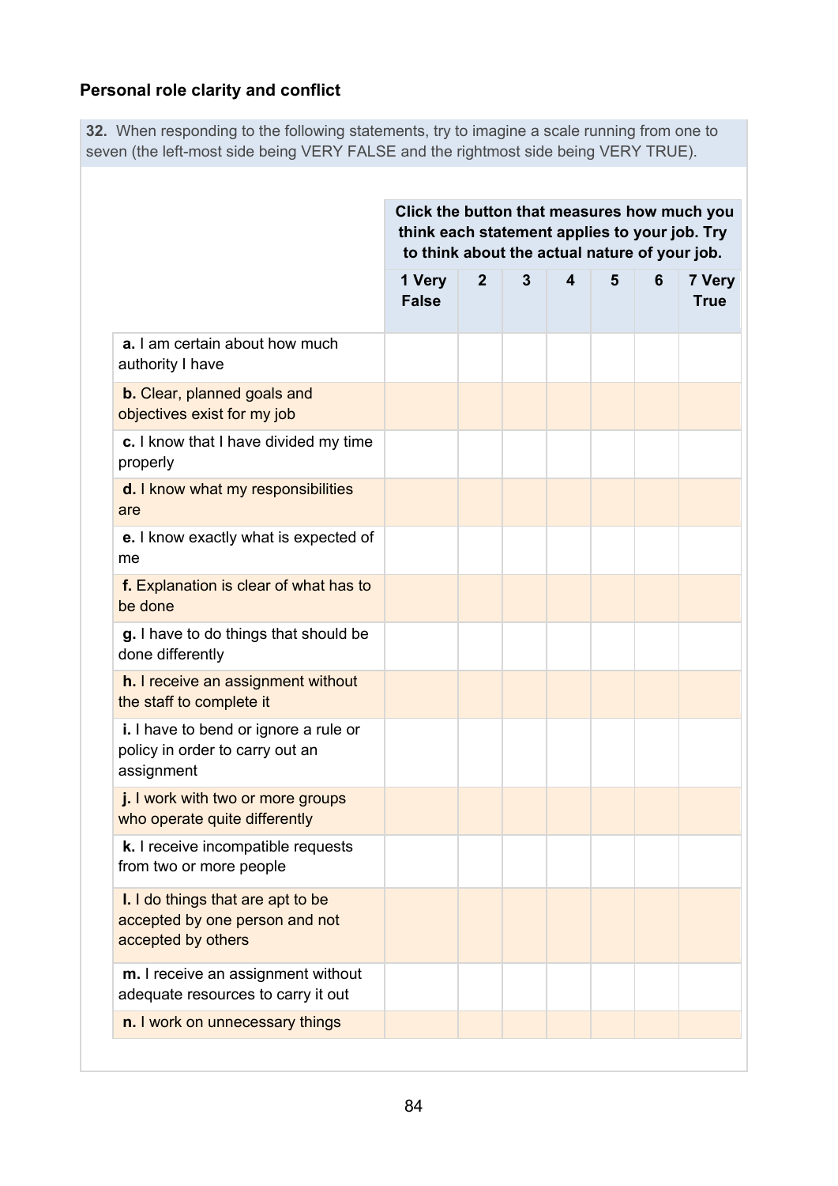### Personal role clarity and conflict

**32.** When responding to the following statements, try to imagine a scale running from one to seven (the left-most side being VERY FALSE and the rightmost side being VERY TRUE).

| | **Click the button that measures how much you think each statement applies to your job. Try to think about the actual nature of your job.** | | | | | | |
|---|---|---|---|---|---|---|---|
| | **1 Very False** | **2** | **3** | **4** | **5** | **6** | **7 Very True** |
| **a.** I am certain about how much authority I have | | | | | | | |
| **b.** Clear, planned goals and objectives exist for my job | | | | | | | |
| **c.** I know that I have divided my time properly | | | | | | | |
| **d.** I know what my responsibilities are | | | | | | | |
| **e.** I know exactly what is expected of me | | | | | | | |
| **f.** Explanation is clear of what has to be done | | | | | | | |
| **g.** I have to do things that should be done differently | | | | | | | |
| **h.** I receive an assignment without the staff to complete it | | | | | | | |
| **i.** I have to bend or ignore a rule or policy in order to carry out an assignment | | | | | | | |
| **j.** I work with two or more groups who operate quite differently | | | | | | | |
| **k.** I receive incompatible requests from two or more people | | | | | | | |
| **l.** I do things that are apt to be accepted by one person and not accepted by others | | | | | | | |
| **m.** I receive an assignment without adequate resources to carry it out | | | | | | | |
| **n.** I work on unnecessary things | | | | | | | |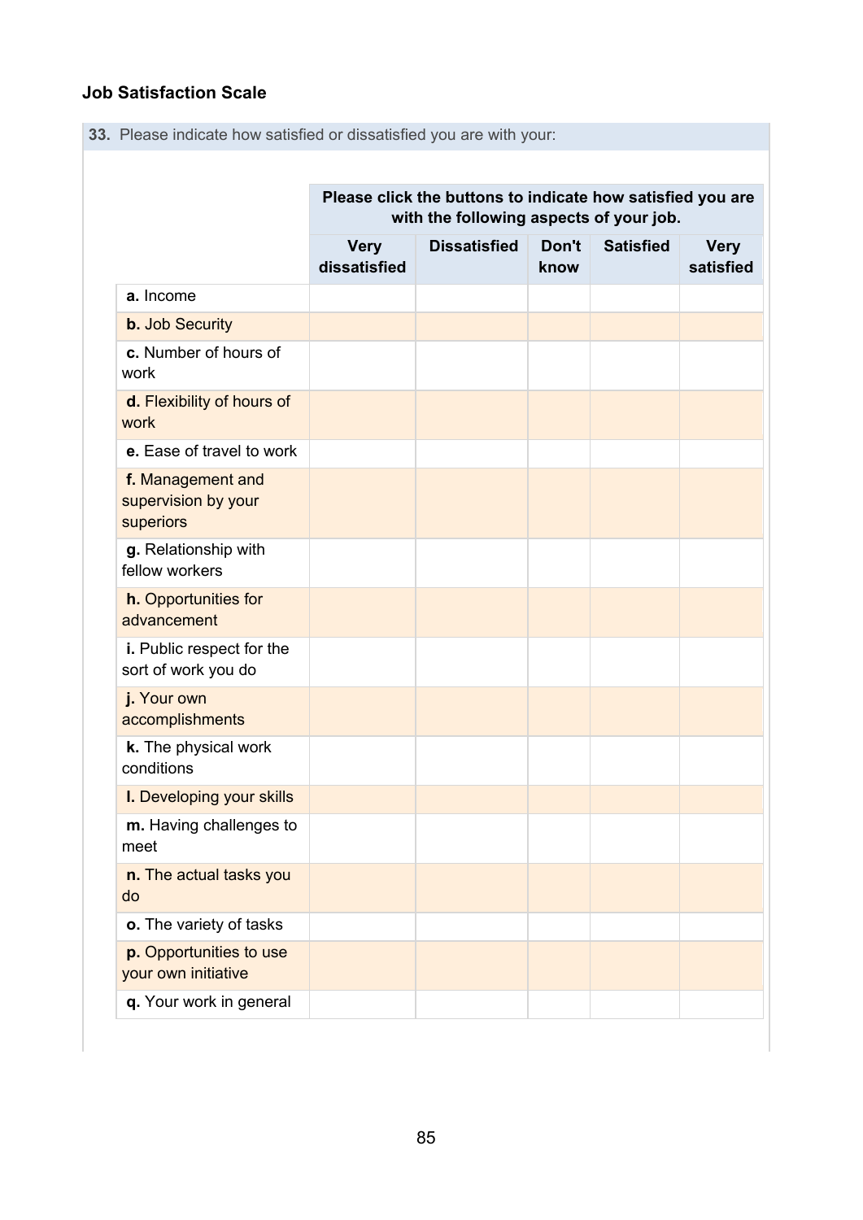### Job Satisfaction Scale

**33.** Please indicate how satisfied or dissatisfied you are with your:

| | Please click the buttons to indicate how satisfied you are with the following aspects of your job. | | | | |
|---|---|---|---|---|---|
| | **Very dissatisfied** | **Dissatisfied** | **Don't know** | **Satisfied** | **Very satisfied** |
| **a.** Income | | | | | |
| **b.** Job Security | | | | | |
| **c.** Number of hours of work | | | | | |
| **d.** Flexibility of hours of work | | | | | |
| **e.** Ease of travel to work | | | | | |
| **f.** Management and supervision by your superiors | | | | | |
| **g.** Relationship with fellow workers | | | | | |
| **h.** Opportunities for advancement | | | | | |
| **i.** Public respect for the sort of work you do | | | | | |
| **j.** Your own accomplishments | | | | | |
| **k.** The physical work conditions | | | | | |
| **l.** Developing your skills | | | | | |
| **m.** Having challenges to meet | | | | | |
| **n.** The actual tasks you do | | | | | |
| **o.** The variety of tasks | | | | | |
| **p.** Opportunities to use your own initiative | | | | | |
| **q.** Your work in general | | | | | |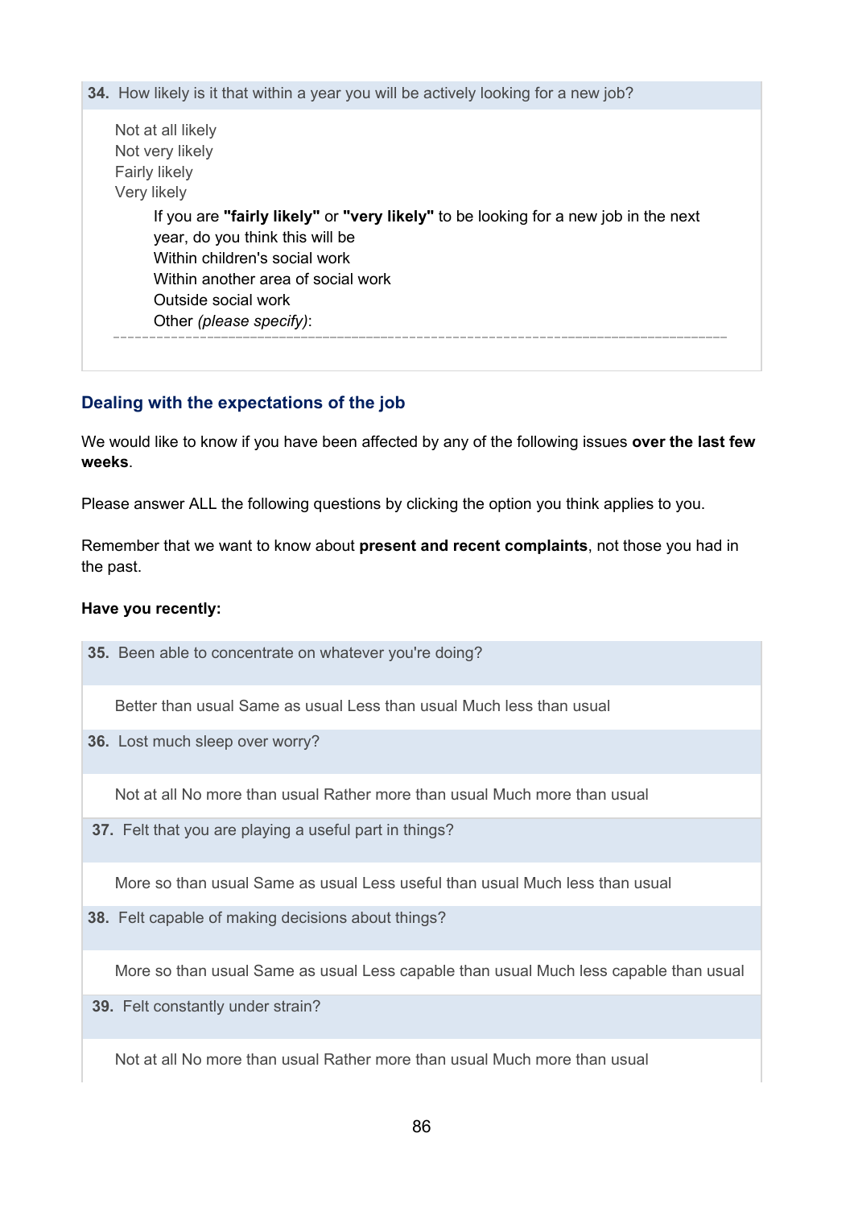**34.** How likely is it that within a year you will be actively looking for a new job?

Not at all likely
Not very likely
Fairly likely
Very likely

If you are **"fairly likely"** or **"very likely"** to be looking for a new job in the next year, do you think this will be
Within children's social work
Within another area of social work
Outside social work
Other *(please specify)*:

## Dealing with the expectations of the job

We would like to know if you have been affected by any of the following issues **over the last few weeks**.

Please answer ALL the following questions by clicking the option you think applies to you.

Remember that we want to know about **present and recent complaints**, not those you had in the past.

**Have you recently:**

**35.** Been able to concentrate on whatever you're doing?

Better than usual Same as usual Less than usual Much less than usual

**36.** Lost much sleep over worry?

Not at all No more than usual Rather more than usual Much more than usual

**37.** Felt that you are playing a useful part in things?

More so than usual Same as usual Less useful than usual Much less than usual

**38.** Felt capable of making decisions about things?

More so than usual Same as usual Less capable than usual Much less capable than usual

**39.** Felt constantly under strain?

Not at all No more than usual Rather more than usual Much more than usual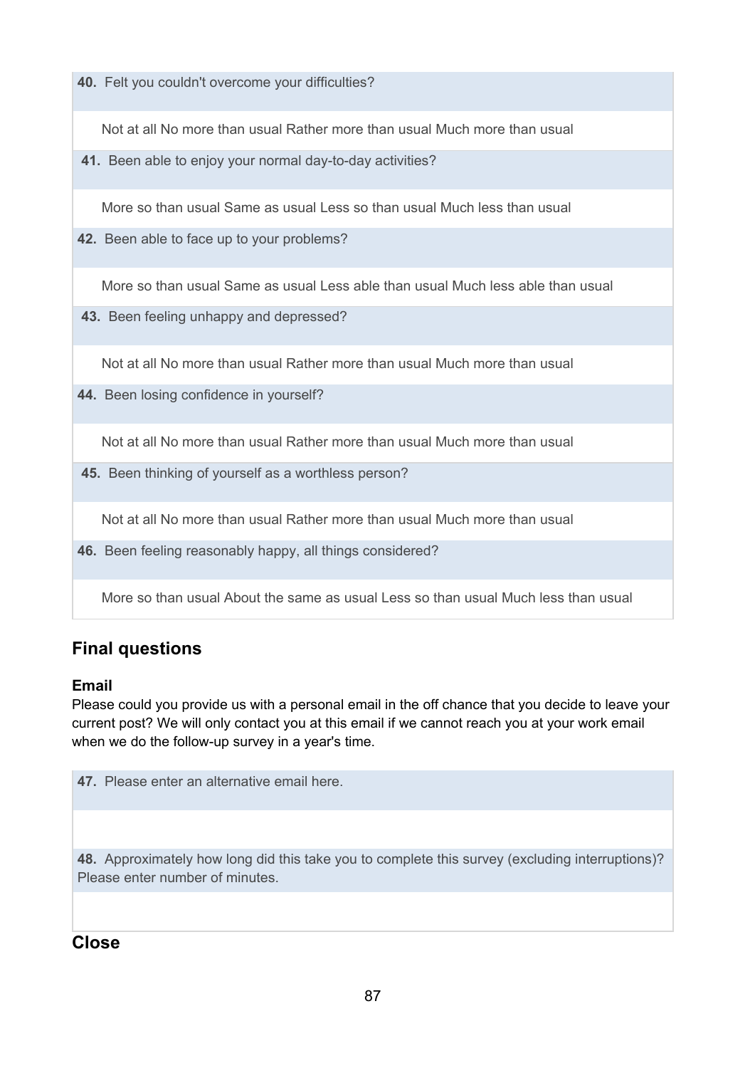**40.** Felt you couldn't overcome your difficulties?

Not at all No more than usual Rather more than usual Much more than usual

**41.** Been able to enjoy your normal day-to-day activities?

More so than usual Same as usual Less so than usual Much less than usual

**42.** Been able to face up to your problems?

More so than usual Same as usual Less able than usual Much less able than usual

**43.** Been feeling unhappy and depressed?

Not at all No more than usual Rather more than usual Much more than usual

**44.** Been losing confidence in yourself?

Not at all No more than usual Rather more than usual Much more than usual

**45.** Been thinking of yourself as a worthless person?

Not at all No more than usual Rather more than usual Much more than usual

**46.** Been feeling reasonably happy, all things considered?

More so than usual About the same as usual Less so than usual Much less than usual

## Final questions

### Email

Please could you provide us with a personal email in the off chance that you decide to leave your current post? We will only contact you at this email if we cannot reach you at your work email when we do the follow-up survey in a year's time.

**47.** Please enter an alternative email here.

**48.** Approximately how long did this take you to complete this survey (excluding interruptions)? Please enter number of minutes.

## Close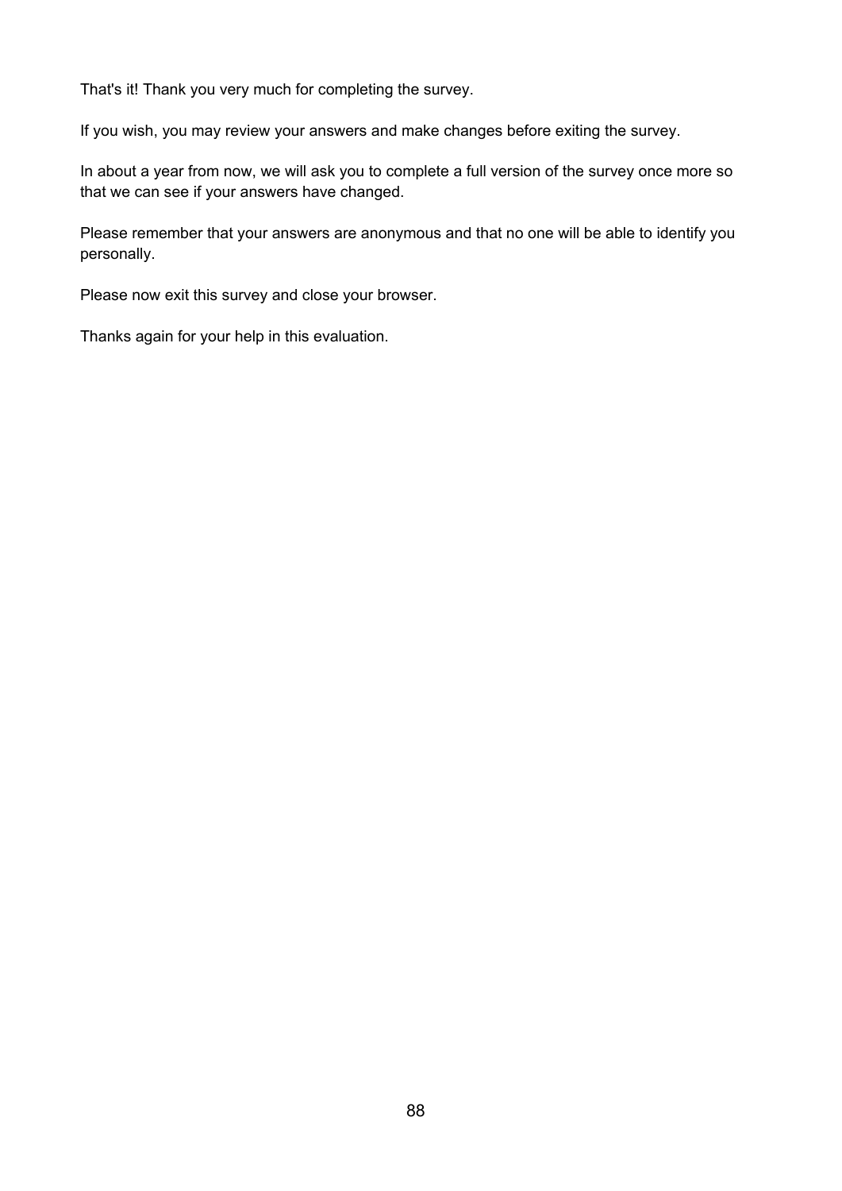That's it! Thank you very much for completing the survey.

If you wish, you may review your answers and make changes before exiting the survey.

In about a year from now, we will ask you to complete a full version of the survey once more so that we can see if your answers have changed.

Please remember that your answers are anonymous and that no one will be able to identify you personally.

Please now exit this survey and close your browser.

Thanks again for your help in this evaluation.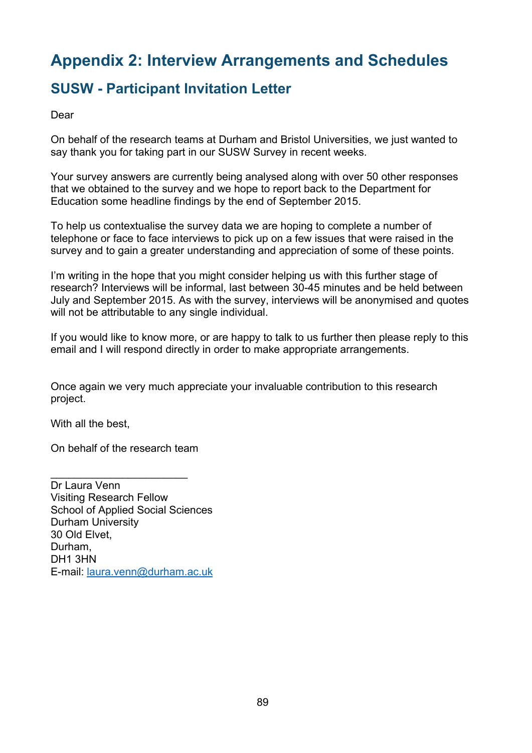# Appendix 2: Interview Arrangements and Schedules

## SUSW - Participant Invitation Letter

Dear

On behalf of the research teams at Durham and Bristol Universities, we just wanted to say thank you for taking part in our SUSW Survey in recent weeks.

Your survey answers are currently being analysed along with over 50 other responses that we obtained to the survey and we hope to report back to the Department for Education some headline findings by the end of September 2015.

To help us contextualise the survey data we are hoping to complete a number of telephone or face to face interviews to pick up on a few issues that were raised in the survey and to gain a greater understanding and appreciation of some of these points.

I'm writing in the hope that you might consider helping us with this further stage of research? Interviews will be informal, last between 30-45 minutes and be held between July and September 2015. As with the survey, interviews will be anonymised and quotes will not be attributable to any single individual.

If you would like to know more, or are happy to talk to us further then please reply to this email and I will respond directly in order to make appropriate arrangements.

Once again we very much appreciate your invaluable contribution to this research project.

With all the best,

On behalf of the research team

_______________________

Dr Laura Venn
Visiting Research Fellow
School of Applied Social Sciences
Durham University
30 Old Elvet,
Durham,
DH1 3HN
E-mail: laura.venn@durham.ac.uk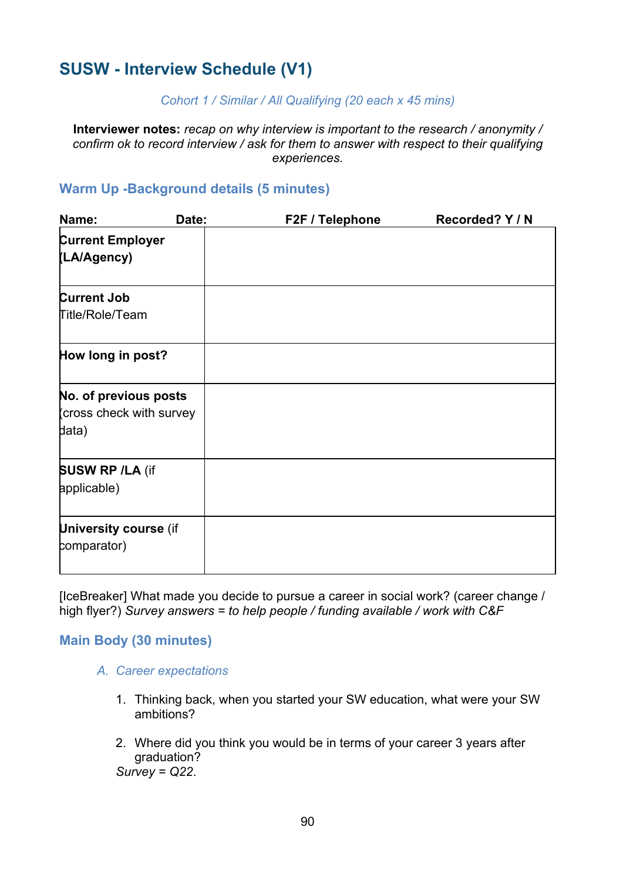## SUSW - Interview Schedule (V1)

*Cohort 1 / Similar / All Qualifying (20 each x 45 mins)*

**Interviewer notes:** *recap on why interview is important to the research / anonymity / confirm ok to record interview / ask for them to answer with respect to their qualifying experiences.*

### Warm Up -Background details (5 minutes)

**Name:** **Date:** **F2F / Telephone** **Recorded? Y / N**

| | |
|---|---|
| **Current Employer (LA/Agency)** | |
| **Current Job** Title/Role/Team | |
| **How long in post?** | |
| **No. of previous posts** (cross check with survey data) | |
| **SUSW RP /LA** (if applicable) | |
| **University course** (if comparator) | |

[IceBreaker] What made you decide to pursue a career in social work? (career change / high flyer?) *Survey answers = to help people / funding available / work with C&F*

### Main Body (30 minutes)

*A. Career expectations*

1. Thinking back, when you started your SW education, what were your SW ambitions?

2. Where did you think you would be in terms of your career 3 years after graduation?

*Survey = Q22.*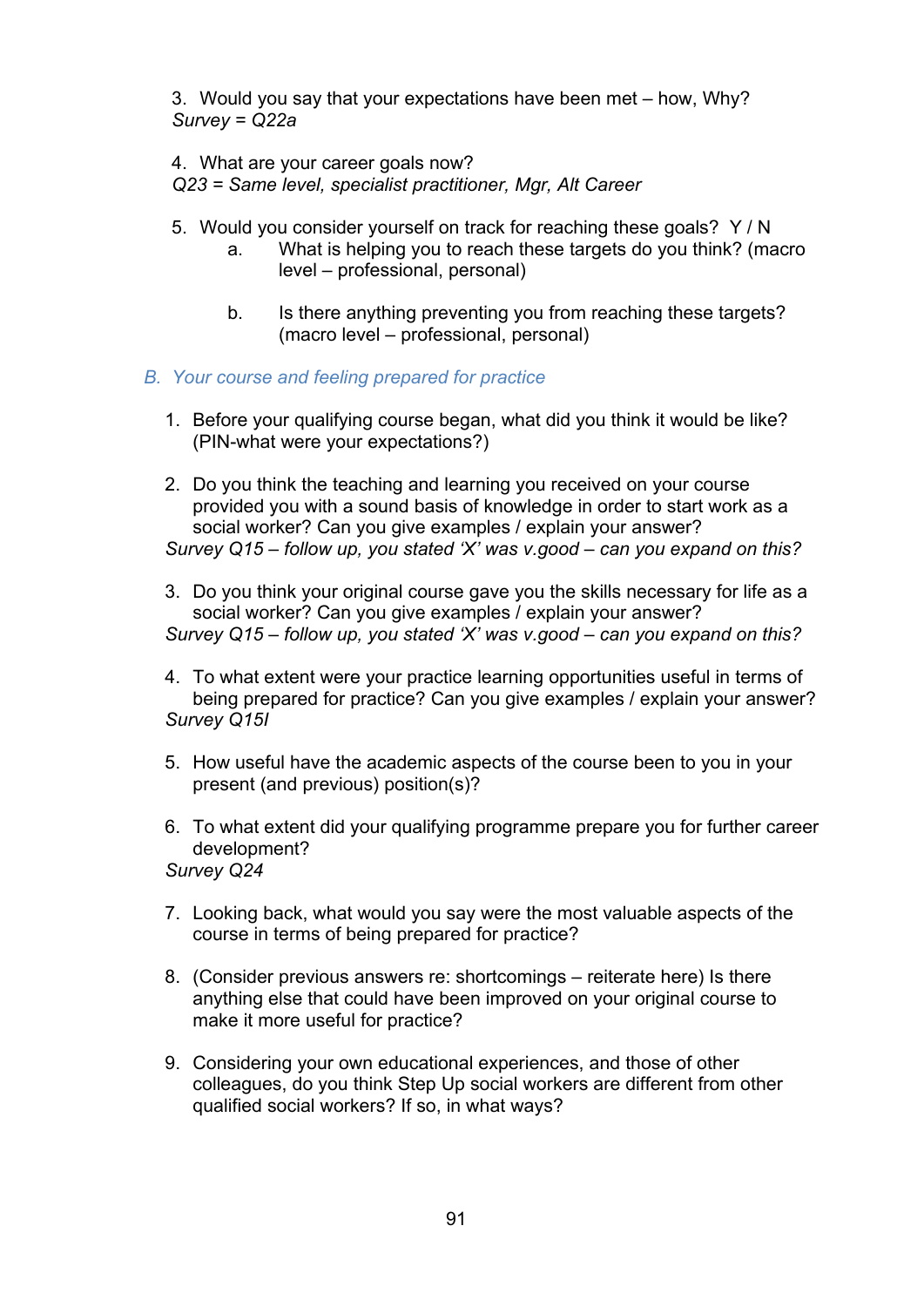3. Would you say that your expectations have been met – how, Why?
*Survey = Q22a*

4. What are your career goals now?
*Q23 = Same level, specialist practitioner, Mgr, Alt Career*

5. Would you consider yourself on track for reaching these goals? Y / N
    a. What is helping you to reach these targets do you think? (macro level – professional, personal)

    b. Is there anything preventing you from reaching these targets? (macro level – professional, personal)

## B. Your course and feeling prepared for practice

1. Before your qualifying course began, what did you think it would be like? (PIN-what were your expectations?)

2. Do you think the teaching and learning you received on your course provided you with a sound basis of knowledge in order to start work as a social worker? Can you give examples / explain your answer?
*Survey Q15 – follow up, you stated 'X' was v.good – can you expand on this?*

3. Do you think your original course gave you the skills necessary for life as a social worker? Can you give examples / explain your answer?
*Survey Q15 – follow up, you stated 'X' was v.good – can you expand on this?*

4. To what extent were your practice learning opportunities useful in terms of being prepared for practice? Can you give examples / explain your answer?
*Survey Q15l*

5. How useful have the academic aspects of the course been to you in your present (and previous) position(s)?

6. To what extent did your qualifying programme prepare you for further career development?
*Survey Q24*

7. Looking back, what would you say were the most valuable aspects of the course in terms of being prepared for practice?

8. (Consider previous answers re: shortcomings – reiterate here) Is there anything else that could have been improved on your original course to make it more useful for practice?

9. Considering your own educational experiences, and those of other colleagues, do you think Step Up social workers are different from other qualified social workers? If so, in what ways?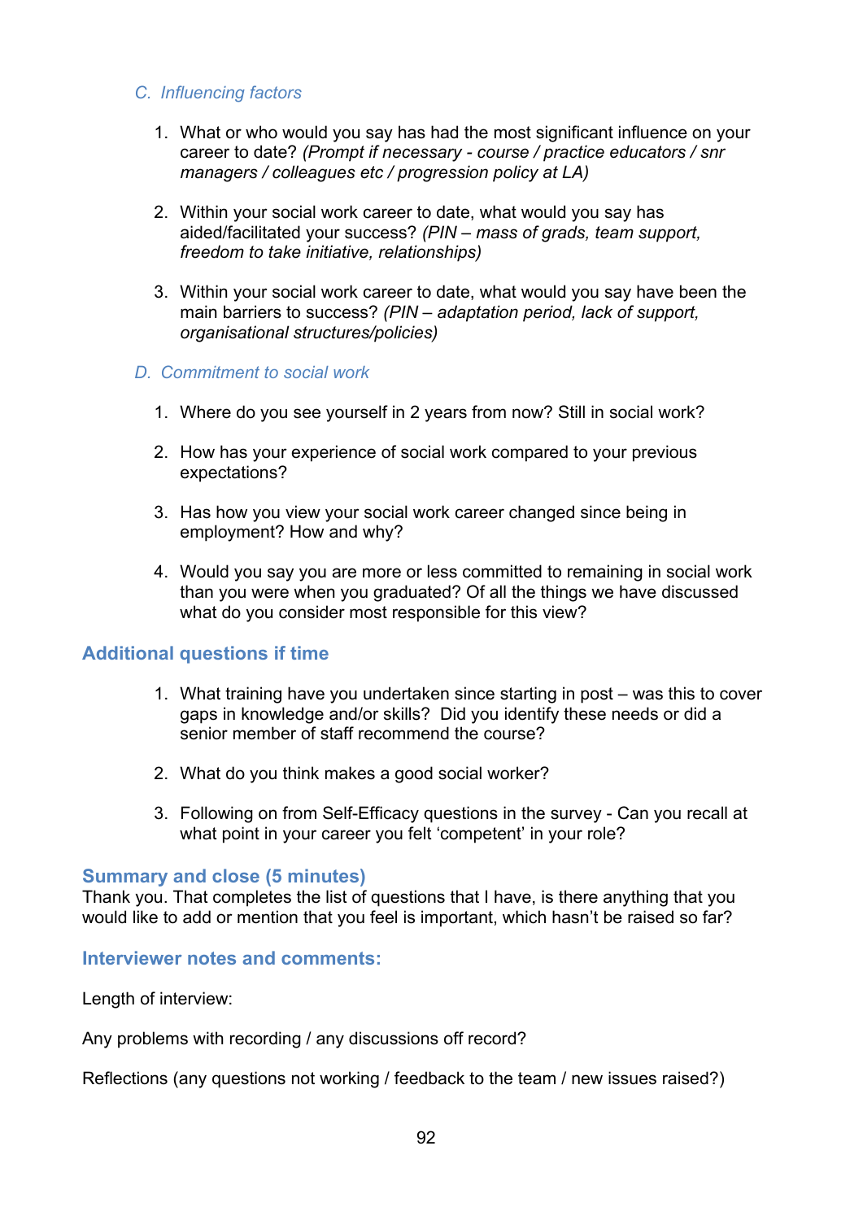### C. Influencing factors

1. What or who would you say has had the most significant influence on your career to date? *(Prompt if necessary - course / practice educators / snr managers / colleagues etc / progression policy at LA)*

2. Within your social work career to date, what would you say has aided/facilitated your success? *(PIN – mass of grads, team support, freedom to take initiative, relationships)*

3. Within your social work career to date, what would you say have been the main barriers to success? *(PIN – adaptation period, lack of support, organisational structures/policies)*

### D. Commitment to social work

1. Where do you see yourself in 2 years from now? Still in social work?

2. How has your experience of social work compared to your previous expectations?

3. Has how you view your social work career changed since being in employment? How and why?

4. Would you say you are more or less committed to remaining in social work than you were when you graduated? Of all the things we have discussed what do you consider most responsible for this view?

## Additional questions if time

1. What training have you undertaken since starting in post – was this to cover gaps in knowledge and/or skills? Did you identify these needs or did a senior member of staff recommend the course?

2. What do you think makes a good social worker?

3. Following on from Self-Efficacy questions in the survey - Can you recall at what point in your career you felt 'competent' in your role?

## Summary and close (5 minutes)

Thank you. That completes the list of questions that I have, is there anything that you would like to add or mention that you feel is important, which hasn't be raised so far?

## Interviewer notes and comments:

Length of interview:

Any problems with recording / any discussions off record?

Reflections (any questions not working / feedback to the team / new issues raised?)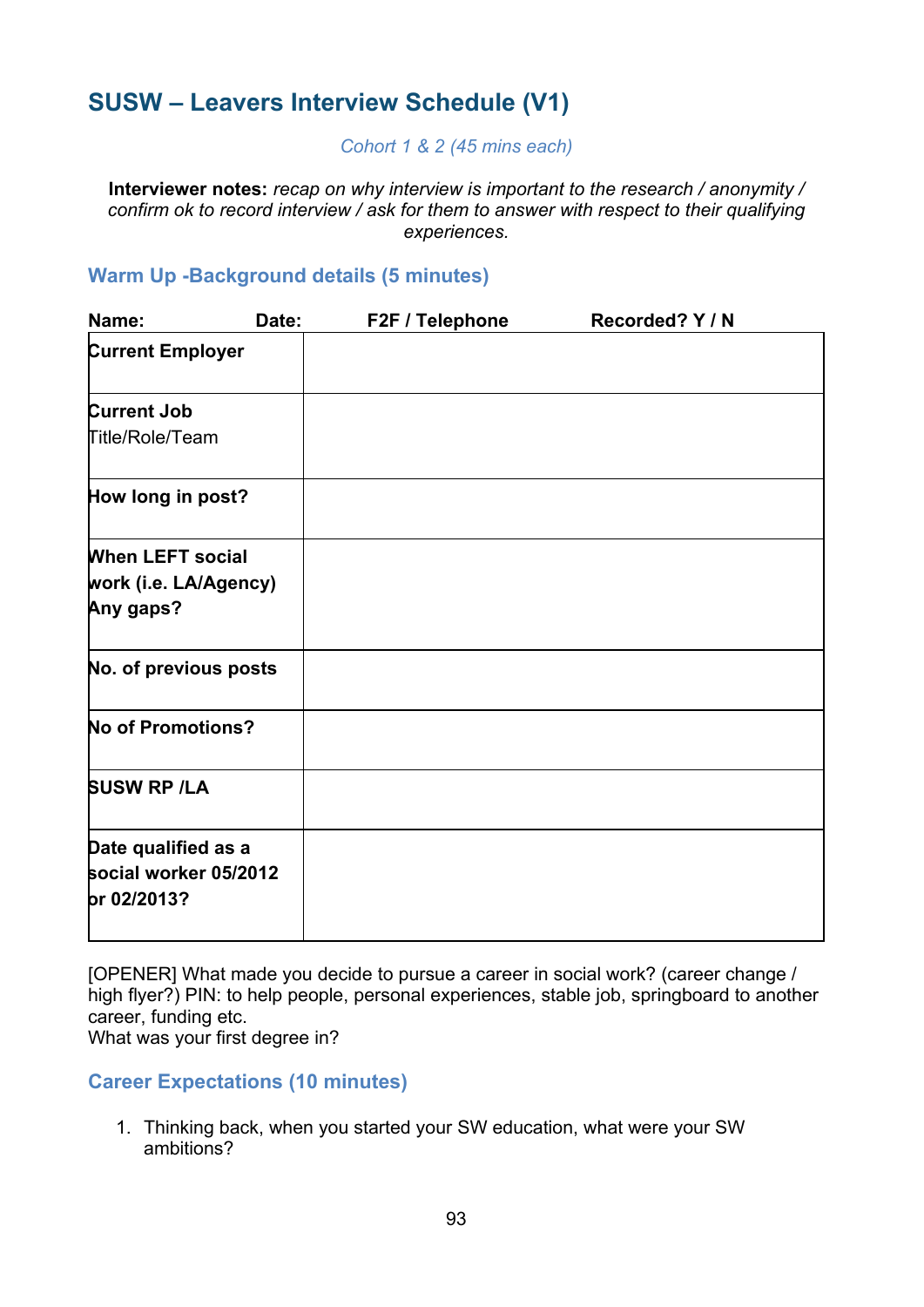## SUSW – Leavers Interview Schedule (V1)

*Cohort 1 & 2 (45 mins each)*

**Interviewer notes:** *recap on why interview is important to the research / anonymity / confirm ok to record interview / ask for them to answer with respect to their qualifying experiences.*

### Warm Up -Background details (5 minutes)

**Name:** **Date:** **F2F / Telephone** **Recorded? Y / N**

| | |
|---|---|
| **Current Employer** | |
| **Current Job** Title/Role/Team | |
| **How long in post?** | |
| **When LEFT social work (i.e. LA/Agency) Any gaps?** | |
| **No. of previous posts** | |
| **No of Promotions?** | |
| **SUSW RP /LA** | |
| **Date qualified as a social worker 05/2012 or 02/2013?** | |

[OPENER] What made you decide to pursue a career in social work? (career change / high flyer?) PIN: to help people, personal experiences, stable job, springboard to another career, funding etc.
What was your first degree in?

### Career Expectations (10 minutes)

1. Thinking back, when you started your SW education, what were your SW ambitions?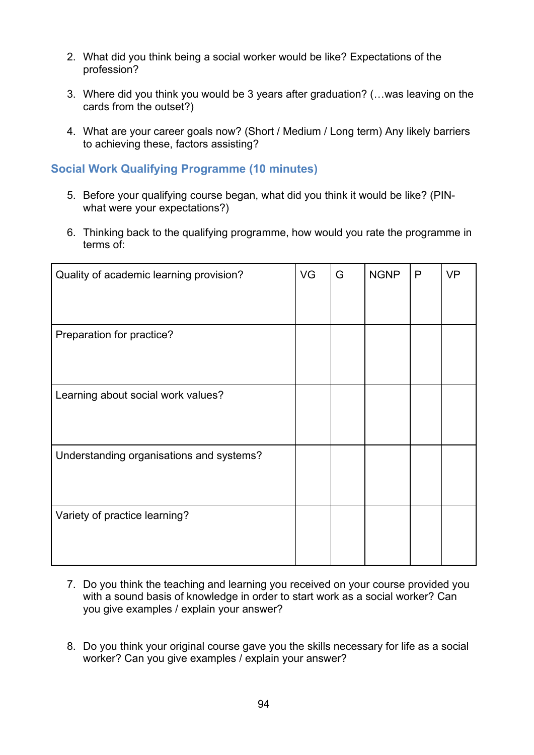2. What did you think being a social worker would be like? Expectations of the profession?

3. Where did you think you would be 3 years after graduation? (…was leaving on the cards from the outset?)

4. What are your career goals now? (Short / Medium / Long term) Any likely barriers to achieving these, factors assisting?

### Social Work Qualifying Programme (10 minutes)

5. Before your qualifying course began, what did you think it would be like? (PIN- what were your expectations?)

6. Thinking back to the qualifying programme, how would you rate the programme in terms of:

| Quality of academic learning provision? | VG | G | NGNP | P | VP |
|---|---|---|---|---|---|
| Preparation for practice? | | | | | |
| Learning about social work values? | | | | | |
| Understanding organisations and systems? | | | | | |
| Variety of practice learning? | | | | | |

7. Do you think the teaching and learning you received on your course provided you with a sound basis of knowledge in order to start work as a social worker? Can you give examples / explain your answer?

8. Do you think your original course gave you the skills necessary for life as a social worker? Can you give examples / explain your answer?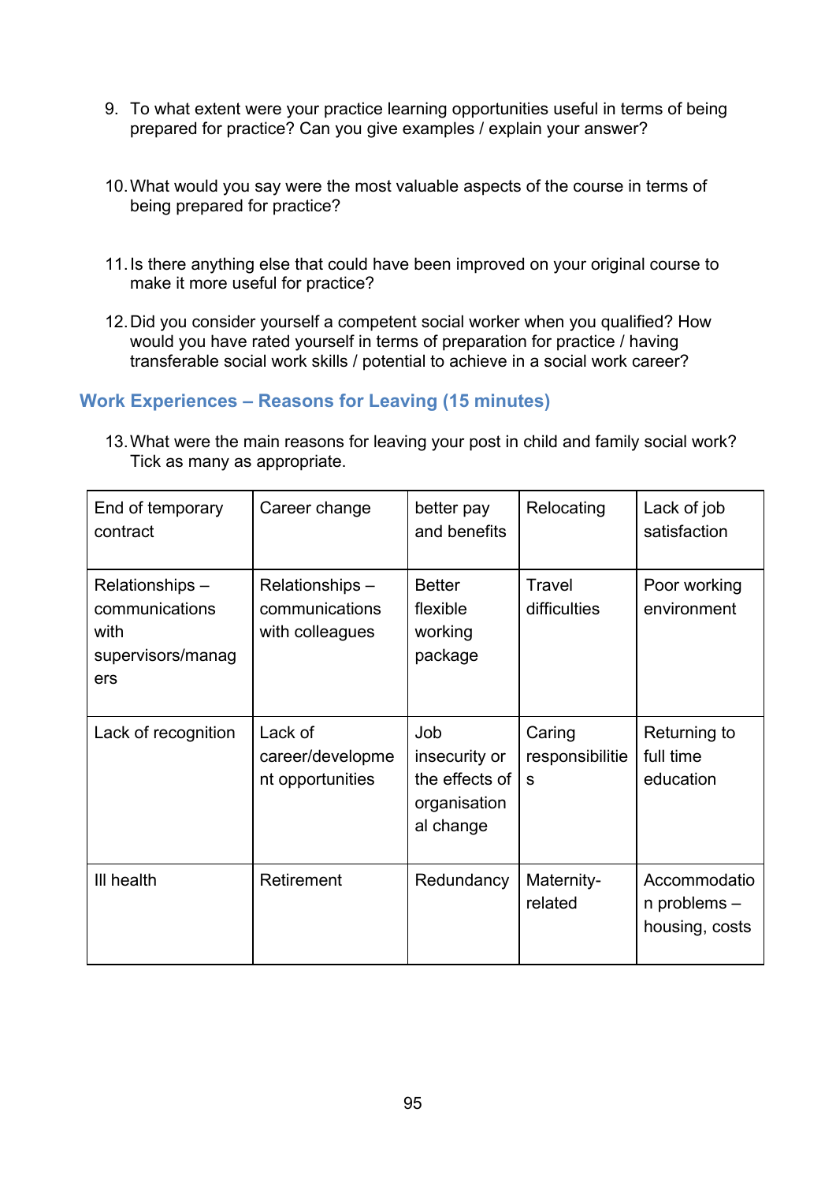9. To what extent were your practice learning opportunities useful in terms of being prepared for practice? Can you give examples / explain your answer?

10. What would you say were the most valuable aspects of the course in terms of being prepared for practice?

11. Is there anything else that could have been improved on your original course to make it more useful for practice?

12. Did you consider yourself a competent social worker when you qualified? How would you have rated yourself in terms of preparation for practice / having transferable social work skills / potential to achieve in a social work career?

## Work Experiences – Reasons for Leaving (15 minutes)

13. What were the main reasons for leaving your post in child and family social work? Tick as many as appropriate.

| | | | | |
|---|---|---|---|---|
| End of temporary contract | Career change | better pay and benefits | Relocating | Lack of job satisfaction |
| Relationships – communications with supervisors/managers | Relationships – communications with colleagues | Better flexible working package | Travel difficulties | Poor working environment |
| Lack of recognition | Lack of career/development opportunities | Job insecurity or the effects of organisational change | Caring responsibilities | Returning to full time education |
| Ill health | Retirement | Redundancy | Maternity-related | Accommodation problems – housing, costs |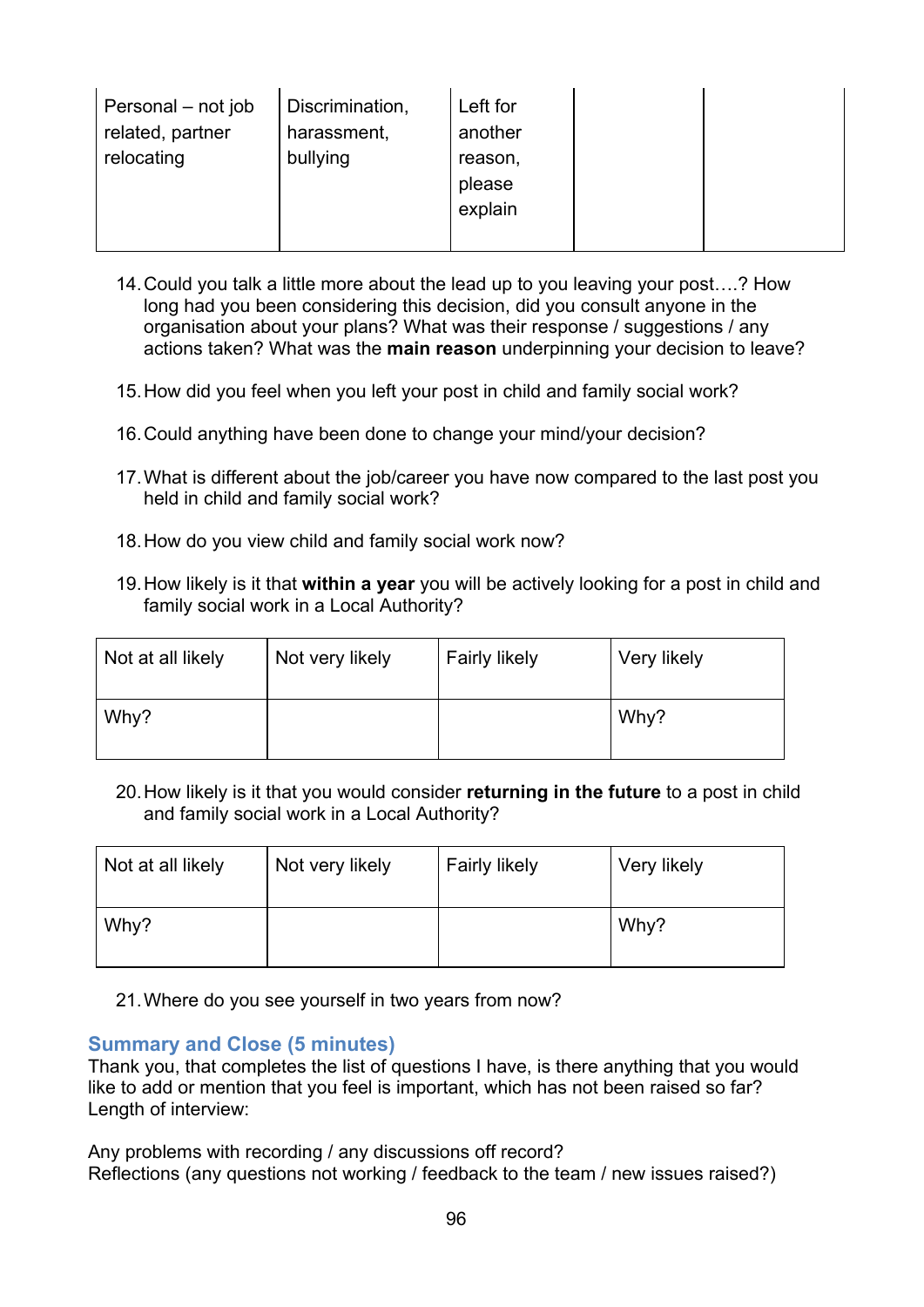| Personal – not job related, partner relocating | Discrimination, harassment, bullying | Left for another reason, please explain | | |
|---|---|---|---|---|

14. Could you talk a little more about the lead up to you leaving your post….? How long had you been considering this decision, did you consult anyone in the organisation about your plans? What was their response / suggestions / any actions taken? What was the **main reason** underpinning your decision to leave?

15. How did you feel when you left your post in child and family social work?

16. Could anything have been done to change your mind/your decision?

17. What is different about the job/career you have now compared to the last post you held in child and family social work?

18. How do you view child and family social work now?

19. How likely is it that **within a year** you will be actively looking for a post in child and family social work in a Local Authority?

| Not at all likely | Not very likely | Fairly likely | Very likely |
|---|---|---|---|
| Why? | | | Why? |

20. How likely is it that you would consider **returning in the future** to a post in child and family social work in a Local Authority?

| Not at all likely | Not very likely | Fairly likely | Very likely |
|---|---|---|---|
| Why? | | | Why? |

21. Where do you see yourself in two years from now?

## Summary and Close (5 minutes)

Thank you, that completes the list of questions I have, is there anything that you would like to add or mention that you feel is important, which has not been raised so far?
Length of interview:

Any problems with recording / any discussions off record?
Reflections (any questions not working / feedback to the team / new issues raised?)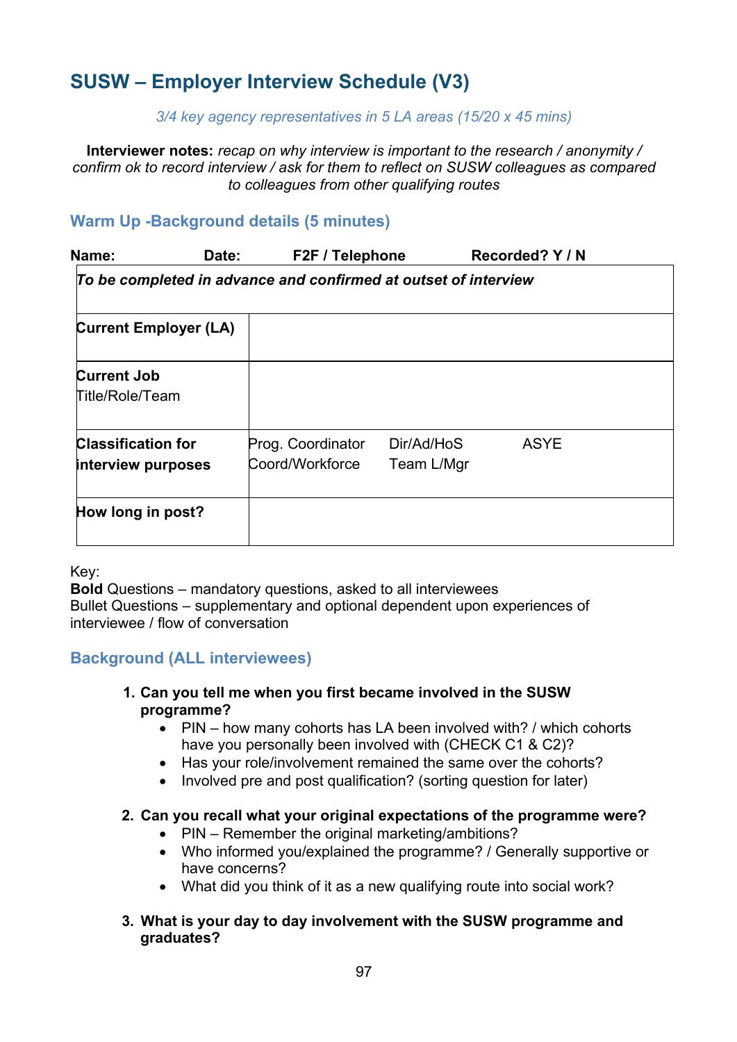## SUSW – Employer Interview Schedule (V3)

*3/4 key agency representatives in 5 LA areas (15/20 x 45 mins)*

**Interviewer notes:** *recap on why interview is important to the research / anonymity / confirm ok to record interview / ask for them to reflect on SUSW colleagues as compared to colleagues from other qualifying routes*

### Warm Up -Background details (5 minutes)

**Name:** **Date:** **F2F / Telephone** **Recorded? Y / N**

| *To be completed in advance and confirmed at outset of interview* | | | |
|---|---|---|---|
| **Current Employer (LA)** | | | |
| **Current Job** Title/Role/Team | | | |
| **Classification for interview purposes** | Prog. Coordinator Coord/Workforce | Dir/Ad/HoS Team L/Mgr | ASYE |
| **How long in post?** | | | |

Key:
**Bold** Questions – mandatory questions, asked to all interviewees
Bullet Questions – supplementary and optional dependent upon experiences of interviewee / flow of conversation

### Background (ALL interviewees)

1. **Can you tell me when you first became involved in the SUSW programme?**
   - PIN – how many cohorts has LA been involved with? / which cohorts have you personally been involved with (CHECK C1 & C2)?
   - Has your role/involvement remained the same over the cohorts?
   - Involved pre and post qualification? (sorting question for later)

2. **Can you recall what your original expectations of the programme were?**
   - PIN – Remember the original marketing/ambitions?
   - Who informed you/explained the programme? / Generally supportive or have concerns?
   - What did you think of it as a new qualifying route into social work?

3. **What is your day to day involvement with the SUSW programme and graduates?**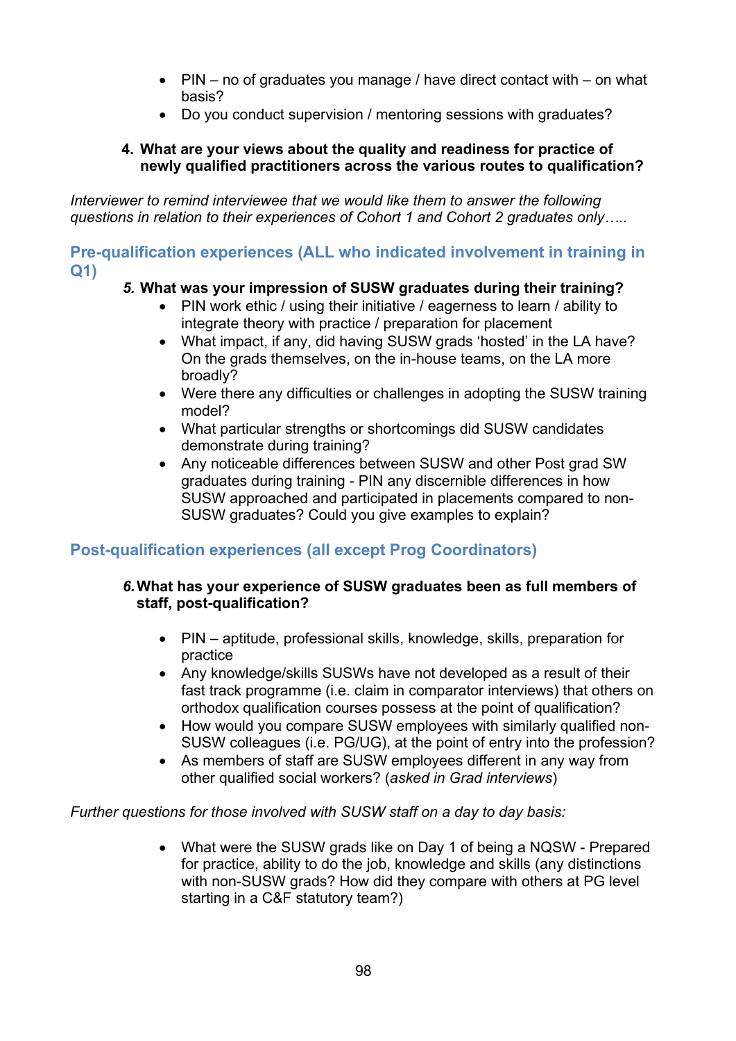- PIN – no of graduates you manage / have direct contact with – on what basis?
- Do you conduct supervision / mentoring sessions with graduates?

**4. What are your views about the quality and readiness for practice of newly qualified practitioners across the various routes to qualification?**

*Interviewer to remind interviewee that we would like them to answer the following questions in relation to their experiences of Cohort 1 and Cohort 2 graduates only…..*

## Pre-qualification experiences (ALL who indicated involvement in training in Q1)

***5.* What was your impression of SUSW graduates during their training?**

- PIN work ethic / using their initiative / eagerness to learn / ability to integrate theory with practice / preparation for placement
- What impact, if any, did having SUSW grads 'hosted' in the LA have? On the grads themselves, on the in-house teams, on the LA more broadly?
- Were there any difficulties or challenges in adopting the SUSW training model?
- What particular strengths or shortcomings did SUSW candidates demonstrate during training?
- Any noticeable differences between SUSW and other Post grad SW graduates during training - PIN any discernible differences in how SUSW approached and participated in placements compared to non-SUSW graduates? Could you give examples to explain?

## Post-qualification experiences (all except Prog Coordinators)

***6.* What has your experience of SUSW graduates been as full members of staff, post-qualification?**

- PIN – aptitude, professional skills, knowledge, skills, preparation for practice
- Any knowledge/skills SUSWs have not developed as a result of their fast track programme (i.e. claim in comparator interviews) that others on orthodox qualification courses possess at the point of qualification?
- How would you compare SUSW employees with similarly qualified non-SUSW colleagues (i.e. PG/UG), at the point of entry into the profession?
- As members of staff are SUSW employees different in any way from other qualified social workers? (*asked in Grad interviews*)

*Further questions for those involved with SUSW staff on a day to day basis:*

- What were the SUSW grads like on Day 1 of being a NQSW - Prepared for practice, ability to do the job, knowledge and skills (any distinctions with non-SUSW grads? How did they compare with others at PG level starting in a C&F statutory team?)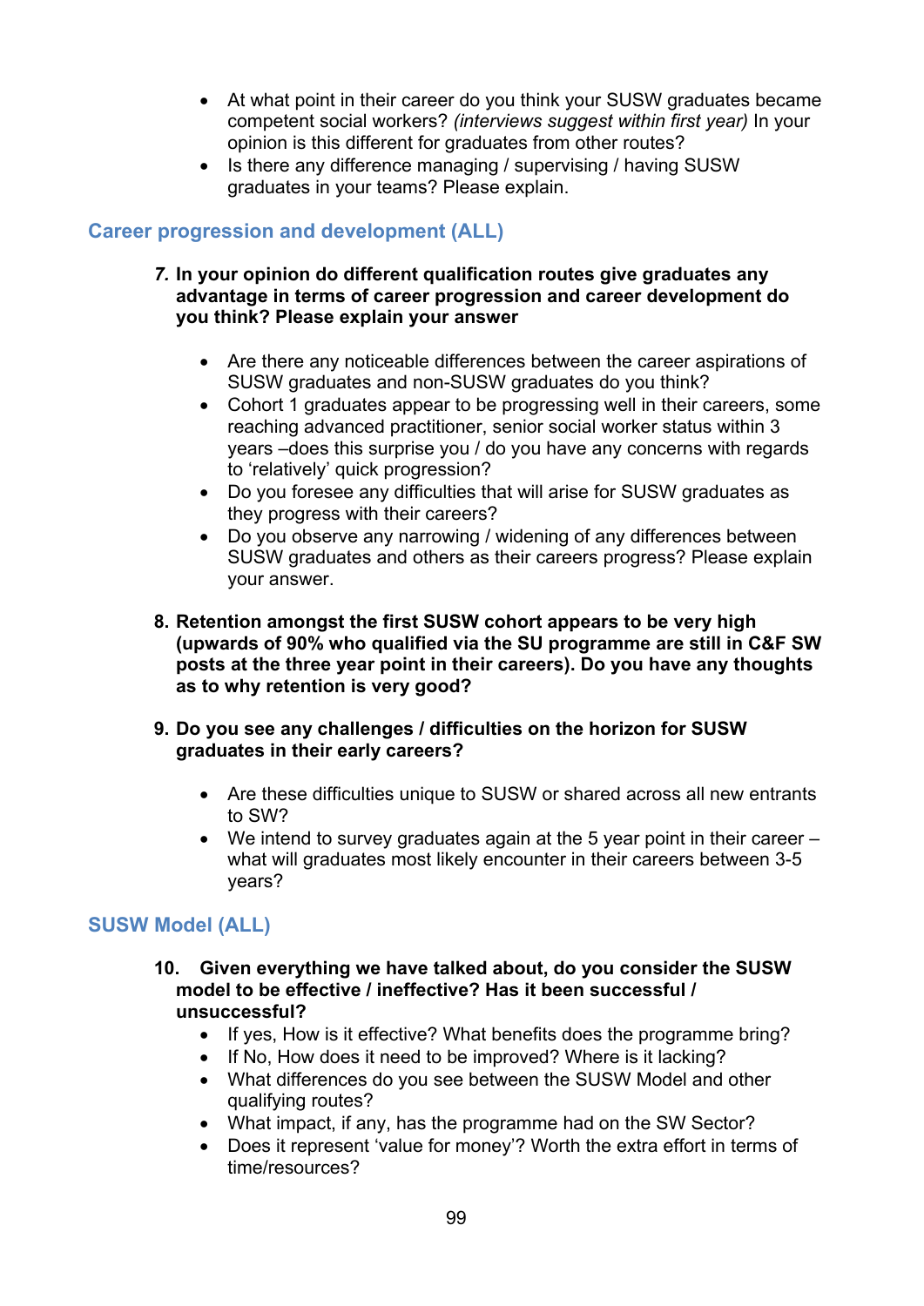- At what point in their career do you think your SUSW graduates became competent social workers? *(interviews suggest within first year)* In your opinion is this different for graduates from other routes?
- Is there any difference managing / supervising / having SUSW graduates in your teams? Please explain.

## Career progression and development (ALL)

7. **In your opinion do different qualification routes give graduates any advantage in terms of career progression and career development do you think? Please explain your answer**

    - Are there any noticeable differences between the career aspirations of SUSW graduates and non-SUSW graduates do you think?
    - Cohort 1 graduates appear to be progressing well in their careers, some reaching advanced practitioner, senior social worker status within 3 years –does this surprise you / do you have any concerns with regards to 'relatively' quick progression?
    - Do you foresee any difficulties that will arise for SUSW graduates as they progress with their careers?
    - Do you observe any narrowing / widening of any differences between SUSW graduates and others as their careers progress? Please explain your answer.

8. **Retention amongst the first SUSW cohort appears to be very high (upwards of 90% who qualified via the SU programme are still in C&F SW posts at the three year point in their careers). Do you have any thoughts as to why retention is very good?**

9. **Do you see any challenges / difficulties on the horizon for SUSW graduates in their early careers?**

    - Are these difficulties unique to SUSW or shared across all new entrants to SW?
    - We intend to survey graduates again at the 5 year point in their career – what will graduates most likely encounter in their careers between 3-5 years?

## SUSW Model (ALL)

10. **Given everything we have talked about, do you consider the SUSW model to be effective / ineffective? Has it been successful / unsuccessful?**
    - If yes, How is it effective? What benefits does the programme bring?
    - If No, How does it need to be improved? Where is it lacking?
    - What differences do you see between the SUSW Model and other qualifying routes?
    - What impact, if any, has the programme had on the SW Sector?
    - Does it represent 'value for money'? Worth the extra effort in terms of time/resources?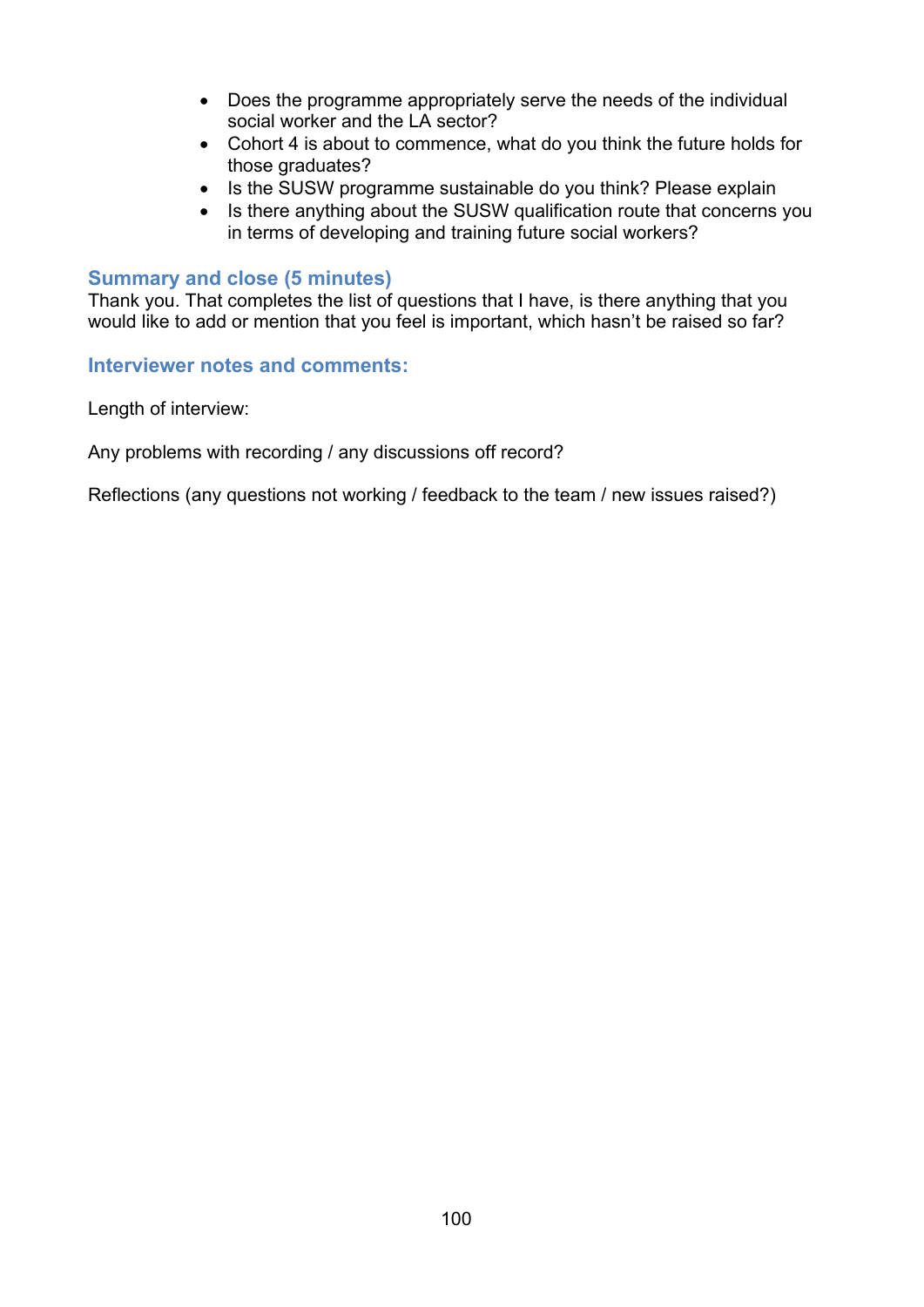- Does the programme appropriately serve the needs of the individual social worker and the LA sector?
- Cohort 4 is about to commence, what do you think the future holds for those graduates?
- Is the SUSW programme sustainable do you think? Please explain
- Is there anything about the SUSW qualification route that concerns you in terms of developing and training future social workers?

### Summary and close (5 minutes)

Thank you. That completes the list of questions that I have, is there anything that you would like to add or mention that you feel is important, which hasn't be raised so far?

### Interviewer notes and comments:

Length of interview:

Any problems with recording / any discussions off record?

Reflections (any questions not working / feedback to the team / new issues raised?)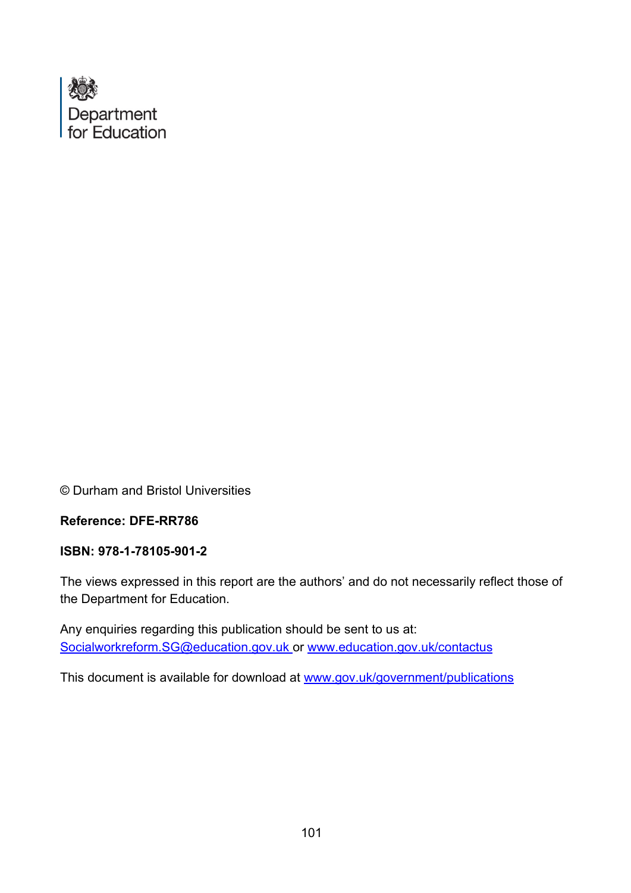Department for Education

© Durham and Bristol Universities

**Reference: DFE-RR786**

**ISBN: 978-1-78105-901-2**

The views expressed in this report are the authors' and do not necessarily reflect those of the Department for Education.

Any enquiries regarding this publication should be sent to us at: Socialworkreform.SG@education.gov.uk or www.education.gov.uk/contactus

This document is available for download at www.gov.uk/government/publications